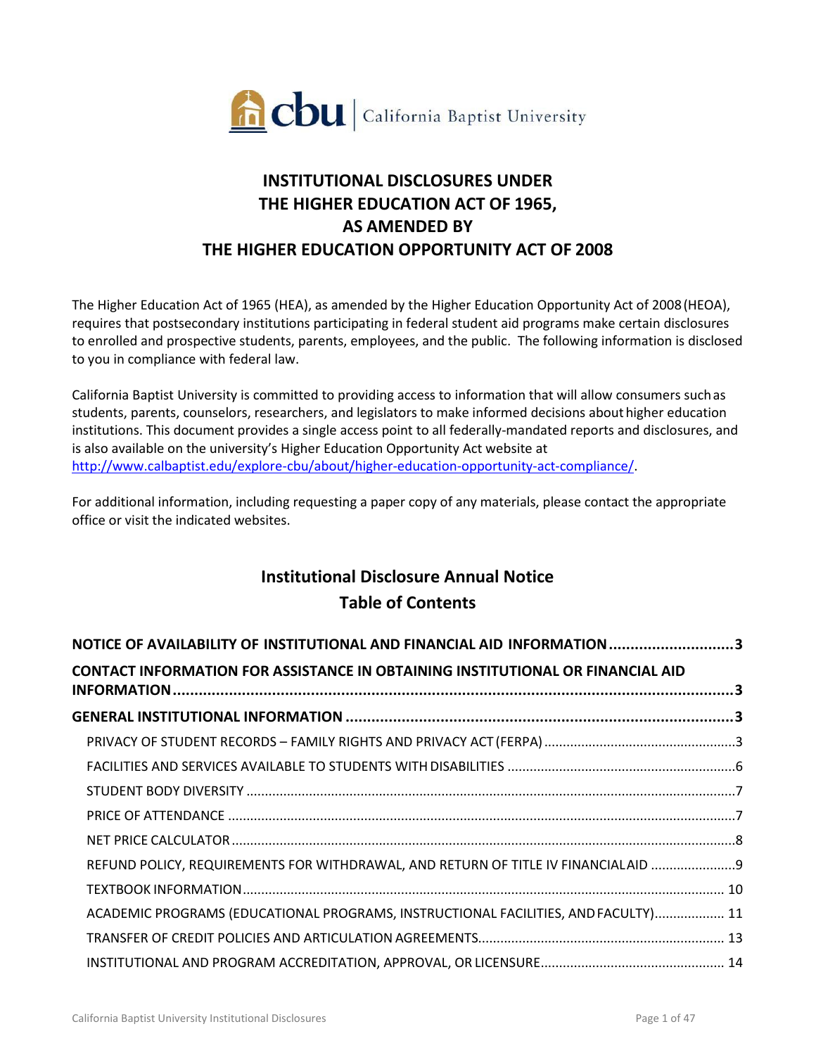cbu | California Baptist University

# INSTITUTIONAL DISCLOSURES UNDER THE HIGHER EDUCATION ACT OF 1965, AS AMENDED BY THE HIGHER EDUCATION OPPORTUNITY ACT OF 2008

The Higher Education Act of 1965 (HEA), as amended by the Higher Education Opportunity Act of 2008 (HEOA), requires that postsecondary institutions participating in federal student aid programs make certain disclosures to enrolled and prospective students, parents, employees, and the public. The following information is disclosed to you in compliance with federal law.

California Baptist University is committed to providing access to information that will allow consumers such as students, parents, counselors, researchers, and legislators to make informed decisions about higher education institutions. This document provides a single access point to all federally-mandated reports and disclosures, and is also available on the university's Higher Education Opportunity Act website at http://www.calbaptist.edu/explore-cbu/about/higher-education-opportunity-act-compliance/.

For additional information, including requesting a paper copy of any materials, please contact the appropriate office or visit the indicated websites.

## Institutional Disclosure Annual Notice
## Table of Contents

**NOTICE OF AVAILABILITY OF INSTITUTIONAL AND FINANCIAL AID INFORMATION** ..... 3

**CONTACT INFORMATION FOR ASSISTANCE IN OBTAINING INSTITUTIONAL OR FINANCIAL AID INFORMATION** ..... 3

**GENERAL INSTITUTIONAL INFORMATION** ..... 3

- PRIVACY OF STUDENT RECORDS – FAMILY RIGHTS AND PRIVACY ACT (FERPA) ..... 3
- FACILITIES AND SERVICES AVAILABLE TO STUDENTS WITH DISABILITIES ..... 6
- STUDENT BODY DIVERSITY ..... 7
- PRICE OF ATTENDANCE ..... 7
- NET PRICE CALCULATOR ..... 8
- REFUND POLICY, REQUIREMENTS FOR WITHDRAWAL, AND RETURN OF TITLE IV FINANCIAL AID ..... 9
- TEXTBOOK INFORMATION ..... 10
- ACADEMIC PROGRAMS (EDUCATIONAL PROGRAMS, INSTRUCTIONAL FACILITIES, AND FACULTY) ..... 11
- TRANSFER OF CREDIT POLICIES AND ARTICULATION AGREEMENTS ..... 13
- INSTITUTIONAL AND PROGRAM ACCREDITATION, APPROVAL, OR LICENSURE ..... 14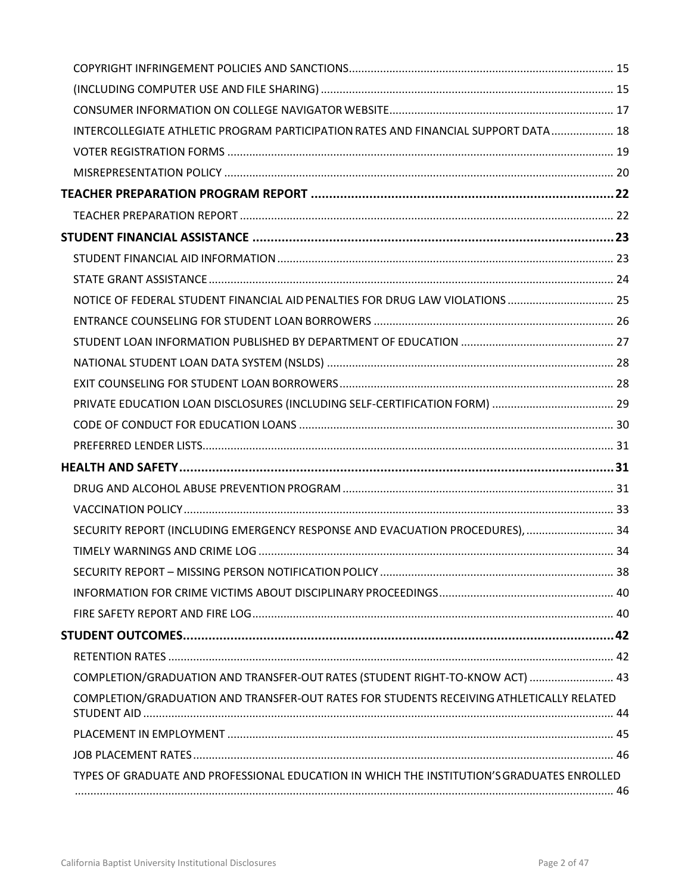COPYRIGHT INFRINGEMENT POLICIES AND SANCTIONS .......... 15
(INCLUDING COMPUTER USE AND FILE SHARING) .......... 15
CONSUMER INFORMATION ON COLLEGE NAVIGATOR WEBSITE .......... 17
INTERCOLLEGIATE ATHLETIC PROGRAM PARTICIPATION RATES AND FINANCIAL SUPPORT DATA .......... 18
VOTER REGISTRATION FORMS .......... 19
MISREPRESENTATION POLICY .......... 20

**TEACHER PREPARATION PROGRAM REPORT .......... 22**

TEACHER PREPARATION REPORT .......... 22

**STUDENT FINANCIAL ASSISTANCE .......... 23**

STUDENT FINANCIAL AID INFORMATION .......... 23
STATE GRANT ASSISTANCE .......... 24
NOTICE OF FEDERAL STUDENT FINANCIAL AID PENALTIES FOR DRUG LAW VIOLATIONS .......... 25
ENTRANCE COUNSELING FOR STUDENT LOAN BORROWERS .......... 26
STUDENT LOAN INFORMATION PUBLISHED BY DEPARTMENT OF EDUCATION .......... 27
NATIONAL STUDENT LOAN DATA SYSTEM (NSLDS) .......... 28
EXIT COUNSELING FOR STUDENT LOAN BORROWERS .......... 28
PRIVATE EDUCATION LOAN DISCLOSURES (INCLUDING SELF-CERTIFICATION FORM) .......... 29
CODE OF CONDUCT FOR EDUCATION LOANS .......... 30
PREFERRED LENDER LISTS .......... 31

**HEALTH AND SAFETY .......... 31**

DRUG AND ALCOHOL ABUSE PREVENTION PROGRAM .......... 31
VACCINATION POLICY .......... 33
SECURITY REPORT (INCLUDING EMERGENCY RESPONSE AND EVACUATION PROCEDURES), .......... 34
TIMELY WARNINGS AND CRIME LOG .......... 34
SECURITY REPORT – MISSING PERSON NOTIFICATION POLICY .......... 38
INFORMATION FOR CRIME VICTIMS ABOUT DISCIPLINARY PROCEEDINGS .......... 40
FIRE SAFETY REPORT AND FIRE LOG .......... 40

**STUDENT OUTCOMES .......... 42**

RETENTION RATES .......... 42
COMPLETION/GRADUATION AND TRANSFER-OUT RATES (STUDENT RIGHT-TO-KNOW ACT) .......... 43
COMPLETION/GRADUATION AND TRANSFER-OUT RATES FOR STUDENTS RECEIVING ATHLETICALLY RELATED STUDENT AID .......... 44
PLACEMENT IN EMPLOYMENT .......... 45
JOB PLACEMENT RATES .......... 46
TYPES OF GRADUATE AND PROFESSIONAL EDUCATION IN WHICH THE INSTITUTION'S GRADUATES ENROLLED .......... 46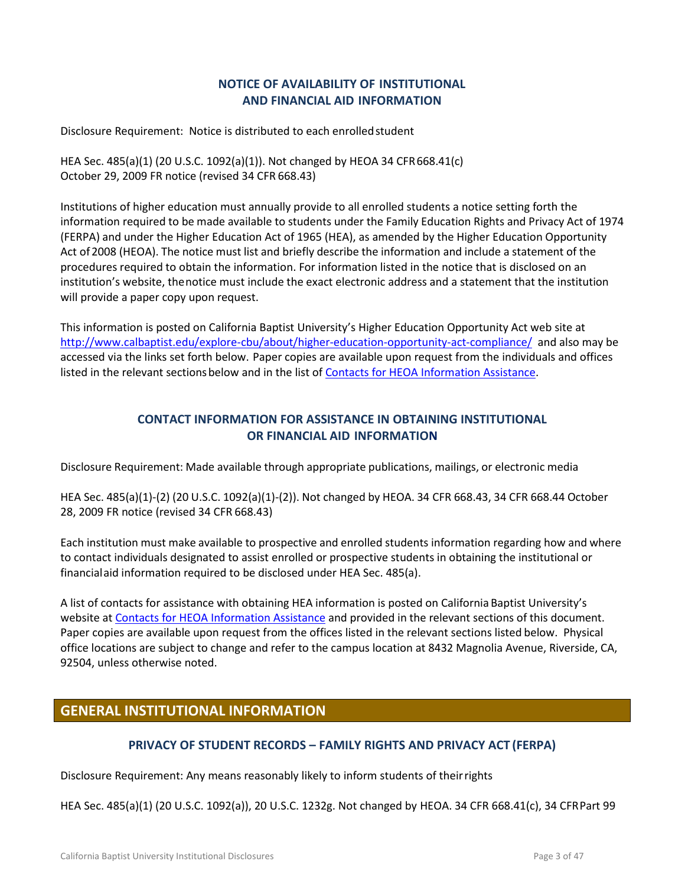### NOTICE OF AVAILABILITY OF INSTITUTIONAL AND FINANCIAL AID INFORMATION

Disclosure Requirement: Notice is distributed to each enrolled student

HEA Sec. 485(a)(1) (20 U.S.C. 1092(a)(1)). Not changed by HEOA 34 CFR 668.41(c)
October 29, 2009 FR notice (revised 34 CFR 668.43)

Institutions of higher education must annually provide to all enrolled students a notice setting forth the information required to be made available to students under the Family Education Rights and Privacy Act of 1974 (FERPA) and under the Higher Education Act of 1965 (HEA), as amended by the Higher Education Opportunity Act of 2008 (HEOA). The notice must list and briefly describe the information and include a statement of the procedures required to obtain the information. For information listed in the notice that is disclosed on an institution's website, the notice must include the exact electronic address and a statement that the institution will provide a paper copy upon request.

This information is posted on California Baptist University's Higher Education Opportunity Act web site at [http://www.calbaptist.edu/explore-cbu/about/higher-education-opportunity-act-compliance/](http://www.calbaptist.edu/explore-cbu/about/higher-education-opportunity-act-compliance/) and also may be accessed via the links set forth below. Paper copies are available upon request from the individuals and offices listed in the relevant sections below and in the list of Contacts for HEOA Information Assistance.

### CONTACT INFORMATION FOR ASSISTANCE IN OBTAINING INSTITUTIONAL OR FINANCIAL AID INFORMATION

Disclosure Requirement: Made available through appropriate publications, mailings, or electronic media

HEA Sec. 485(a)(1)-(2) (20 U.S.C. 1092(a)(1)-(2)). Not changed by HEOA. 34 CFR 668.43, 34 CFR 668.44 October 28, 2009 FR notice (revised 34 CFR 668.43)

Each institution must make available to prospective and enrolled students information regarding how and where to contact individuals designated to assist enrolled or prospective students in obtaining the institutional or financial aid information required to be disclosed under HEA Sec. 485(a).

A list of contacts for assistance with obtaining HEA information is posted on California Baptist University's website at Contacts for HEOA Information Assistance and provided in the relevant sections of this document. Paper copies are available upon request from the offices listed in the relevant sections listed below. Physical office locations are subject to change and refer to the campus location at 8432 Magnolia Avenue, Riverside, CA, 92504, unless otherwise noted.

## GENERAL INSTITUTIONAL INFORMATION

### PRIVACY OF STUDENT RECORDS – FAMILY RIGHTS AND PRIVACY ACT (FERPA)

Disclosure Requirement: Any means reasonably likely to inform students of their rights

HEA Sec. 485(a)(1) (20 U.S.C. 1092(a)), 20 U.S.C. 1232g. Not changed by HEOA. 34 CFR 668.41(c), 34 CFR Part 99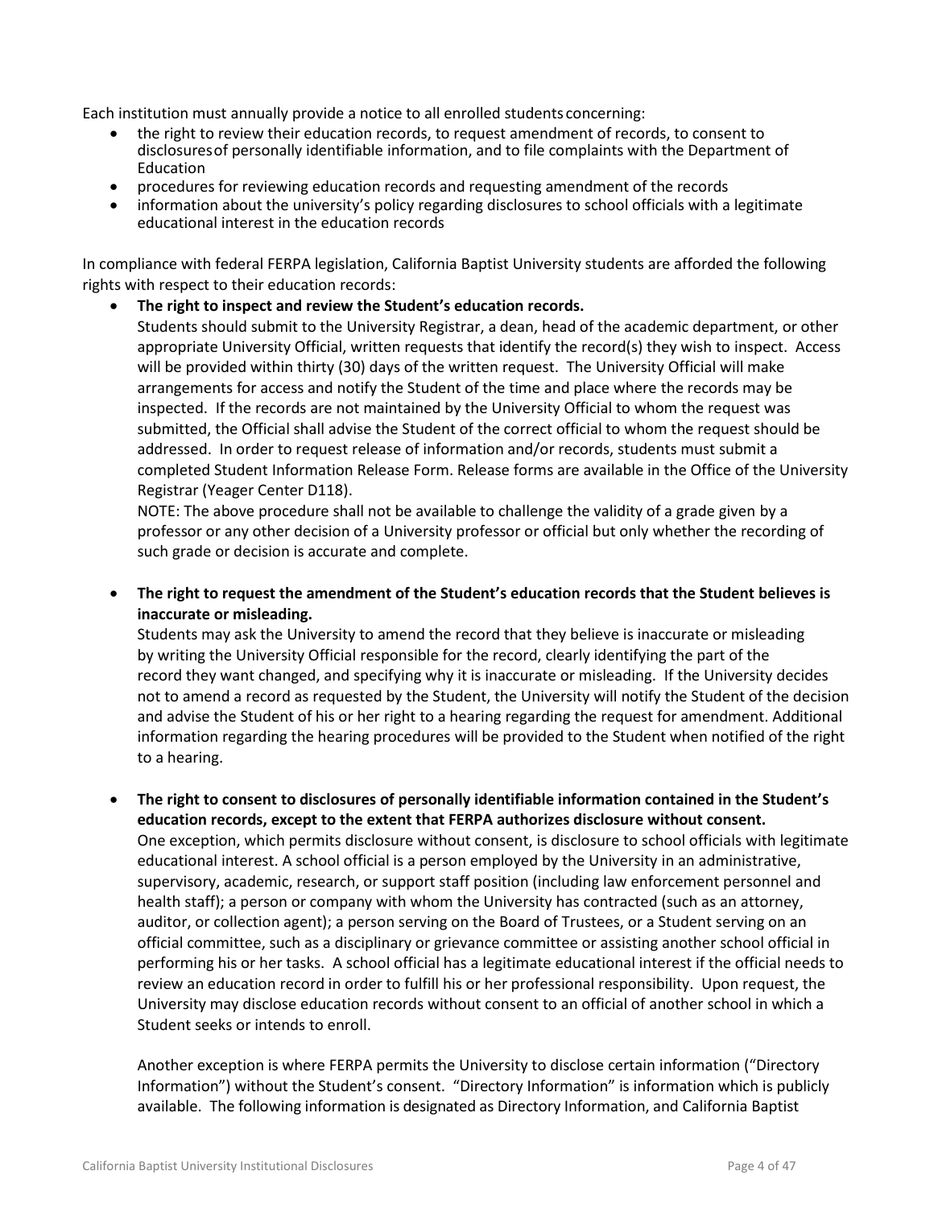Each institution must annually provide a notice to all enrolled students concerning:

- the right to review their education records, to request amendment of records, to consent to disclosures of personally identifiable information, and to file complaints with the Department of Education
- procedures for reviewing education records and requesting amendment of the records
- information about the university's policy regarding disclosures to school officials with a legitimate educational interest in the education records

In compliance with federal FERPA legislation, California Baptist University students are afforded the following rights with respect to their education records:

- **The right to inspect and review the Student's education records.**
  Students should submit to the University Registrar, a dean, head of the academic department, or other appropriate University Official, written requests that identify the record(s) they wish to inspect. Access will be provided within thirty (30) days of the written request. The University Official will make arrangements for access and notify the Student of the time and place where the records may be inspected. If the records are not maintained by the University Official to whom the request was submitted, the Official shall advise the Student of the correct official to whom the request should be addressed. In order to request release of information and/or records, students must submit a completed Student Information Release Form. Release forms are available in the Office of the University Registrar (Yeager Center D118).
  NOTE: The above procedure shall not be available to challenge the validity of a grade given by a professor or any other decision of a University professor or official but only whether the recording of such grade or decision is accurate and complete.

- **The right to request the amendment of the Student's education records that the Student believes is inaccurate or misleading.**
  Students may ask the University to amend the record that they believe is inaccurate or misleading by writing the University Official responsible for the record, clearly identifying the part of the record they want changed, and specifying why it is inaccurate or misleading. If the University decides not to amend a record as requested by the Student, the University will notify the Student of the decision and advise the Student of his or her right to a hearing regarding the request for amendment. Additional information regarding the hearing procedures will be provided to the Student when notified of the right to a hearing.

- **The right to consent to disclosures of personally identifiable information contained in the Student's education records, except to the extent that FERPA authorizes disclosure without consent.**
  One exception, which permits disclosure without consent, is disclosure to school officials with legitimate educational interest. A school official is a person employed by the University in an administrative, supervisory, academic, research, or support staff position (including law enforcement personnel and health staff); a person or company with whom the University has contracted (such as an attorney, auditor, or collection agent); a person serving on the Board of Trustees, or a Student serving on an official committee, such as a disciplinary or grievance committee or assisting another school official in performing his or her tasks. A school official has a legitimate educational interest if the official needs to review an education record in order to fulfill his or her professional responsibility. Upon request, the University may disclose education records without consent to an official of another school in which a Student seeks or intends to enroll.

  Another exception is where FERPA permits the University to disclose certain information ("Directory Information") without the Student's consent. "Directory Information" is information which is publicly available. The following information is designated as Directory Information, and California Baptist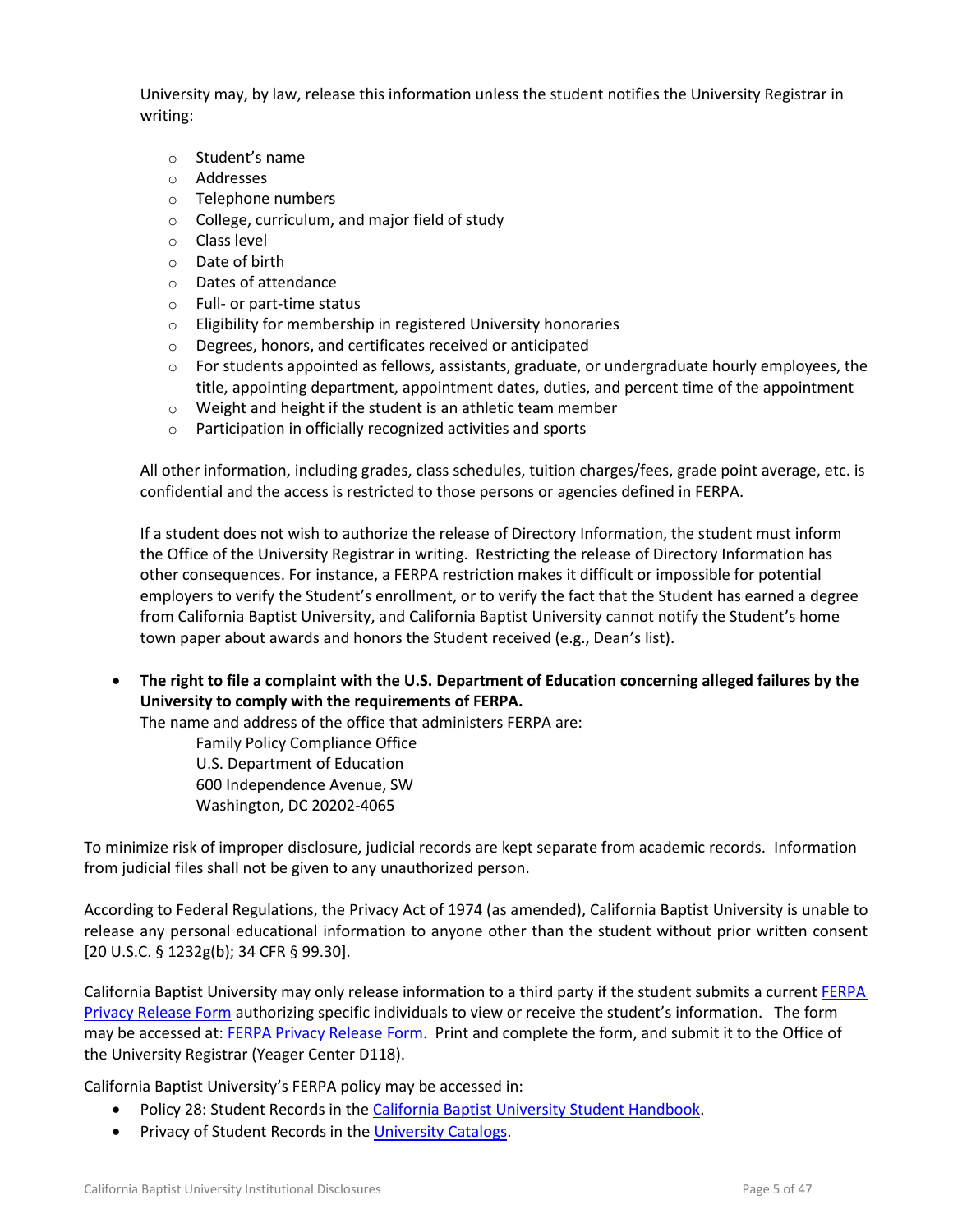University may, by law, release this information unless the student notifies the University Registrar in writing:

- Student's name
- Addresses
- Telephone numbers
- College, curriculum, and major field of study
- Class level
- Date of birth
- Dates of attendance
- Full- or part-time status
- Eligibility for membership in registered University honoraries
- Degrees, honors, and certificates received or anticipated
- For students appointed as fellows, assistants, graduate, or undergraduate hourly employees, the title, appointing department, appointment dates, duties, and percent time of the appointment
- Weight and height if the student is an athletic team member
- Participation in officially recognized activities and sports

All other information, including grades, class schedules, tuition charges/fees, grade point average, etc. is confidential and the access is restricted to those persons or agencies defined in FERPA.

If a student does not wish to authorize the release of Directory Information, the student must inform the Office of the University Registrar in writing. Restricting the release of Directory Information has other consequences. For instance, a FERPA restriction makes it difficult or impossible for potential employers to verify the Student's enrollment, or to verify the fact that the Student has earned a degree from California Baptist University, and California Baptist University cannot notify the Student's home town paper about awards and honors the Student received (e.g., Dean's list).

- **The right to file a complaint with the U.S. Department of Education concerning alleged failures by the University to comply with the requirements of FERPA.**
  The name and address of the office that administers FERPA are:
  Family Policy Compliance Office
  U.S. Department of Education
  600 Independence Avenue, SW
  Washington, DC 20202-4065

To minimize risk of improper disclosure, judicial records are kept separate from academic records. Information from judicial files shall not be given to any unauthorized person.

According to Federal Regulations, the Privacy Act of 1974 (as amended), California Baptist University is unable to release any personal educational information to anyone other than the student without prior written consent [20 U.S.C. § 1232g(b); 34 CFR § 99.30].

California Baptist University may only release information to a third party if the student submits a current FERPA Privacy Release Form authorizing specific individuals to view or receive the student's information. The form may be accessed at: FERPA Privacy Release Form. Print and complete the form, and submit it to the Office of the University Registrar (Yeager Center D118).

California Baptist University's FERPA policy may be accessed in:

- Policy 28: Student Records in the California Baptist University Student Handbook.
- Privacy of Student Records in the University Catalogs.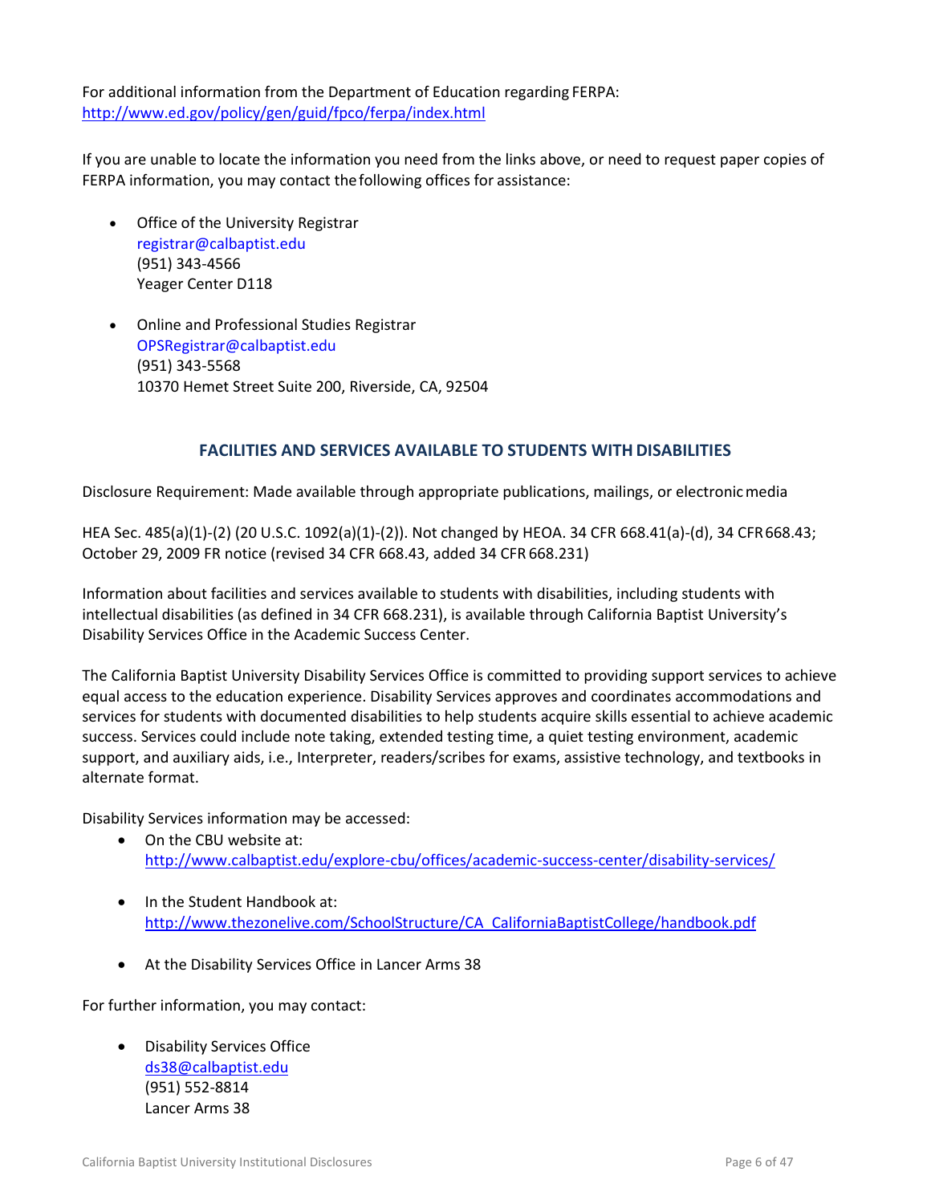For additional information from the Department of Education regarding FERPA:
http://www.ed.gov/policy/gen/guid/fpco/ferpa/index.html

If you are unable to locate the information you need from the links above, or need to request paper copies of FERPA information, you may contact the following offices for assistance:

- Office of the University Registrar
  registrar@calbaptist.edu
  (951) 343-4566
  Yeager Center D118

- Online and Professional Studies Registrar
  OPSRegistrar@calbaptist.edu
  (951) 343-5568
  10370 Hemet Street Suite 200, Riverside, CA, 92504

## FACILITIES AND SERVICES AVAILABLE TO STUDENTS WITH DISABILITIES

Disclosure Requirement: Made available through appropriate publications, mailings, or electronic media

HEA Sec. 485(a)(1)-(2) (20 U.S.C. 1092(a)(1)-(2)). Not changed by HEOA. 34 CFR 668.41(a)-(d), 34 CFR 668.43; October 29, 2009 FR notice (revised 34 CFR 668.43, added 34 CFR 668.231)

Information about facilities and services available to students with disabilities, including students with intellectual disabilities (as defined in 34 CFR 668.231), is available through California Baptist University's Disability Services Office in the Academic Success Center.

The California Baptist University Disability Services Office is committed to providing support services to achieve equal access to the education experience. Disability Services approves and coordinates accommodations and services for students with documented disabilities to help students acquire skills essential to achieve academic success. Services could include note taking, extended testing time, a quiet testing environment, academic support, and auxiliary aids, i.e., Interpreter, readers/scribes for exams, assistive technology, and textbooks in alternate format.

Disability Services information may be accessed:

- On the CBU website at:
  http://www.calbaptist.edu/explore-cbu/offices/academic-success-center/disability-services/

- In the Student Handbook at:
  http://www.thezonelive.com/SchoolStructure/CA_CaliforniaBaptistCollege/handbook.pdf

- At the Disability Services Office in Lancer Arms 38

For further information, you may contact:

- Disability Services Office
  ds38@calbaptist.edu
  (951) 552-8814
  Lancer Arms 38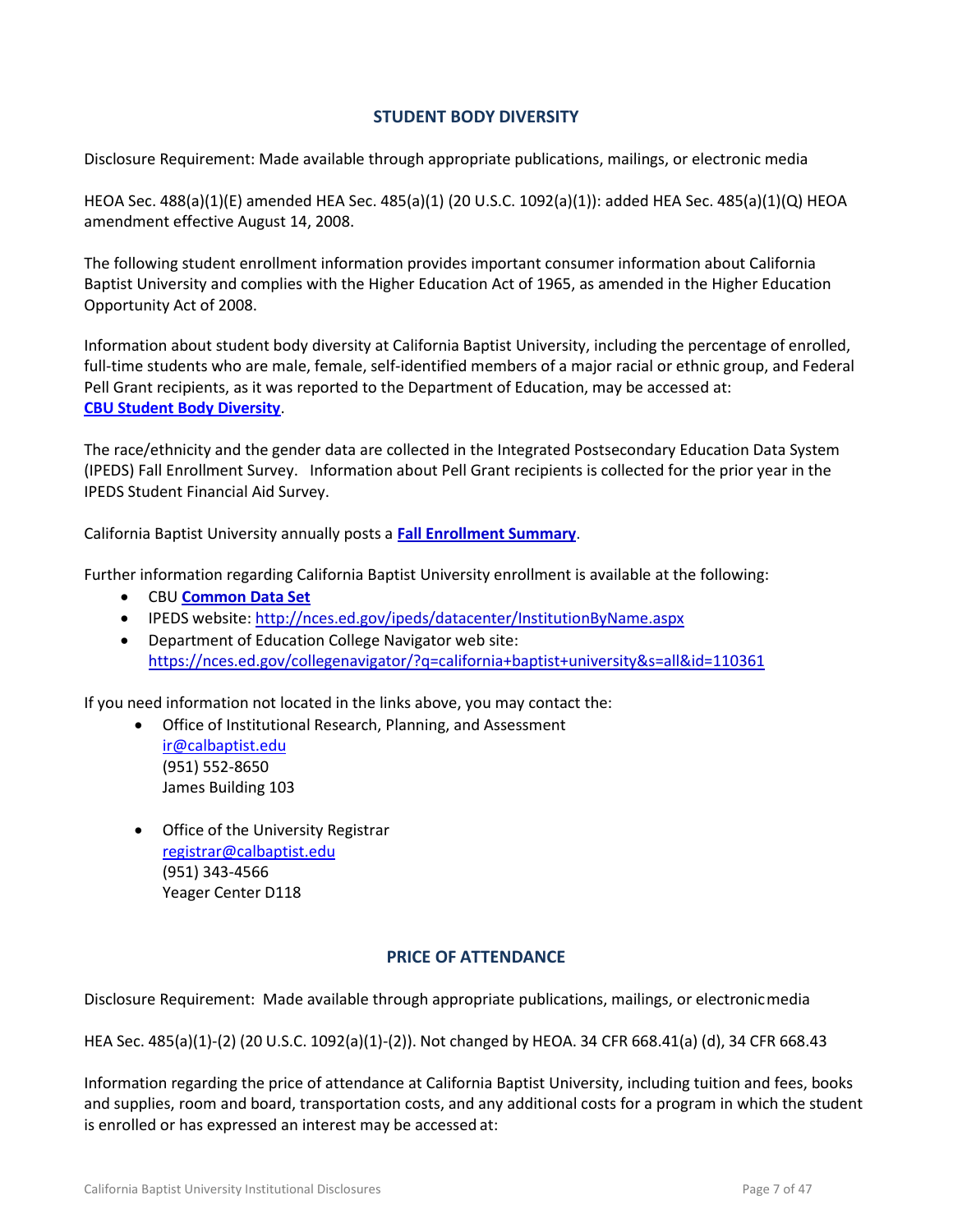## STUDENT BODY DIVERSITY

Disclosure Requirement: Made available through appropriate publications, mailings, or electronic media

HEOA Sec. 488(a)(1)(E) amended HEA Sec. 485(a)(1) (20 U.S.C. 1092(a)(1)): added HEA Sec. 485(a)(1)(Q) HEOA amendment effective August 14, 2008.

The following student enrollment information provides important consumer information about California Baptist University and complies with the Higher Education Act of 1965, as amended in the Higher Education Opportunity Act of 2008.

Information about student body diversity at California Baptist University, including the percentage of enrolled, full-time students who are male, female, self-identified members of a major racial or ethnic group, and Federal Pell Grant recipients, as it was reported to the Department of Education, may be accessed at: **CBU Student Body Diversity**.

The race/ethnicity and the gender data are collected in the Integrated Postsecondary Education Data System (IPEDS) Fall Enrollment Survey. Information about Pell Grant recipients is collected for the prior year in the IPEDS Student Financial Aid Survey.

California Baptist University annually posts a **Fall Enrollment Summary**.

Further information regarding California Baptist University enrollment is available at the following:

- CBU **Common Data Set**
- IPEDS website: http://nces.ed.gov/ipeds/datacenter/InstitutionByName.aspx
- Department of Education College Navigator web site: https://nces.ed.gov/collegenavigator/?q=california+baptist+university&s=all&id=110361

If you need information not located in the links above, you may contact the:

- Office of Institutional Research, Planning, and Assessment
  ir@calbaptist.edu
  (951) 552-8650
  James Building 103

- Office of the University Registrar
  registrar@calbaptist.edu
  (951) 343-4566
  Yeager Center D118

## PRICE OF ATTENDANCE

Disclosure Requirement: Made available through appropriate publications, mailings, or electronic media

HEA Sec. 485(a)(1)-(2) (20 U.S.C. 1092(a)(1)-(2)). Not changed by HEOA. 34 CFR 668.41(a) (d), 34 CFR 668.43

Information regarding the price of attendance at California Baptist University, including tuition and fees, books and supplies, room and board, transportation costs, and any additional costs for a program in which the student is enrolled or has expressed an interest may be accessed at: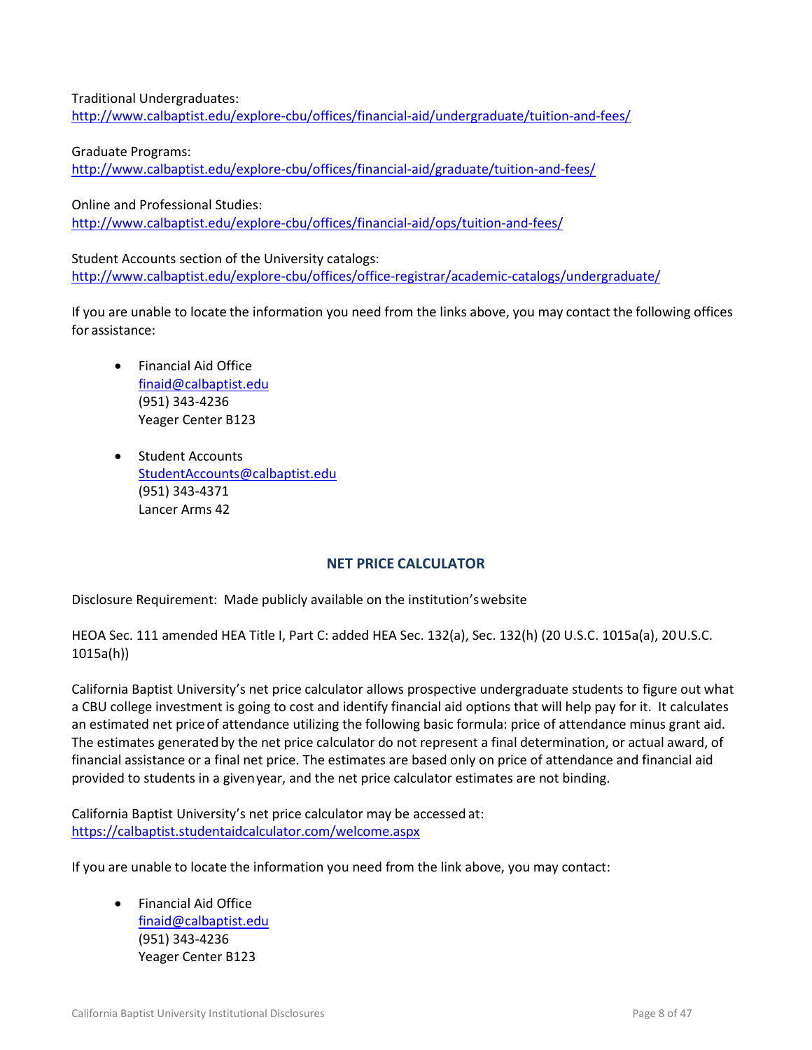Traditional Undergraduates:
http://www.calbaptist.edu/explore-cbu/offices/financial-aid/undergraduate/tuition-and-fees/

Graduate Programs:
http://www.calbaptist.edu/explore-cbu/offices/financial-aid/graduate/tuition-and-fees/

Online and Professional Studies:
http://www.calbaptist.edu/explore-cbu/offices/financial-aid/ops/tuition-and-fees/

Student Accounts section of the University catalogs:
http://www.calbaptist.edu/explore-cbu/offices/office-registrar/academic-catalogs/undergraduate/

If you are unable to locate the information you need from the links above, you may contact the following offices for assistance:

- Financial Aid Office
  finaid@calbaptist.edu
  (951) 343-4236
  Yeager Center B123

- Student Accounts
  StudentAccounts@calbaptist.edu
  (951) 343-4371
  Lancer Arms 42

## NET PRICE CALCULATOR

Disclosure Requirement: Made publicly available on the institution's website

HEOA Sec. 111 amended HEA Title I, Part C: added HEA Sec. 132(a), Sec. 132(h) (20 U.S.C. 1015a(a), 20 U.S.C. 1015a(h))

California Baptist University's net price calculator allows prospective undergraduate students to figure out what a CBU college investment is going to cost and identify financial aid options that will help pay for it. It calculates an estimated net price of attendance utilizing the following basic formula: price of attendance minus grant aid. The estimates generated by the net price calculator do not represent a final determination, or actual award, of financial assistance or a final net price. The estimates are based only on price of attendance and financial aid provided to students in a given year, and the net price calculator estimates are not binding.

California Baptist University's net price calculator may be accessed at:
https://calbaptist.studentaidcalculator.com/welcome.aspx

If you are unable to locate the information you need from the link above, you may contact:

- Financial Aid Office
  finaid@calbaptist.edu
  (951) 343-4236
  Yeager Center B123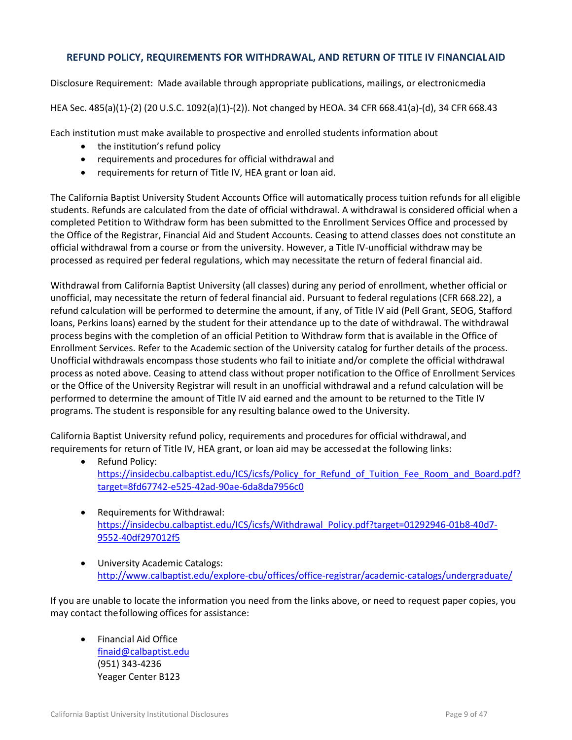## REFUND POLICY, REQUIREMENTS FOR WITHDRAWAL, AND RETURN OF TITLE IV FINANCIAL AID

Disclosure Requirement: Made available through appropriate publications, mailings, or electronic media

HEA Sec. 485(a)(1)-(2) (20 U.S.C. 1092(a)(1)-(2)). Not changed by HEOA. 34 CFR 668.41(a)-(d), 34 CFR 668.43

Each institution must make available to prospective and enrolled students information about

- the institution's refund policy
- requirements and procedures for official withdrawal and
- requirements for return of Title IV, HEA grant or loan aid.

The California Baptist University Student Accounts Office will automatically process tuition refunds for all eligible students. Refunds are calculated from the date of official withdrawal. A withdrawal is considered official when a completed Petition to Withdraw form has been submitted to the Enrollment Services Office and processed by the Office of the Registrar, Financial Aid and Student Accounts. Ceasing to attend classes does not constitute an official withdrawal from a course or from the university. However, a Title IV-unofficial withdraw may be processed as required per federal regulations, which may necessitate the return of federal financial aid.

Withdrawal from California Baptist University (all classes) during any period of enrollment, whether official or unofficial, may necessitate the return of federal financial aid. Pursuant to federal regulations (CFR 668.22), a refund calculation will be performed to determine the amount, if any, of Title IV aid (Pell Grant, SEOG, Stafford loans, Perkins loans) earned by the student for their attendance up to the date of withdrawal. The withdrawal process begins with the completion of an official Petition to Withdraw form that is available in the Office of Enrollment Services. Refer to the Academic section of the University catalog for further details of the process. Unofficial withdrawals encompass those students who fail to initiate and/or complete the official withdrawal process as noted above. Ceasing to attend class without proper notification to the Office of Enrollment Services or the Office of the University Registrar will result in an unofficial withdrawal and a refund calculation will be performed to determine the amount of Title IV aid earned and the amount to be returned to the Title IV programs. The student is responsible for any resulting balance owed to the University.

California Baptist University refund policy, requirements and procedures for official withdrawal, and requirements for return of Title IV, HEA grant, or loan aid may be accessed at the following links:

- Refund Policy:
  https://insidecbu.calbaptist.edu/ICS/icsfs/Policy_for_Refund_of_Tuition_Fee_Room_and_Board.pdf?target=8fd67742-e525-42ad-90ae-6da8da7956c0
- Requirements for Withdrawal:
  https://insidecbu.calbaptist.edu/ICS/icsfs/Withdrawal_Policy.pdf?target=01292946-01b8-40d7-9552-40df297012f5
- University Academic Catalogs:
  http://www.calbaptist.edu/explore-cbu/offices/office-registrar/academic-catalogs/undergraduate/

If you are unable to locate the information you need from the links above, or need to request paper copies, you may contact the following offices for assistance:

- Financial Aid Office
  finaid@calbaptist.edu
  (951) 343-4236
  Yeager Center B123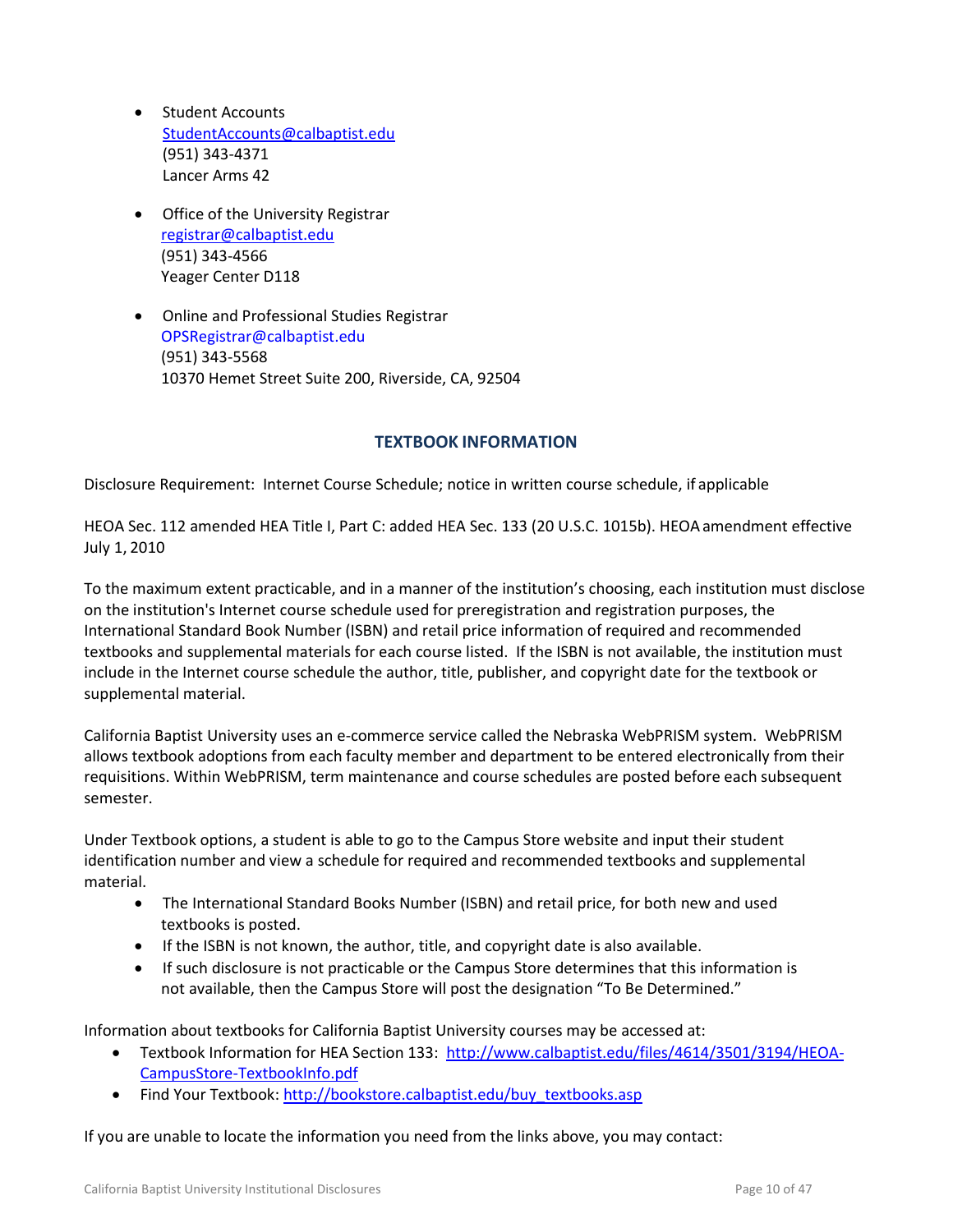- Student Accounts
  StudentAccounts@calbaptist.edu
  (951) 343-4371
  Lancer Arms 42

- Office of the University Registrar
  registrar@calbaptist.edu
  (951) 343-4566
  Yeager Center D118

- Online and Professional Studies Registrar
  OPSRegistrar@calbaptist.edu
  (951) 343-5568
  10370 Hemet Street Suite 200, Riverside, CA, 92504

## TEXTBOOK INFORMATION

Disclosure Requirement: Internet Course Schedule; notice in written course schedule, if applicable

HEOA Sec. 112 amended HEA Title I, Part C: added HEA Sec. 133 (20 U.S.C. 1015b). HEOA amendment effective July 1, 2010

To the maximum extent practicable, and in a manner of the institution's choosing, each institution must disclose on the institution's Internet course schedule used for preregistration and registration purposes, the International Standard Book Number (ISBN) and retail price information of required and recommended textbooks and supplemental materials for each course listed. If the ISBN is not available, the institution must include in the Internet course schedule the author, title, publisher, and copyright date for the textbook or supplemental material.

California Baptist University uses an e-commerce service called the Nebraska WebPRISM system. WebPRISM allows textbook adoptions from each faculty member and department to be entered electronically from their requisitions. Within WebPRISM, term maintenance and course schedules are posted before each subsequent semester.

Under Textbook options, a student is able to go to the Campus Store website and input their student identification number and view a schedule for required and recommended textbooks and supplemental material.

- The International Standard Books Number (ISBN) and retail price, for both new and used textbooks is posted.
- If the ISBN is not known, the author, title, and copyright date is also available.
- If such disclosure is not practicable or the Campus Store determines that this information is not available, then the Campus Store will post the designation "To Be Determined."

Information about textbooks for California Baptist University courses may be accessed at:

- Textbook Information for HEA Section 133: http://www.calbaptist.edu/files/4614/3501/3194/HEOA-CampusStore-TextbookInfo.pdf
- Find Your Textbook: http://bookstore.calbaptist.edu/buy_textbooks.asp

If you are unable to locate the information you need from the links above, you may contact: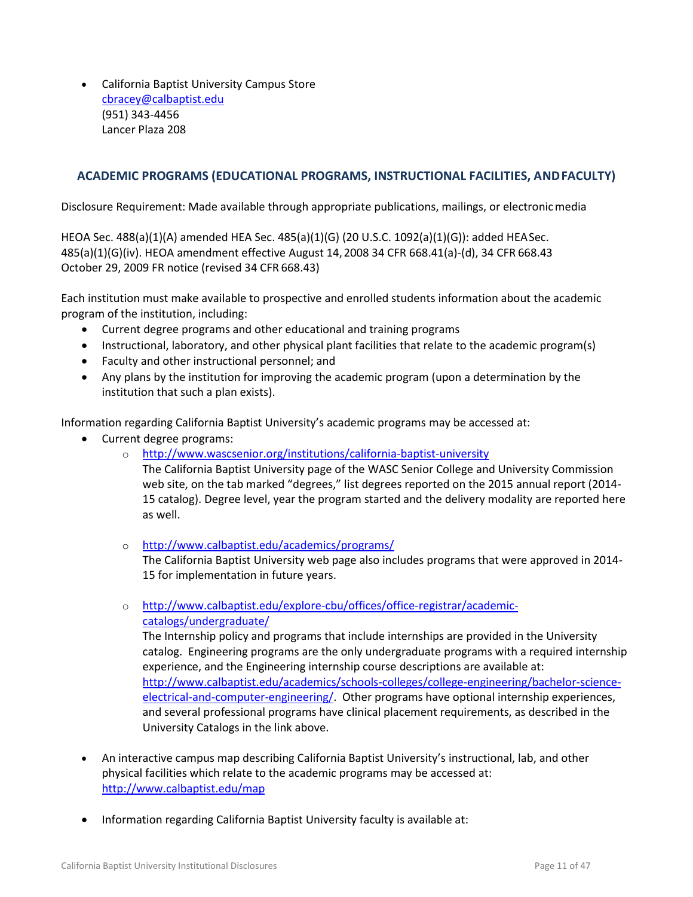- California Baptist University Campus Store
  cbracey@calbaptist.edu
  (951) 343-4456
  Lancer Plaza 208

## ACADEMIC PROGRAMS (EDUCATIONAL PROGRAMS, INSTRUCTIONAL FACILITIES, AND FACULTY)

Disclosure Requirement: Made available through appropriate publications, mailings, or electronic media

HEOA Sec. 488(a)(1)(A) amended HEA Sec. 485(a)(1)(G) (20 U.S.C. 1092(a)(1)(G)): added HEA Sec. 485(a)(1)(G)(iv). HEOA amendment effective August 14, 2008 34 CFR 668.41(a)-(d), 34 CFR 668.43 October 29, 2009 FR notice (revised 34 CFR 668.43)

Each institution must make available to prospective and enrolled students information about the academic program of the institution, including:

- Current degree programs and other educational and training programs
- Instructional, laboratory, and other physical plant facilities that relate to the academic program(s)
- Faculty and other instructional personnel; and
- Any plans by the institution for improving the academic program (upon a determination by the institution that such a plan exists).

Information regarding California Baptist University's academic programs may be accessed at:

- Current degree programs:
  - http://www.wascsenior.org/institutions/california-baptist-university
    The California Baptist University page of the WASC Senior College and University Commission web site, on the tab marked "degrees," list degrees reported on the 2015 annual report (2014-15 catalog). Degree level, year the program started and the delivery modality are reported here as well.
  - http://www.calbaptist.edu/academics/programs/
    The California Baptist University web page also includes programs that were approved in 2014-15 for implementation in future years.
  - http://www.calbaptist.edu/explore-cbu/offices/office-registrar/academic-catalogs/undergraduate/
    The Internship policy and programs that include internships are provided in the University catalog. Engineering programs are the only undergraduate programs with a required internship experience, and the Engineering internship course descriptions are available at: http://www.calbaptist.edu/academics/schools-colleges/college-engineering/bachelor-science-electrical-and-computer-engineering/. Other programs have optional internship experiences, and several professional programs have clinical placement requirements, as described in the University Catalogs in the link above.
- An interactive campus map describing California Baptist University's instructional, lab, and other physical facilities which relate to the academic programs may be accessed at: http://www.calbaptist.edu/map
- Information regarding California Baptist University faculty is available at: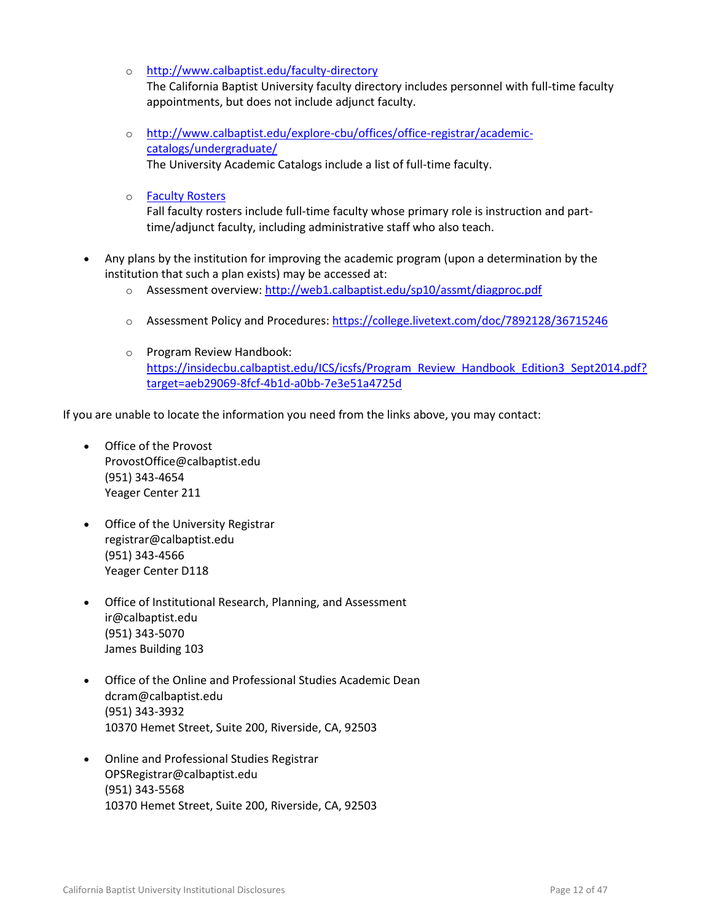- http://www.calbaptist.edu/faculty-directory
    The California Baptist University faculty directory includes personnel with full-time faculty appointments, but does not include adjunct faculty.

  - http://www.calbaptist.edu/explore-cbu/offices/office-registrar/academic-catalogs/undergraduate/
    The University Academic Catalogs include a list of full-time faculty.

  - Faculty Rosters
    Fall faculty rosters include full-time faculty whose primary role is instruction and part-time/adjunct faculty, including administrative staff who also teach.

- Any plans by the institution for improving the academic program (upon a determination by the institution that such a plan exists) may be accessed at:
  - Assessment overview: http://web1.calbaptist.edu/sp10/assmt/diagproc.pdf
  - Assessment Policy and Procedures: https://college.livetext.com/doc/7892128/36715246
  - Program Review Handbook: https://insidecbu.calbaptist.edu/ICS/icsfs/Program_Review_Handbook_Edition3_Sept2014.pdf?target=aeb29069-8fcf-4b1d-a0bb-7e3e51a4725d

If you are unable to locate the information you need from the links above, you may contact:

- Office of the Provost
  ProvostOffice@calbaptist.edu
  (951) 343-4654
  Yeager Center 211

- Office of the University Registrar
  registrar@calbaptist.edu
  (951) 343-4566
  Yeager Center D118

- Office of Institutional Research, Planning, and Assessment
  ir@calbaptist.edu
  (951) 343-5070
  James Building 103

- Office of the Online and Professional Studies Academic Dean
  dcram@calbaptist.edu
  (951) 343-3932
  10370 Hemet Street, Suite 200, Riverside, CA, 92503

- Online and Professional Studies Registrar
  OPSRegistrar@calbaptist.edu
  (951) 343-5568
  10370 Hemet Street, Suite 200, Riverside, CA, 92503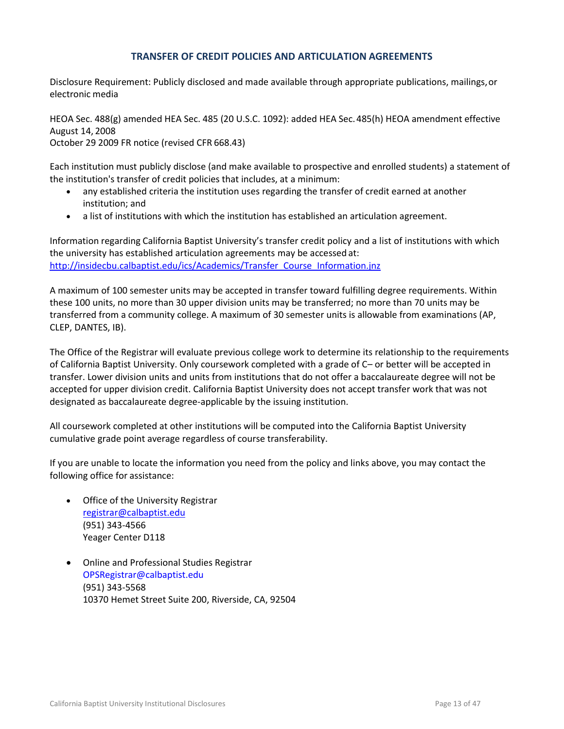## TRANSFER OF CREDIT POLICIES AND ARTICULATION AGREEMENTS

Disclosure Requirement: Publicly disclosed and made available through appropriate publications, mailings, or electronic media

HEOA Sec. 488(g) amended HEA Sec. 485 (20 U.S.C. 1092): added HEA Sec. 485(h) HEOA amendment effective August 14, 2008
October 29 2009 FR notice (revised CFR 668.43)

Each institution must publicly disclose (and make available to prospective and enrolled students) a statement of the institution's transfer of credit policies that includes, at a minimum:

- any established criteria the institution uses regarding the transfer of credit earned at another institution; and
- a list of institutions with which the institution has established an articulation agreement.

Information regarding California Baptist University's transfer credit policy and a list of institutions with which the university has established articulation agreements may be accessed at: [http://insidecbu.calbaptist.edu/ics/Academics/Transfer_Course_Information.jnz](http://insidecbu.calbaptist.edu/ics/Academics/Transfer_Course_Information.jnz)

A maximum of 100 semester units may be accepted in transfer toward fulfilling degree requirements. Within these 100 units, no more than 30 upper division units may be transferred; no more than 70 units may be transferred from a community college. A maximum of 30 semester units is allowable from examinations (AP, CLEP, DANTES, IB).

The Office of the Registrar will evaluate previous college work to determine its relationship to the requirements of California Baptist University. Only coursework completed with a grade of C– or better will be accepted in transfer. Lower division units and units from institutions that do not offer a baccalaureate degree will not be accepted for upper division credit. California Baptist University does not accept transfer work that was not designated as baccalaureate degree-applicable by the issuing institution.

All coursework completed at other institutions will be computed into the California Baptist University cumulative grade point average regardless of course transferability.

If you are unable to locate the information you need from the policy and links above, you may contact the following office for assistance:

- Office of the University Registrar
  [registrar@calbaptist.edu](mailto:registrar@calbaptist.edu)
  (951) 343-4566
  Yeager Center D118

- Online and Professional Studies Registrar
  OPSRegistrar@calbaptist.edu
  (951) 343-5568
  10370 Hemet Street Suite 200, Riverside, CA, 92504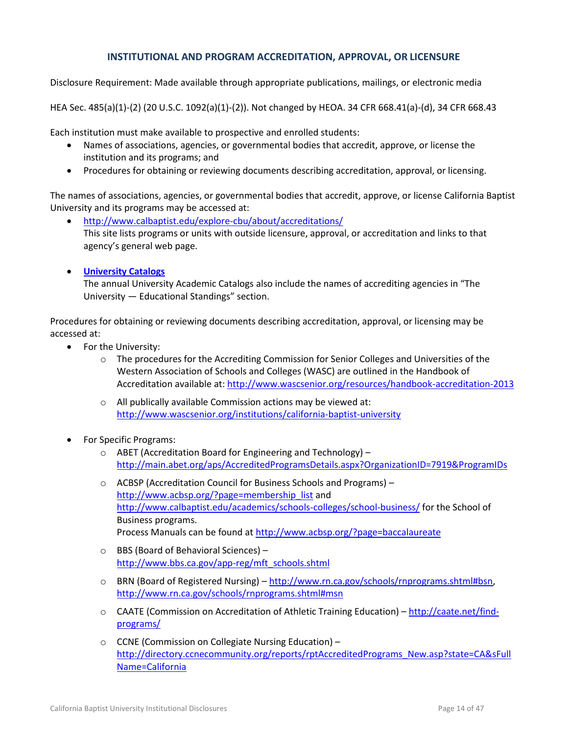## INSTITUTIONAL AND PROGRAM ACCREDITATION, APPROVAL, OR LICENSURE

Disclosure Requirement: Made available through appropriate publications, mailings, or electronic media

HEA Sec. 485(a)(1)-(2) (20 U.S.C. 1092(a)(1)-(2)). Not changed by HEOA. 34 CFR 668.41(a)-(d), 34 CFR 668.43

Each institution must make available to prospective and enrolled students:

- Names of associations, agencies, or governmental bodies that accredit, approve, or license the institution and its programs; and
- Procedures for obtaining or reviewing documents describing accreditation, approval, or licensing.

The names of associations, agencies, or governmental bodies that accredit, approve, or license California Baptist University and its programs may be accessed at:

- http://www.calbaptist.edu/explore-cbu/about/accreditations/
  This site lists programs or units with outside licensure, approval, or accreditation and links to that agency's general web page.

- **University Catalogs**
  The annual University Academic Catalogs also include the names of accrediting agencies in "The University — Educational Standings" section.

Procedures for obtaining or reviewing documents describing accreditation, approval, or licensing may be accessed at:

- For the University:
  - The procedures for the Accrediting Commission for Senior Colleges and Universities of the Western Association of Schools and Colleges (WASC) are outlined in the Handbook of Accreditation available at: http://www.wascsenior.org/resources/handbook-accreditation-2013
  - All publically available Commission actions may be viewed at: http://www.wascsenior.org/institutions/california-baptist-university

- For Specific Programs:
  - ABET (Accreditation Board for Engineering and Technology) – http://main.abet.org/aps/AccreditedProgramsDetails.aspx?OrganizationID=7919&ProgramIDs
  - ACBSP (Accreditation Council for Business Schools and Programs) – http://www.acbsp.org/?page=membership_list and http://www.calbaptist.edu/academics/schools-colleges/school-business/ for the School of Business programs.
    Process Manuals can be found at http://www.acbsp.org/?page=baccalaureate
  - BBS (Board of Behavioral Sciences) – http://www.bbs.ca.gov/app-reg/mft_schools.shtml
  - BRN (Board of Registered Nursing) – http://www.rn.ca.gov/schools/rnprograms.shtml#bsn, http://www.rn.ca.gov/schools/rnprograms.shtml#msn
  - CAATE (Commission on Accreditation of Athletic Training Education) – http://caate.net/find-programs/
  - CCNE (Commission on Collegiate Nursing Education) – http://directory.ccnecommunity.org/reports/rptAccreditedPrograms_New.asp?state=CA&sFullName=California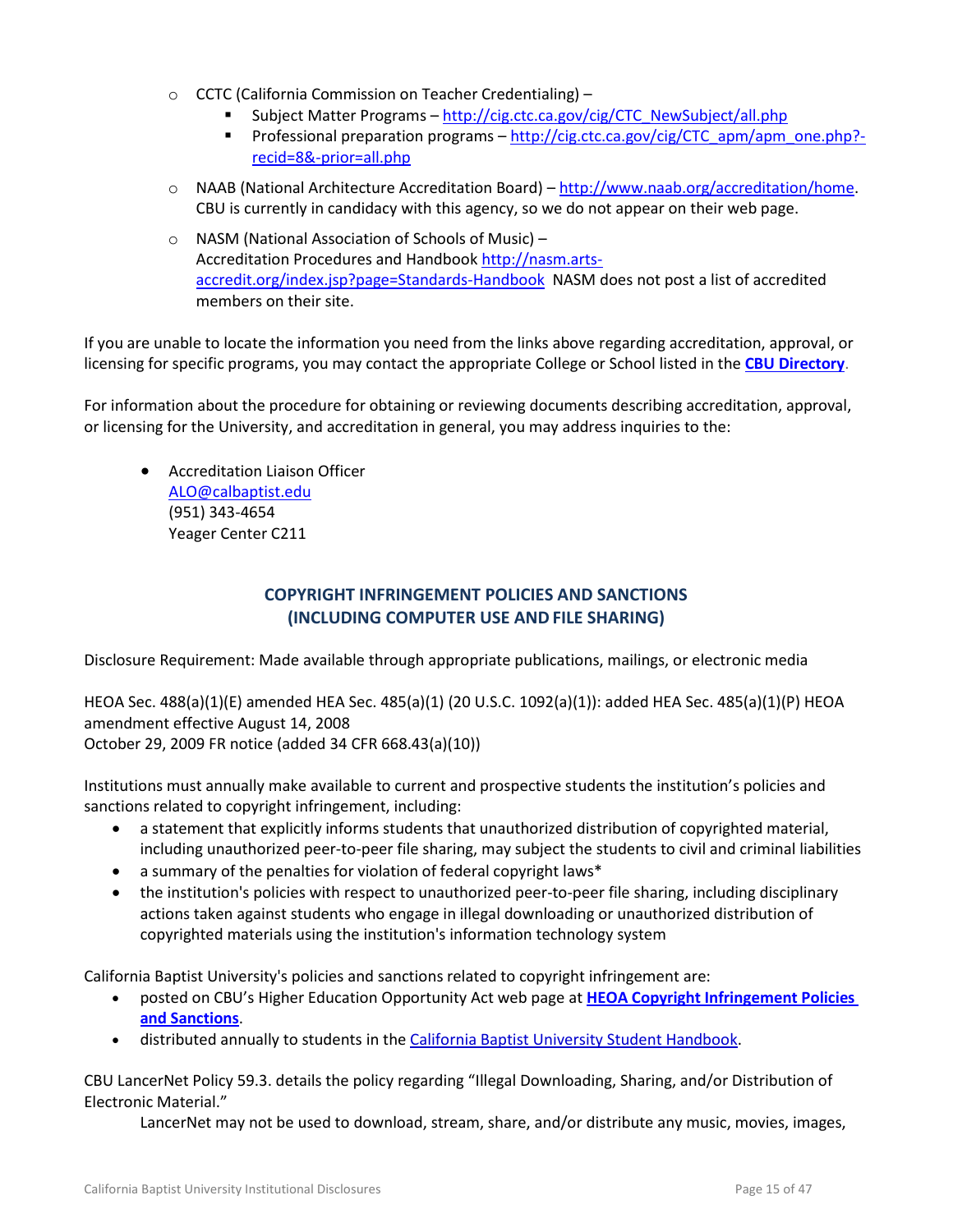- CCTC (California Commission on Teacher Credentialing) –
  - Subject Matter Programs – [http://cig.ctc.ca.gov/cig/CTC_NewSubject/all.php](http://cig.ctc.ca.gov/cig/CTC_NewSubject/all.php)
  - Professional preparation programs – [http://cig.ctc.ca.gov/cig/CTC_apm/apm_one.php?-recid=8&-prior=all.php](http://cig.ctc.ca.gov/cig/CTC_apm/apm_one.php?-recid=8&-prior=all.php)
- NAAB (National Architecture Accreditation Board) – [http://www.naab.org/accreditation/home](http://www.naab.org/accreditation/home). CBU is currently in candidacy with this agency, so we do not appear on their web page.
- NASM (National Association of Schools of Music) – Accreditation Procedures and Handbook [http://nasm.arts-accredit.org/index.jsp?page=Standards-Handbook](http://nasm.arts-accredit.org/index.jsp?page=Standards-Handbook) NASM does not post a list of accredited members on their site.

If you are unable to locate the information you need from the links above regarding accreditation, approval, or licensing for specific programs, you may contact the appropriate College or School listed in the **CBU Directory**.

For information about the procedure for obtaining or reviewing documents describing accreditation, approval, or licensing for the University, and accreditation in general, you may address inquiries to the:

- Accreditation Liaison Officer
  ALO@calbaptist.edu
  (951) 343-4654
  Yeager Center C211

## COPYRIGHT INFRINGEMENT POLICIES AND SANCTIONS (INCLUDING COMPUTER USE AND FILE SHARING)

Disclosure Requirement: Made available through appropriate publications, mailings, or electronic media

HEOA Sec. 488(a)(1)(E) amended HEA Sec. 485(a)(1) (20 U.S.C. 1092(a)(1)): added HEA Sec. 485(a)(1)(P) HEOA amendment effective August 14, 2008
October 29, 2009 FR notice (added 34 CFR 668.43(a)(10))

Institutions must annually make available to current and prospective students the institution's policies and sanctions related to copyright infringement, including:

- a statement that explicitly informs students that unauthorized distribution of copyrighted material, including unauthorized peer-to-peer file sharing, may subject the students to civil and criminal liabilities
- a summary of the penalties for violation of federal copyright laws*
- the institution's policies with respect to unauthorized peer-to-peer file sharing, including disciplinary actions taken against students who engage in illegal downloading or unauthorized distribution of copyrighted materials using the institution's information technology system

California Baptist University's policies and sanctions related to copyright infringement are:

- posted on CBU's Higher Education Opportunity Act web page at **HEOA Copyright Infringement Policies and Sanctions**.
- distributed annually to students in the California Baptist University Student Handbook.

CBU LancerNet Policy 59.3. details the policy regarding "Illegal Downloading, Sharing, and/or Distribution of Electronic Material."

> LancerNet may not be used to download, stream, share, and/or distribute any music, movies, images,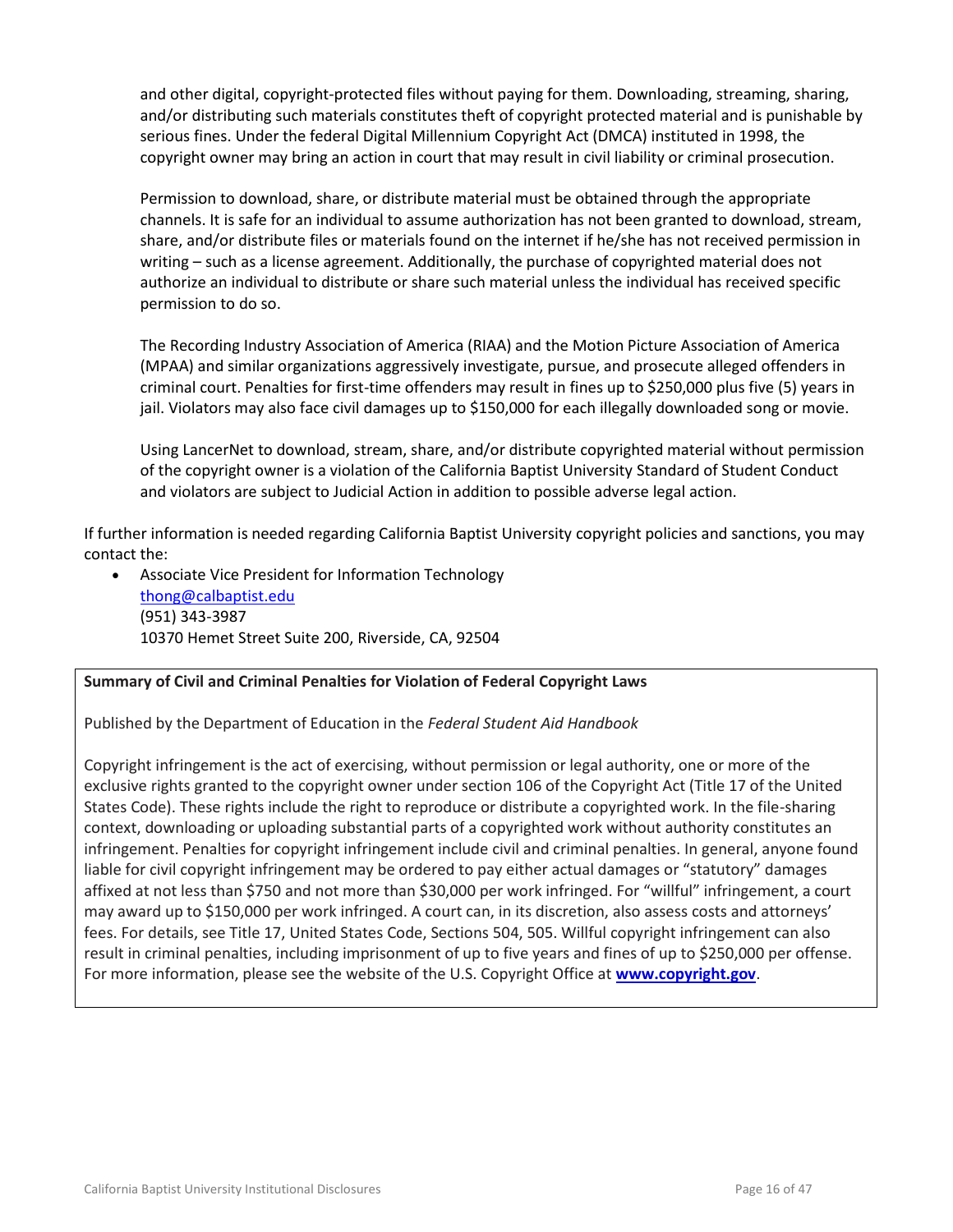and other digital, copyright-protected files without paying for them. Downloading, streaming, sharing, and/or distributing such materials constitutes theft of copyright protected material and is punishable by serious fines. Under the federal Digital Millennium Copyright Act (DMCA) instituted in 1998, the copyright owner may bring an action in court that may result in civil liability or criminal prosecution.

Permission to download, share, or distribute material must be obtained through the appropriate channels. It is safe for an individual to assume authorization has not been granted to download, stream, share, and/or distribute files or materials found on the internet if he/she has not received permission in writing – such as a license agreement. Additionally, the purchase of copyrighted material does not authorize an individual to distribute or share such material unless the individual has received specific permission to do so.

The Recording Industry Association of America (RIAA) and the Motion Picture Association of America (MPAA) and similar organizations aggressively investigate, pursue, and prosecute alleged offenders in criminal court. Penalties for first-time offenders may result in fines up to $250,000 plus five (5) years in jail. Violators may also face civil damages up to $150,000 for each illegally downloaded song or movie.

Using LancerNet to download, stream, share, and/or distribute copyrighted material without permission of the copyright owner is a violation of the California Baptist University Standard of Student Conduct and violators are subject to Judicial Action in addition to possible adverse legal action.

If further information is needed regarding California Baptist University copyright policies and sanctions, you may contact the:

- Associate Vice President for Information Technology
  thong@calbaptist.edu
  (951) 343-3987
  10370 Hemet Street Suite 200, Riverside, CA, 92504

**Summary of Civil and Criminal Penalties for Violation of Federal Copyright Laws**

Published by the Department of Education in the *Federal Student Aid Handbook*

Copyright infringement is the act of exercising, without permission or legal authority, one or more of the exclusive rights granted to the copyright owner under section 106 of the Copyright Act (Title 17 of the United States Code). These rights include the right to reproduce or distribute a copyrighted work. In the file-sharing context, downloading or uploading substantial parts of a copyrighted work without authority constitutes an infringement. Penalties for copyright infringement include civil and criminal penalties. In general, anyone found liable for civil copyright infringement may be ordered to pay either actual damages or "statutory" damages affixed at not less than $750 and not more than $30,000 per work infringed. For "willful" infringement, a court may award up to $150,000 per work infringed. A court can, in its discretion, also assess costs and attorneys' fees. For details, see Title 17, United States Code, Sections 504, 505. Willful copyright infringement can also result in criminal penalties, including imprisonment of up to five years and fines of up to $250,000 per offense. For more information, please see the website of the U.S. Copyright Office at **www.copyright.gov**.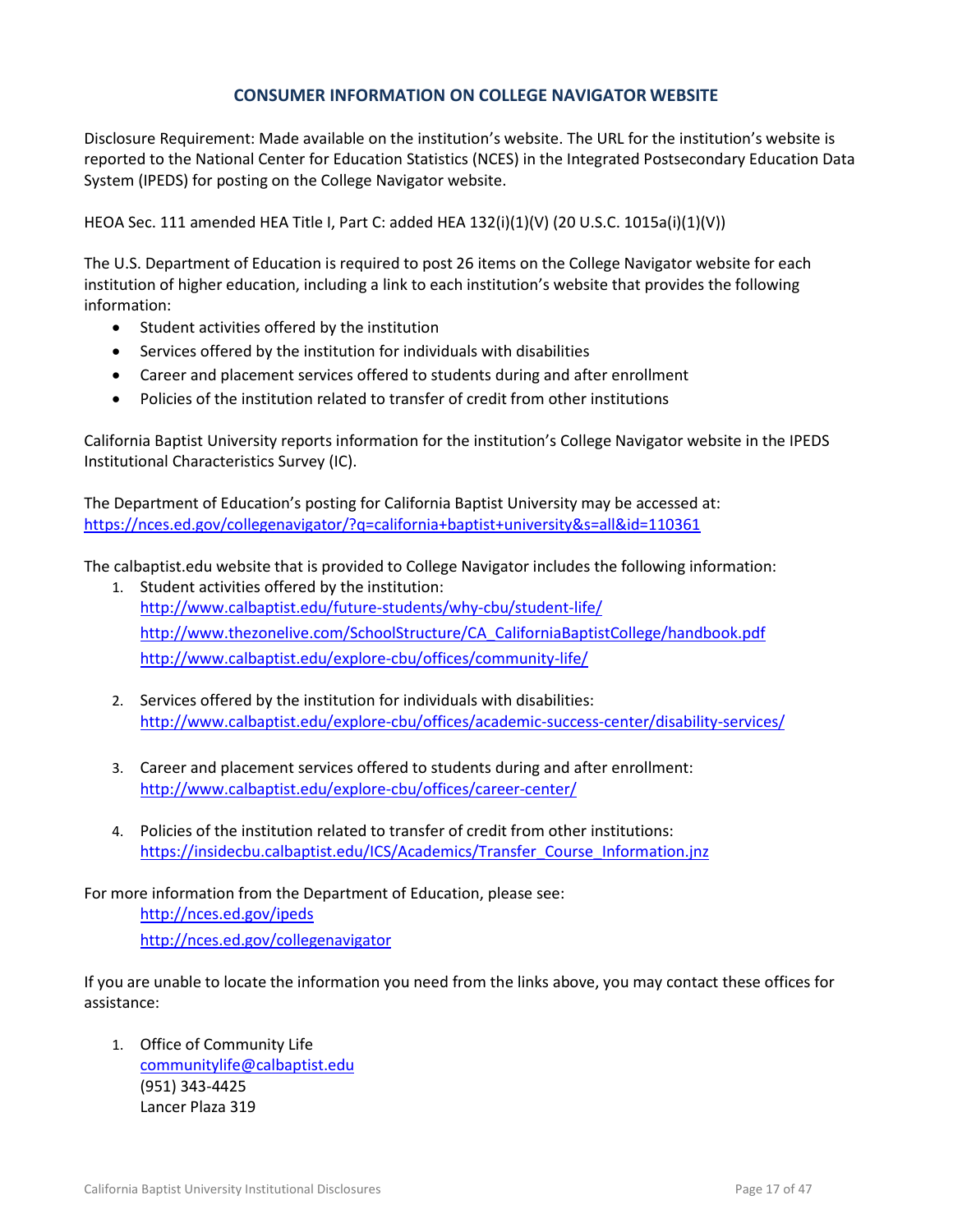## CONSUMER INFORMATION ON COLLEGE NAVIGATOR WEBSITE

Disclosure Requirement: Made available on the institution's website. The URL for the institution's website is reported to the National Center for Education Statistics (NCES) in the Integrated Postsecondary Education Data System (IPEDS) for posting on the College Navigator website.

HEOA Sec. 111 amended HEA Title I, Part C: added HEA 132(i)(1)(V) (20 U.S.C. 1015a(i)(1)(V))

The U.S. Department of Education is required to post 26 items on the College Navigator website for each institution of higher education, including a link to each institution's website that provides the following information:

- Student activities offered by the institution
- Services offered by the institution for individuals with disabilities
- Career and placement services offered to students during and after enrollment
- Policies of the institution related to transfer of credit from other institutions

California Baptist University reports information for the institution's College Navigator website in the IPEDS Institutional Characteristics Survey (IC).

The Department of Education's posting for California Baptist University may be accessed at:
https://nces.ed.gov/collegenavigator/?q=california+baptist+university&s=all&id=110361

The calbaptist.edu website that is provided to College Navigator includes the following information:

1. Student activities offered by the institution:
   http://www.calbaptist.edu/future-students/why-cbu/student-life/
   http://www.thezonelive.com/SchoolStructure/CA_CaliforniaBaptistCollege/handbook.pdf
   http://www.calbaptist.edu/explore-cbu/offices/community-life/

2. Services offered by the institution for individuals with disabilities:
   http://www.calbaptist.edu/explore-cbu/offices/academic-success-center/disability-services/

3. Career and placement services offered to students during and after enrollment:
   http://www.calbaptist.edu/explore-cbu/offices/career-center/

4. Policies of the institution related to transfer of credit from other institutions:
   https://insidecbu.calbaptist.edu/ICS/Academics/Transfer_Course_Information.jnz

For more information from the Department of Education, please see:

http://nces.ed.gov/ipeds
http://nces.ed.gov/collegenavigator

If you are unable to locate the information you need from the links above, you may contact these offices for assistance:

1. Office of Community Life
   communitylife@calbaptist.edu
   (951) 343-4425
   Lancer Plaza 319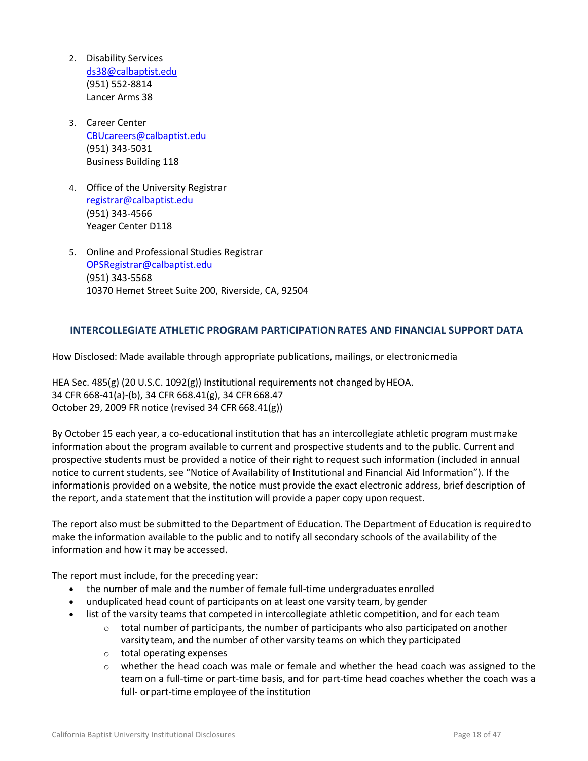2. Disability Services
   ds38@calbaptist.edu
   (951) 552-8814
   Lancer Arms 38

3. Career Center
   CBUcareers@calbaptist.edu
   (951) 343-5031
   Business Building 118

4. Office of the University Registrar
   registrar@calbaptist.edu
   (951) 343-4566
   Yeager Center D118

5. Online and Professional Studies Registrar
   OPSRegistrar@calbaptist.edu
   (951) 343-5568
   10370 Hemet Street Suite 200, Riverside, CA, 92504

## INTERCOLLEGIATE ATHLETIC PROGRAM PARTICIPATION RATES AND FINANCIAL SUPPORT DATA

How Disclosed: Made available through appropriate publications, mailings, or electronic media

HEA Sec. 485(g) (20 U.S.C. 1092(g)) Institutional requirements not changed by HEOA.
34 CFR 668-41(a)-(b), 34 CFR 668.41(g), 34 CFR 668.47
October 29, 2009 FR notice (revised 34 CFR 668.41(g))

By October 15 each year, a co-educational institution that has an intercollegiate athletic program must make information about the program available to current and prospective students and to the public. Current and prospective students must be provided a notice of their right to request such information (included in annual notice to current students, see "Notice of Availability of Institutional and Financial Aid Information"). If the information is provided on a website, the notice must provide the exact electronic address, brief description of the report, and a statement that the institution will provide a paper copy upon request.

The report also must be submitted to the Department of Education. The Department of Education is required to make the information available to the public and to notify all secondary schools of the availability of the information and how it may be accessed.

The report must include, for the preceding year:

- the number of male and the number of female full-time undergraduates enrolled
- unduplicated head count of participants on at least one varsity team, by gender
- list of the varsity teams that competed in intercollegiate athletic competition, and for each team
  - total number of participants, the number of participants who also participated on another varsity team, and the number of other varsity teams on which they participated
  - total operating expenses
  - whether the head coach was male or female and whether the head coach was assigned to the team on a full-time or part-time basis, and for part-time head coaches whether the coach was a full- or part-time employee of the institution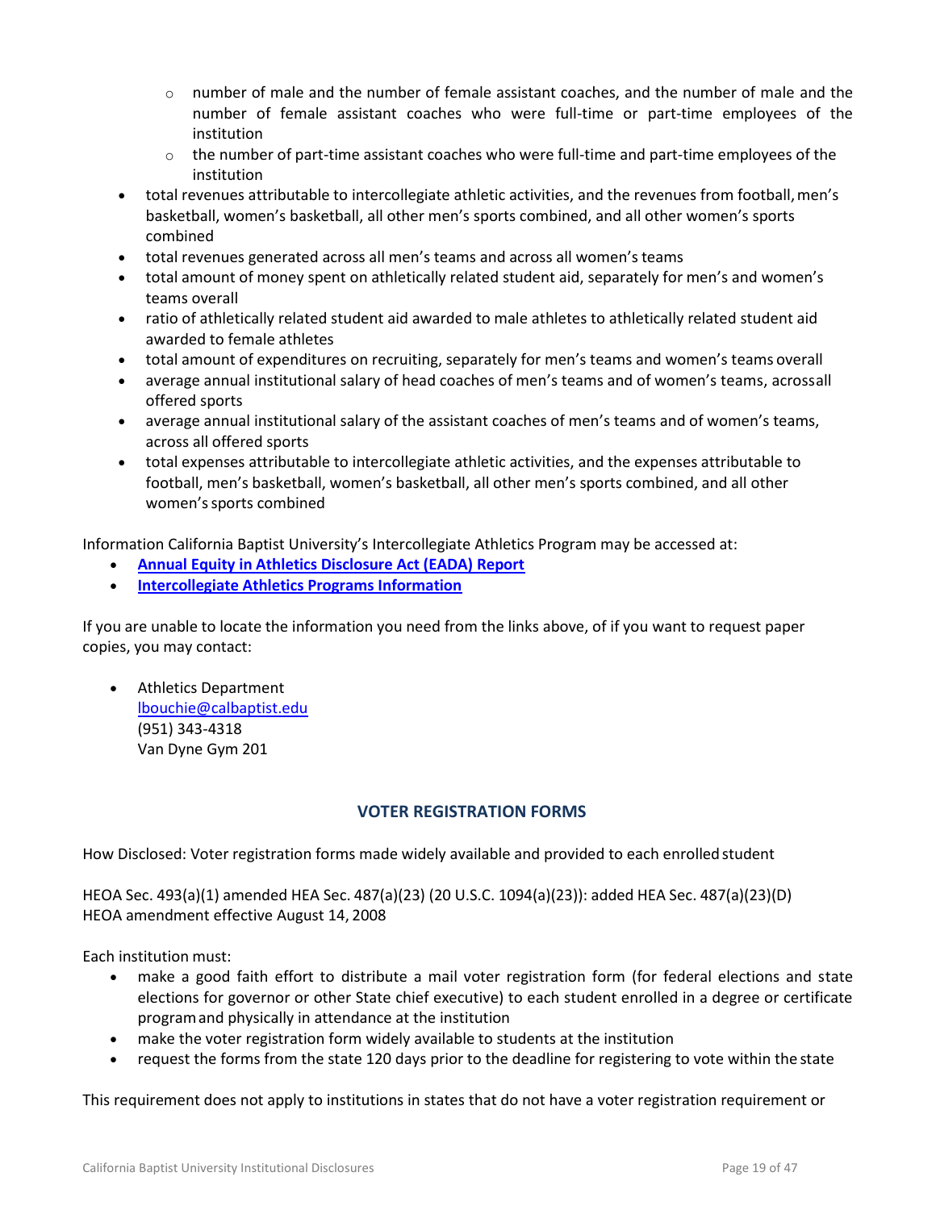- number of male and the number of female assistant coaches, and the number of male and the number of female assistant coaches who were full-time or part-time employees of the institution
    - the number of part-time assistant coaches who were full-time and part-time employees of the institution
- total revenues attributable to intercollegiate athletic activities, and the revenues from football, men's basketball, women's basketball, all other men's sports combined, and all other women's sports combined
- total revenues generated across all men's teams and across all women's teams
- total amount of money spent on athletically related student aid, separately for men's and women's teams overall
- ratio of athletically related student aid awarded to male athletes to athletically related student aid awarded to female athletes
- total amount of expenditures on recruiting, separately for men's teams and women's teams overall
- average annual institutional salary of head coaches of men's teams and of women's teams, acrossall offered sports
- average annual institutional salary of the assistant coaches of men's teams and of women's teams, across all offered sports
- total expenses attributable to intercollegiate athletic activities, and the expenses attributable to football, men's basketball, women's basketball, all other men's sports combined, and all other women's sports combined

Information California Baptist University's Intercollegiate Athletics Program may be accessed at:

- **Annual Equity in Athletics Disclosure Act (EADA) Report**
- **Intercollegiate Athletics Programs Information**

If you are unable to locate the information you need from the links above, of if you want to request paper copies, you may contact:

- Athletics Department
  lbouchie@calbaptist.edu
  (951) 343-4318
  Van Dyne Gym 201

## VOTER REGISTRATION FORMS

How Disclosed: Voter registration forms made widely available and provided to each enrolled student

HEOA Sec. 493(a)(1) amended HEA Sec. 487(a)(23) (20 U.S.C. 1094(a)(23)): added HEA Sec. 487(a)(23)(D)
HEOA amendment effective August 14, 2008

Each institution must:

- make a good faith effort to distribute a mail voter registration form (for federal elections and state elections for governor or other State chief executive) to each student enrolled in a degree or certificate program and physically in attendance at the institution
- make the voter registration form widely available to students at the institution
- request the forms from the state 120 days prior to the deadline for registering to vote within the state

This requirement does not apply to institutions in states that do not have a voter registration requirement or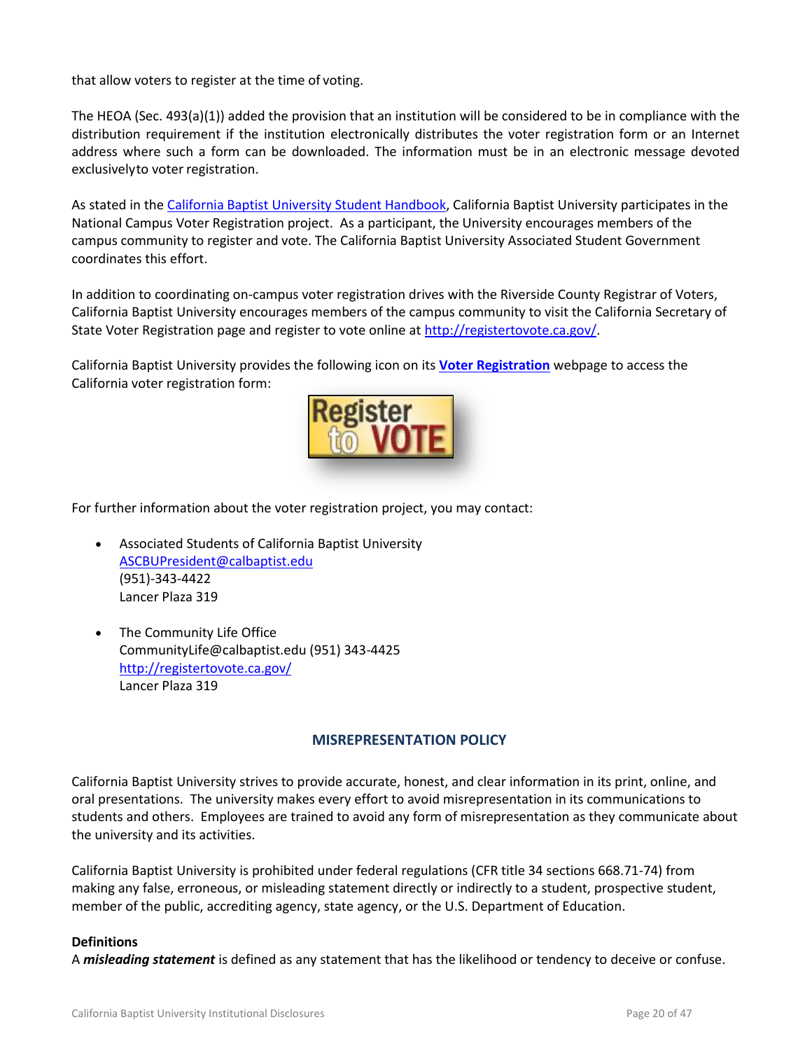that allow voters to register at the time of voting.

The HEOA (Sec. 493(a)(1)) added the provision that an institution will be considered to be in compliance with the distribution requirement if the institution electronically distributes the voter registration form or an Internet address where such a form can be downloaded. The information must be in an electronic message devoted exclusively to voter registration.

As stated in the [California Baptist University Student Handbook](), California Baptist University participates in the National Campus Voter Registration project. As a participant, the University encourages members of the campus community to register and vote. The California Baptist University Associated Student Government coordinates this effort.

In addition to coordinating on-campus voter registration drives with the Riverside County Registrar of Voters, California Baptist University encourages members of the campus community to visit the California Secretary of State Voter Registration page and register to vote online at http://registertovote.ca.gov/.

California Baptist University provides the following icon on its **Voter Registration** webpage to access the California voter registration form:

Register to VOTE

For further information about the voter registration project, you may contact:

- Associated Students of California Baptist University
  ASCBUPresident@calbaptist.edu
  (951)-343-4422
  Lancer Plaza 319

- The Community Life Office
  CommunityLife@calbaptist.edu (951) 343-4425
  http://registertovote.ca.gov/
  Lancer Plaza 319

## MISREPRESENTATION POLICY

California Baptist University strives to provide accurate, honest, and clear information in its print, online, and oral presentations. The university makes every effort to avoid misrepresentation in its communications to students and others. Employees are trained to avoid any form of misrepresentation as they communicate about the university and its activities.

California Baptist University is prohibited under federal regulations (CFR title 34 sections 668.71-74) from making any false, erroneous, or misleading statement directly or indirectly to a student, prospective student, member of the public, accrediting agency, state agency, or the U.S. Department of Education.

**Definitions**

A ***misleading statement*** is defined as any statement that has the likelihood or tendency to deceive or confuse.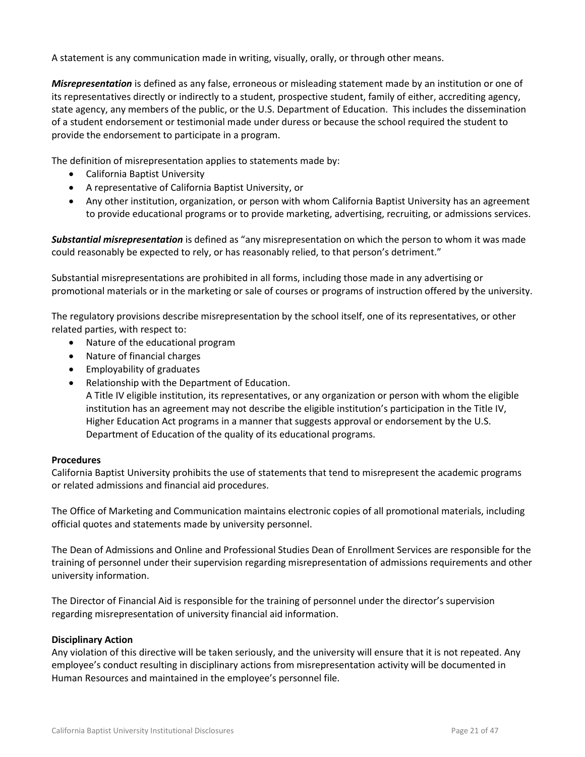A statement is any communication made in writing, visually, orally, or through other means.

***Misrepresentation*** is defined as any false, erroneous or misleading statement made by an institution or one of its representatives directly or indirectly to a student, prospective student, family of either, accrediting agency, state agency, any members of the public, or the U.S. Department of Education. This includes the dissemination of a student endorsement or testimonial made under duress or because the school required the student to provide the endorsement to participate in a program.

The definition of misrepresentation applies to statements made by:

- California Baptist University
- A representative of California Baptist University, or
- Any other institution, organization, or person with whom California Baptist University has an agreement to provide educational programs or to provide marketing, advertising, recruiting, or admissions services.

***Substantial misrepresentation*** is defined as "any misrepresentation on which the person to whom it was made could reasonably be expected to rely, or has reasonably relied, to that person's detriment."

Substantial misrepresentations are prohibited in all forms, including those made in any advertising or promotional materials or in the marketing or sale of courses or programs of instruction offered by the university.

The regulatory provisions describe misrepresentation by the school itself, one of its representatives, or other related parties, with respect to:

- Nature of the educational program
- Nature of financial charges
- Employability of graduates
- Relationship with the Department of Education.
  A Title IV eligible institution, its representatives, or any organization or person with whom the eligible institution has an agreement may not describe the eligible institution's participation in the Title IV, Higher Education Act programs in a manner that suggests approval or endorsement by the U.S. Department of Education of the quality of its educational programs.

**Procedures**

California Baptist University prohibits the use of statements that tend to misrepresent the academic programs or related admissions and financial aid procedures.

The Office of Marketing and Communication maintains electronic copies of all promotional materials, including official quotes and statements made by university personnel.

The Dean of Admissions and Online and Professional Studies Dean of Enrollment Services are responsible for the training of personnel under their supervision regarding misrepresentation of admissions requirements and other university information.

The Director of Financial Aid is responsible for the training of personnel under the director's supervision regarding misrepresentation of university financial aid information.

**Disciplinary Action**

Any violation of this directive will be taken seriously, and the university will ensure that it is not repeated. Any employee's conduct resulting in disciplinary actions from misrepresentation activity will be documented in Human Resources and maintained in the employee's personnel file.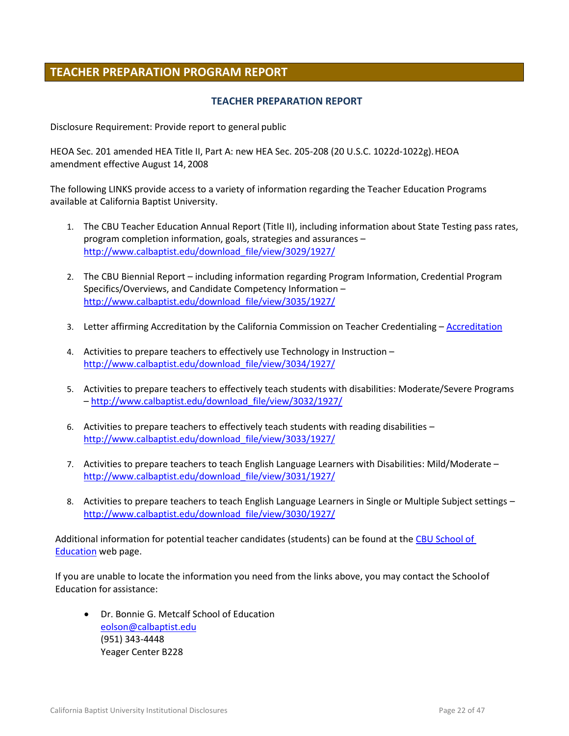## TEACHER PREPARATION PROGRAM REPORT

### TEACHER PREPARATION REPORT

Disclosure Requirement: Provide report to general public

HEOA Sec. 201 amended HEA Title II, Part A: new HEA Sec. 205-208 (20 U.S.C. 1022d-1022g). HEOA amendment effective August 14, 2008

The following LINKS provide access to a variety of information regarding the Teacher Education Programs available at California Baptist University.

1. The CBU Teacher Education Annual Report (Title II), including information about State Testing pass rates, program completion information, goals, strategies and assurances – http://www.calbaptist.edu/download_file/view/3029/1927/
2. The CBU Biennial Report – including information regarding Program Information, Credential Program Specifics/Overviews, and Candidate Competency Information – http://www.calbaptist.edu/download_file/view/3035/1927/
3. Letter affirming Accreditation by the California Commission on Teacher Credentialing – Accreditation
4. Activities to prepare teachers to effectively use Technology in Instruction – http://www.calbaptist.edu/download_file/view/3034/1927/
5. Activities to prepare teachers to effectively teach students with disabilities: Moderate/Severe Programs – http://www.calbaptist.edu/download_file/view/3032/1927/
6. Activities to prepare teachers to effectively teach students with reading disabilities – http://www.calbaptist.edu/download_file/view/3033/1927/
7. Activities to prepare teachers to teach English Language Learners with Disabilities: Mild/Moderate – http://www.calbaptist.edu/download_file/view/3031/1927/
8. Activities to prepare teachers to teach English Language Learners in Single or Multiple Subject settings – http://www.calbaptist.edu/download_file/view/3030/1927/

Additional information for potential teacher candidates (students) can be found at the CBU School of Education web page.

If you are unable to locate the information you need from the links above, you may contact the School of Education for assistance:

- Dr. Bonnie G. Metcalf School of Education
  eolson@calbaptist.edu
  (951) 343-4448
  Yeager Center B228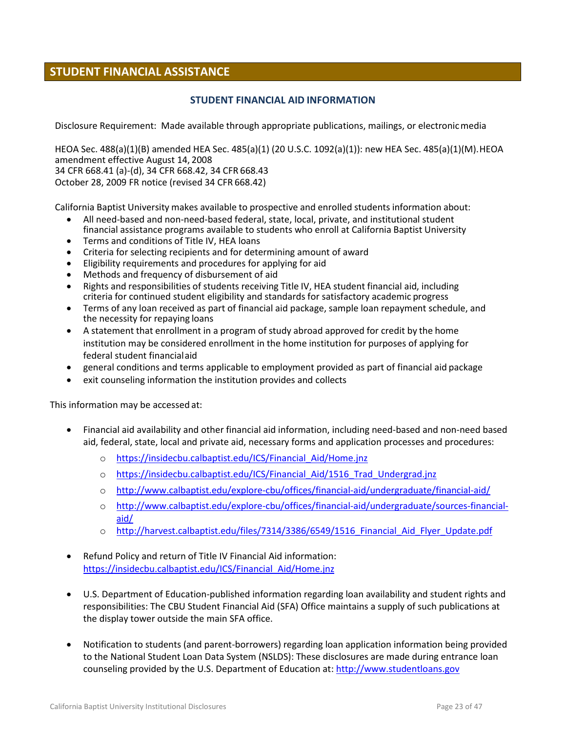## STUDENT FINANCIAL ASSISTANCE

### STUDENT FINANCIAL AID INFORMATION

Disclosure Requirement: Made available through appropriate publications, mailings, or electronic media

HEOA Sec. 488(a)(1)(B) amended HEA Sec. 485(a)(1) (20 U.S.C. 1092(a)(1)): new HEA Sec. 485(a)(1)(M). HEOA amendment effective August 14, 2008
34 CFR 668.41 (a)-(d), 34 CFR 668.42, 34 CFR 668.43
October 28, 2009 FR notice (revised 34 CFR 668.42)

California Baptist University makes available to prospective and enrolled students information about:

- All need-based and non-need-based federal, state, local, private, and institutional student financial assistance programs available to students who enroll at California Baptist University
- Terms and conditions of Title IV, HEA loans
- Criteria for selecting recipients and for determining amount of award
- Eligibility requirements and procedures for applying for aid
- Methods and frequency of disbursement of aid
- Rights and responsibilities of students receiving Title IV, HEA student financial aid, including criteria for continued student eligibility and standards for satisfactory academic progress
- Terms of any loan received as part of financial aid package, sample loan repayment schedule, and the necessity for repaying loans
- A statement that enrollment in a program of study abroad approved for credit by the home institution may be considered enrollment in the home institution for purposes of applying for federal student financial aid
- general conditions and terms applicable to employment provided as part of financial aid package
- exit counseling information the institution provides and collects

This information may be accessed at:

- Financial aid availability and other financial aid information, including need-based and non-need based aid, federal, state, local and private aid, necessary forms and application processes and procedures:
  - https://insidecbu.calbaptist.edu/ICS/Financial_Aid/Home.jnz
  - https://insidecbu.calbaptist.edu/ICS/Financial_Aid/1516_Trad_Undergrad.jnz
  - http://www.calbaptist.edu/explore-cbu/offices/financial-aid/undergraduate/financial-aid/
  - http://www.calbaptist.edu/explore-cbu/offices/financial-aid/undergraduate/sources-financial-aid/
  - http://harvest.calbaptist.edu/files/7314/3386/6549/1516_Financial_Aid_Flyer_Update.pdf

- Refund Policy and return of Title IV Financial Aid information: https://insidecbu.calbaptist.edu/ICS/Financial_Aid/Home.jnz

- U.S. Department of Education-published information regarding loan availability and student rights and responsibilities: The CBU Student Financial Aid (SFA) Office maintains a supply of such publications at the display tower outside the main SFA office.

- Notification to students (and parent-borrowers) regarding loan application information being provided to the National Student Loan Data System (NSLDS): These disclosures are made during entrance loan counseling provided by the U.S. Department of Education at: http://www.studentloans.gov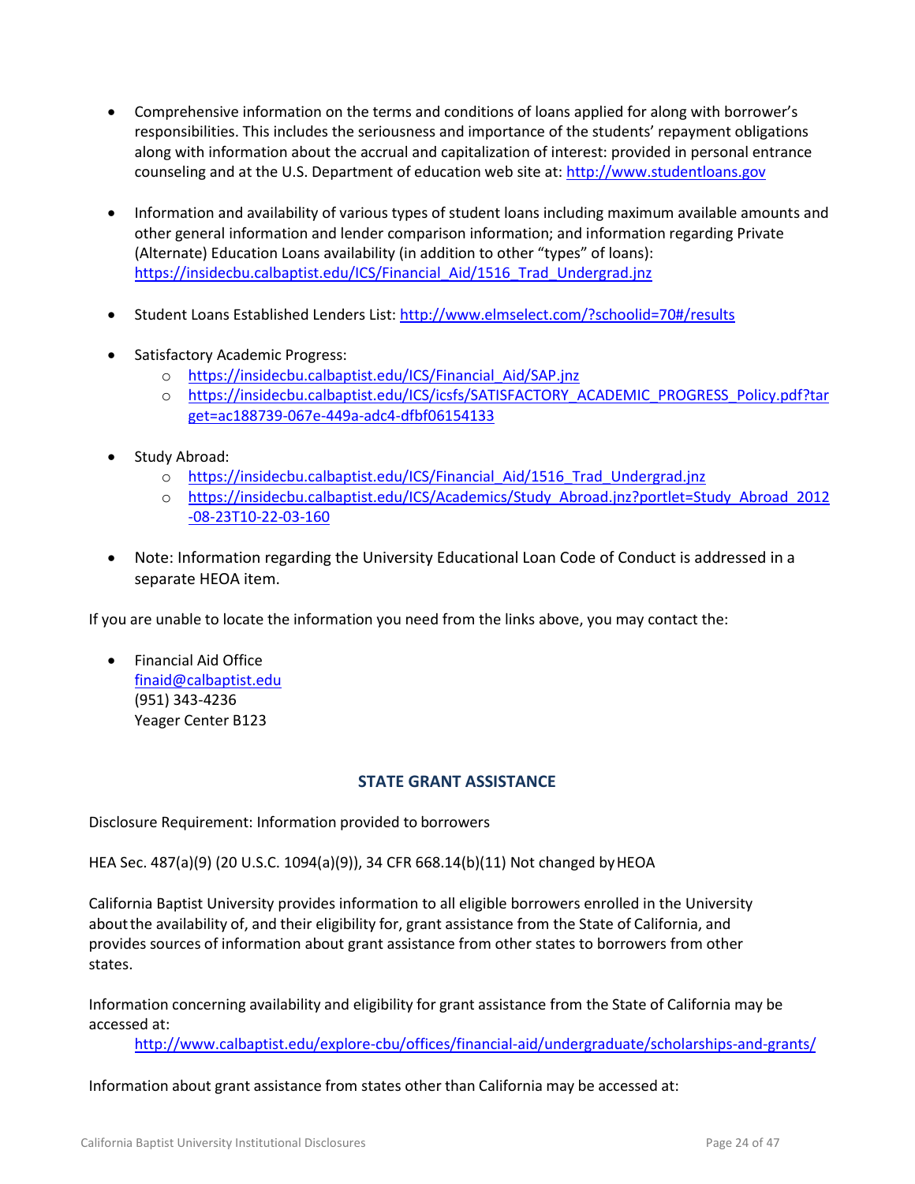- Comprehensive information on the terms and conditions of loans applied for along with borrower's responsibilities. This includes the seriousness and importance of the students' repayment obligations along with information about the accrual and capitalization of interest: provided in personal entrance counseling and at the U.S. Department of education web site at: http://www.studentloans.gov

- Information and availability of various types of student loans including maximum available amounts and other general information and lender comparison information; and information regarding Private (Alternate) Education Loans availability (in addition to other "types" of loans): https://insidecbu.calbaptist.edu/ICS/Financial_Aid/1516_Trad_Undergrad.jnz

- Student Loans Established Lenders List: http://www.elmselect.com/?schoolid=70#/results

- Satisfactory Academic Progress:
  - https://insidecbu.calbaptist.edu/ICS/Financial_Aid/SAP.jnz
  - https://insidecbu.calbaptist.edu/ICS/icsfs/SATISFACTORY_ACADEMIC_PROGRESS_Policy.pdf?target=ac188739-067e-449a-adc4-dfbf06154133

- Study Abroad:
  - https://insidecbu.calbaptist.edu/ICS/Financial_Aid/1516_Trad_Undergrad.jnz
  - https://insidecbu.calbaptist.edu/ICS/Academics/Study_Abroad.jnz?portlet=Study_Abroad_2012-08-23T10-22-03-160

- Note: Information regarding the University Educational Loan Code of Conduct is addressed in a separate HEOA item.

If you are unable to locate the information you need from the links above, you may contact the:

- Financial Aid Office
  finaid@calbaptist.edu
  (951) 343-4236
  Yeager Center B123

## STATE GRANT ASSISTANCE

Disclosure Requirement: Information provided to borrowers

HEA Sec. 487(a)(9) (20 U.S.C. 1094(a)(9)), 34 CFR 668.14(b)(11) Not changed by HEOA

California Baptist University provides information to all eligible borrowers enrolled in the University about the availability of, and their eligibility for, grant assistance from the State of California, and provides sources of information about grant assistance from other states to borrowers from other states.

Information concerning availability and eligibility for grant assistance from the State of California may be accessed at:

http://www.calbaptist.edu/explore-cbu/offices/financial-aid/undergraduate/scholarships-and-grants/

Information about grant assistance from states other than California may be accessed at: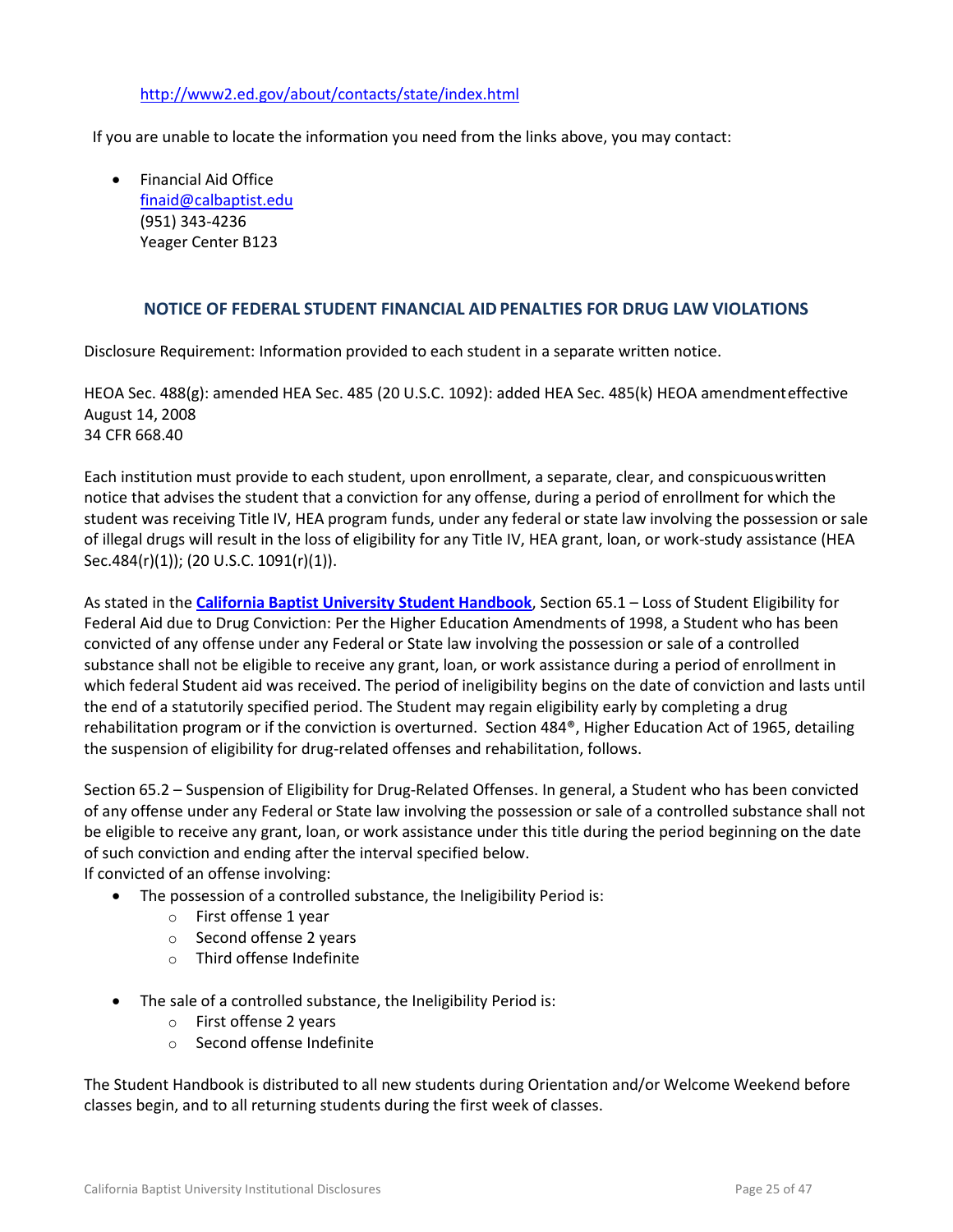http://www2.ed.gov/about/contacts/state/index.html

If you are unable to locate the information you need from the links above, you may contact:

- Financial Aid Office
  finaid@calbaptist.edu
  (951) 343-4236
  Yeager Center B123

## NOTICE OF FEDERAL STUDENT FINANCIAL AID PENALTIES FOR DRUG LAW VIOLATIONS

Disclosure Requirement: Information provided to each student in a separate written notice.

HEOA Sec. 488(g): amended HEA Sec. 485 (20 U.S.C. 1092): added HEA Sec. 485(k) HEOA amendment effective August 14, 2008
34 CFR 668.40

Each institution must provide to each student, upon enrollment, a separate, clear, and conspicuous written notice that advises the student that a conviction for any offense, during a period of enrollment for which the student was receiving Title IV, HEA program funds, under any federal or state law involving the possession or sale of illegal drugs will result in the loss of eligibility for any Title IV, HEA grant, loan, or work-study assistance (HEA Sec.484(r)(1)); (20 U.S.C. 1091(r)(1)).

As stated in the **California Baptist University Student Handbook**, Section 65.1 – Loss of Student Eligibility for Federal Aid due to Drug Conviction: Per the Higher Education Amendments of 1998, a Student who has been convicted of any offense under any Federal or State law involving the possession or sale of a controlled substance shall not be eligible to receive any grant, loan, or work assistance during a period of enrollment in which federal Student aid was received. The period of ineligibility begins on the date of conviction and lasts until the end of a statutorily specified period. The Student may regain eligibility early by completing a drug rehabilitation program or if the conviction is overturned. Section 484®, Higher Education Act of 1965, detailing the suspension of eligibility for drug-related offenses and rehabilitation, follows.

Section 65.2 – Suspension of Eligibility for Drug-Related Offenses. In general, a Student who has been convicted of any offense under any Federal or State law involving the possession or sale of a controlled substance shall not be eligible to receive any grant, loan, or work assistance under this title during the period beginning on the date of such conviction and ending after the interval specified below.
If convicted of an offense involving:

- The possession of a controlled substance, the Ineligibility Period is:
  - First offense 1 year
  - Second offense 2 years
  - Third offense Indefinite
- The sale of a controlled substance, the Ineligibility Period is:
  - First offense 2 years
  - Second offense Indefinite

The Student Handbook is distributed to all new students during Orientation and/or Welcome Weekend before classes begin, and to all returning students during the first week of classes.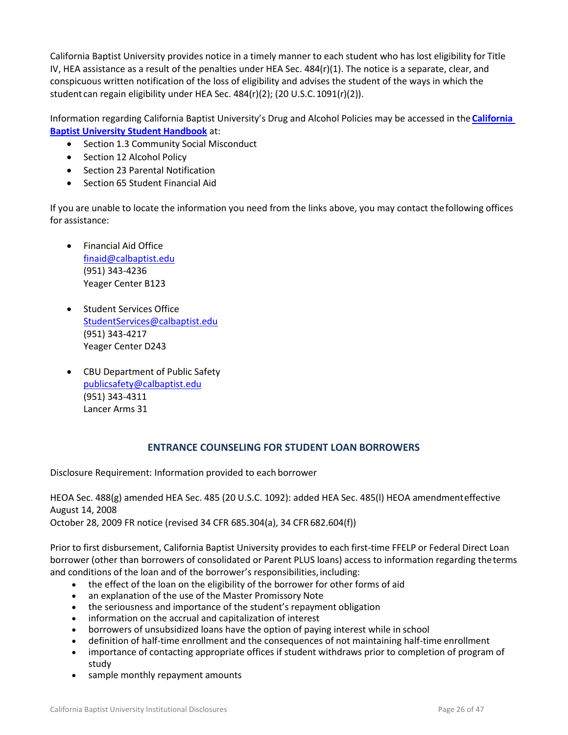California Baptist University provides notice in a timely manner to each student who has lost eligibility for Title IV, HEA assistance as a result of the penalties under HEA Sec. 484(r)(1). The notice is a separate, clear, and conspicuous written notification of the loss of eligibility and advises the student of the ways in which the student can regain eligibility under HEA Sec. 484(r)(2); (20 U.S.C. 1091(r)(2)).

Information regarding California Baptist University's Drug and Alcohol Policies may be accessed in the **California Baptist University Student Handbook** at:

- Section 1.3 Community Social Misconduct
- Section 12 Alcohol Policy
- Section 23 Parental Notification
- Section 65 Student Financial Aid

If you are unable to locate the information you need from the links above, you may contact the following offices for assistance:

- Financial Aid Office
  finaid@calbaptist.edu
  (951) 343-4236
  Yeager Center B123

- Student Services Office
  StudentServices@calbaptist.edu
  (951) 343-4217
  Yeager Center D243

- CBU Department of Public Safety
  publicsafety@calbaptist.edu
  (951) 343-4311
  Lancer Arms 31

## ENTRANCE COUNSELING FOR STUDENT LOAN BORROWERS

Disclosure Requirement: Information provided to each borrower

HEOA Sec. 488(g) amended HEA Sec. 485 (20 U.S.C. 1092): added HEA Sec. 485(l) HEOA amendment effective August 14, 2008
October 28, 2009 FR notice (revised 34 CFR 685.304(a), 34 CFR 682.604(f))

Prior to first disbursement, California Baptist University provides to each first-time FFELP or Federal Direct Loan borrower (other than borrowers of consolidated or Parent PLUS loans) access to information regarding the terms and conditions of the loan and of the borrower's responsibilities, including:

- the effect of the loan on the eligibility of the borrower for other forms of aid
- an explanation of the use of the Master Promissory Note
- the seriousness and importance of the student's repayment obligation
- information on the accrual and capitalization of interest
- borrowers of unsubsidized loans have the option of paying interest while in school
- definition of half-time enrollment and the consequences of not maintaining half-time enrollment
- importance of contacting appropriate offices if student withdraws prior to completion of program of study
- sample monthly repayment amounts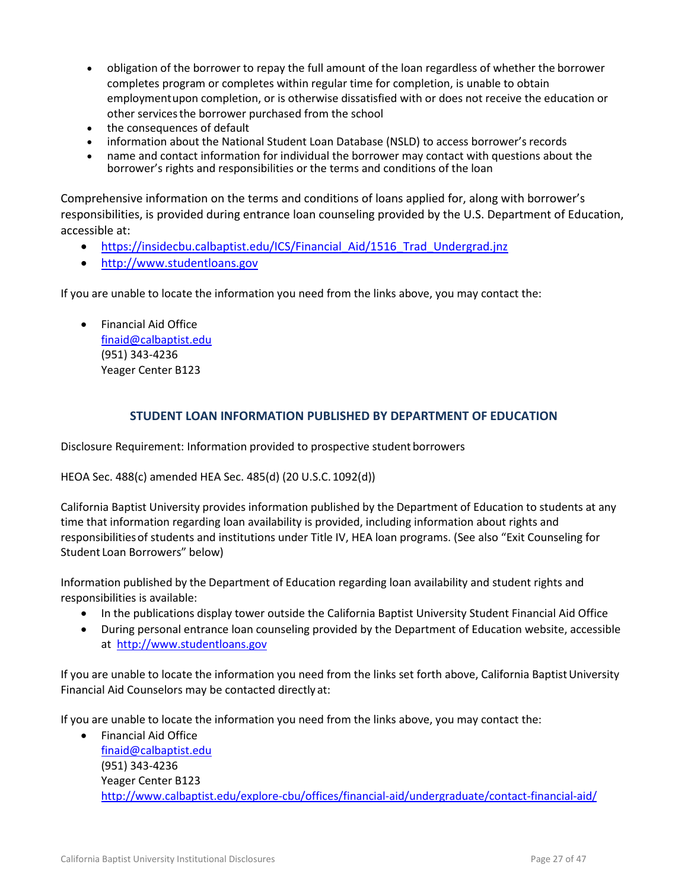- obligation of the borrower to repay the full amount of the loan regardless of whether the borrower completes program or completes within regular time for completion, is unable to obtain employment upon completion, or is otherwise dissatisfied with or does not receive the education or other services the borrower purchased from the school
- the consequences of default
- information about the National Student Loan Database (NSLD) to access borrower's records
- name and contact information for individual the borrower may contact with questions about the borrower's rights and responsibilities or the terms and conditions of the loan

Comprehensive information on the terms and conditions of loans applied for, along with borrower's responsibilities, is provided during entrance loan counseling provided by the U.S. Department of Education, accessible at:

- https://insidecbu.calbaptist.edu/ICS/Financial_Aid/1516_Trad_Undergrad.jnz
- http://www.studentloans.gov

If you are unable to locate the information you need from the links above, you may contact the:

- Financial Aid Office
  finaid@calbaptist.edu
  (951) 343-4236
  Yeager Center B123

## STUDENT LOAN INFORMATION PUBLISHED BY DEPARTMENT OF EDUCATION

Disclosure Requirement: Information provided to prospective student borrowers

HEOA Sec. 488(c) amended HEA Sec. 485(d) (20 U.S.C. 1092(d))

California Baptist University provides information published by the Department of Education to students at any time that information regarding loan availability is provided, including information about rights and responsibilities of students and institutions under Title IV, HEA loan programs. (See also "Exit Counseling for Student Loan Borrowers" below)

Information published by the Department of Education regarding loan availability and student rights and responsibilities is available:

- In the publications display tower outside the California Baptist University Student Financial Aid Office
- During personal entrance loan counseling provided by the Department of Education website, accessible at http://www.studentloans.gov

If you are unable to locate the information you need from the links set forth above, California Baptist University Financial Aid Counselors may be contacted directly at:

If you are unable to locate the information you need from the links above, you may contact the:

- Financial Aid Office
  finaid@calbaptist.edu
  (951) 343-4236
  Yeager Center B123
  http://www.calbaptist.edu/explore-cbu/offices/financial-aid/undergraduate/contact-financial-aid/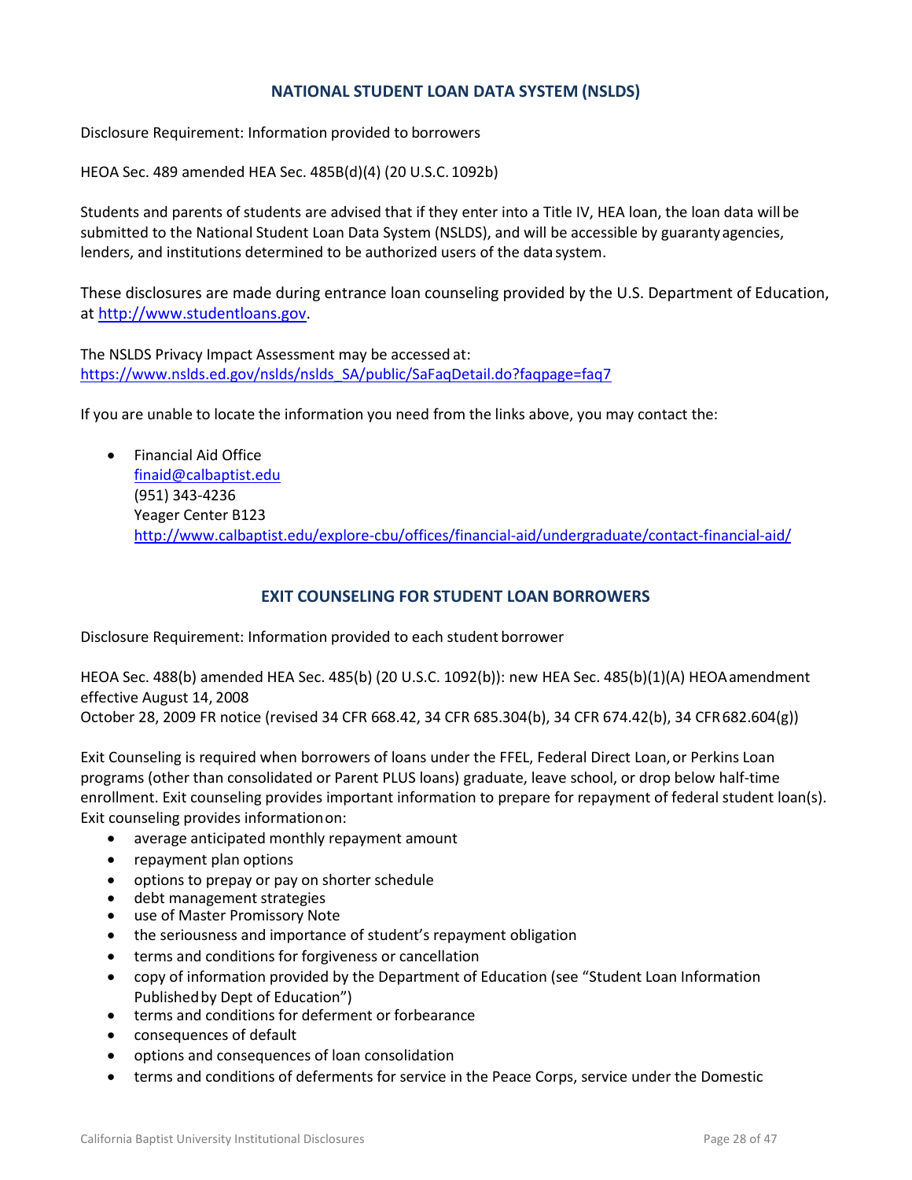## NATIONAL STUDENT LOAN DATA SYSTEM (NSLDS)

Disclosure Requirement: Information provided to borrowers

HEOA Sec. 489 amended HEA Sec. 485B(d)(4) (20 U.S.C. 1092b)

Students and parents of students are advised that if they enter into a Title IV, HEA loan, the loan data will be submitted to the National Student Loan Data System (NSLDS), and will be accessible by guaranty agencies, lenders, and institutions determined to be authorized users of the data system.

These disclosures are made during entrance loan counseling provided by the U.S. Department of Education, at http://www.studentloans.gov.

The NSLDS Privacy Impact Assessment may be accessed at:
https://www.nslds.ed.gov/nslds/nslds_SA/public/SaFaqDetail.do?faqpage=faq7

If you are unable to locate the information you need from the links above, you may contact the:

- Financial Aid Office
  finaid@calbaptist.edu
  (951) 343-4236
  Yeager Center B123
  http://www.calbaptist.edu/explore-cbu/offices/financial-aid/undergraduate/contact-financial-aid/

## EXIT COUNSELING FOR STUDENT LOAN BORROWERS

Disclosure Requirement: Information provided to each student borrower

HEOA Sec. 488(b) amended HEA Sec. 485(b) (20 U.S.C. 1092(b)): new HEA Sec. 485(b)(1)(A) HEOA amendment effective August 14, 2008
October 28, 2009 FR notice (revised 34 CFR 668.42, 34 CFR 685.304(b), 34 CFR 674.42(b), 34 CFR 682.604(g))

Exit Counseling is required when borrowers of loans under the FFEL, Federal Direct Loan, or Perkins Loan programs (other than consolidated or Parent PLUS loans) graduate, leave school, or drop below half-time enrollment. Exit counseling provides important information to prepare for repayment of federal student loan(s). Exit counseling provides information on:

- average anticipated monthly repayment amount
- repayment plan options
- options to prepay or pay on shorter schedule
- debt management strategies
- use of Master Promissory Note
- the seriousness and importance of student's repayment obligation
- terms and conditions for forgiveness or cancellation
- copy of information provided by the Department of Education (see "Student Loan Information Published by Dept of Education")
- terms and conditions for deferment or forbearance
- consequences of default
- options and consequences of loan consolidation
- terms and conditions of deferments for service in the Peace Corps, service under the Domestic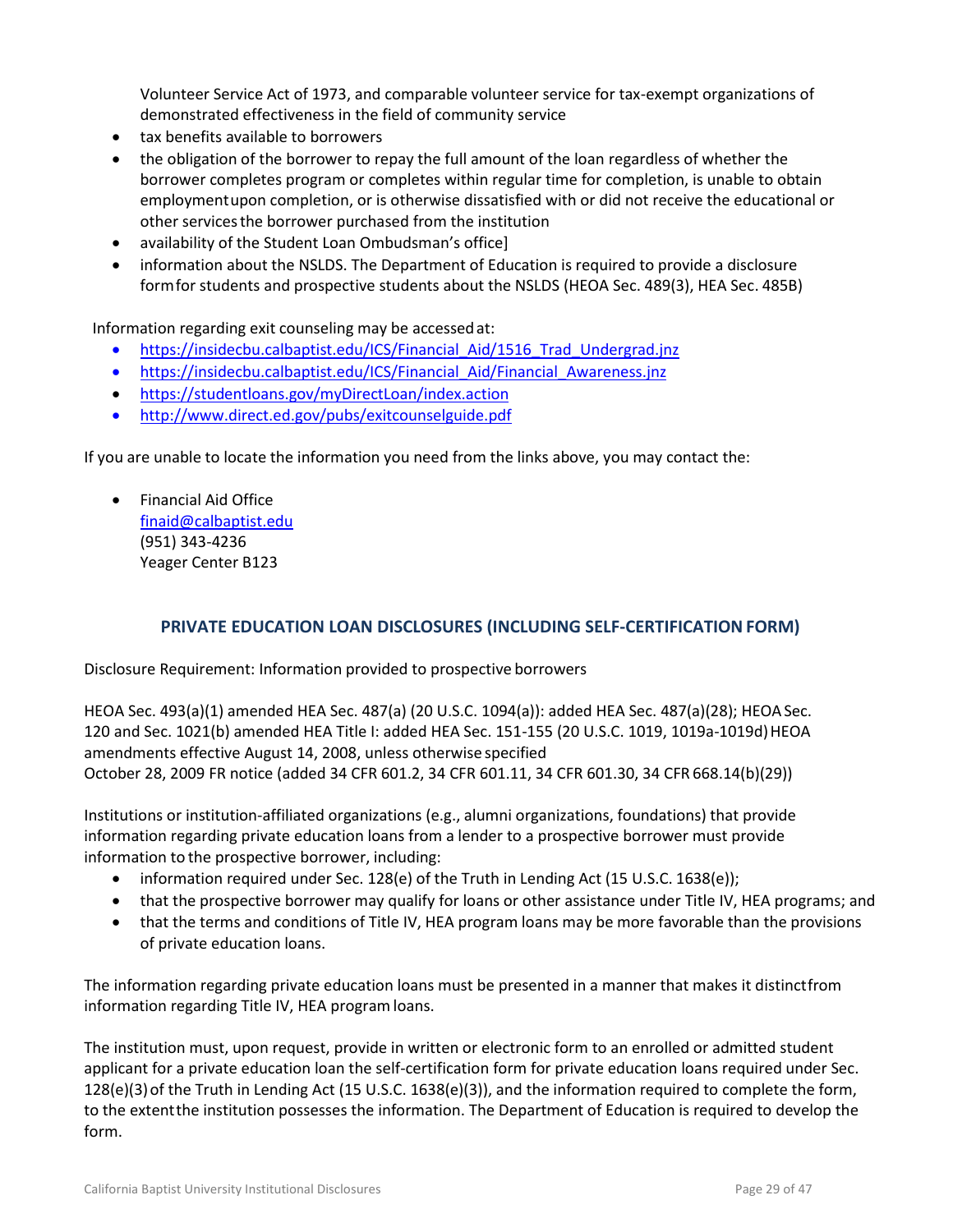Volunteer Service Act of 1973, and comparable volunteer service for tax-exempt organizations of demonstrated effectiveness in the field of community service

- tax benefits available to borrowers
- the obligation of the borrower to repay the full amount of the loan regardless of whether the borrower completes program or completes within regular time for completion, is unable to obtain employment upon completion, or is otherwise dissatisfied with or did not receive the educational or other services the borrower purchased from the institution
- availability of the Student Loan Ombudsman's office]
- information about the NSLDS. The Department of Education is required to provide a disclosure form for students and prospective students about the NSLDS (HEOA Sec. 489(3), HEA Sec. 485B)

Information regarding exit counseling may be accessed at:

- https://insidecbu.calbaptist.edu/ICS/Financial_Aid/1516_Trad_Undergrad.jnz
- https://insidecbu.calbaptist.edu/ICS/Financial_Aid/Financial_Awareness.jnz
- https://studentloans.gov/myDirectLoan/index.action
- http://www.direct.ed.gov/pubs/exitcounselguide.pdf

If you are unable to locate the information you need from the links above, you may contact the:

- Financial Aid Office
  finaid@calbaptist.edu
  (951) 343-4236
  Yeager Center B123

## PRIVATE EDUCATION LOAN DISCLOSURES (INCLUDING SELF-CERTIFICATION FORM)

Disclosure Requirement: Information provided to prospective borrowers

HEOA Sec. 493(a)(1) amended HEA Sec. 487(a) (20 U.S.C. 1094(a)): added HEA Sec. 487(a)(28); HEOA Sec. 120 and Sec. 1021(b) amended HEA Title I: added HEA Sec. 151-155 (20 U.S.C. 1019, 1019a-1019d) HEOA amendments effective August 14, 2008, unless otherwise specified
October 28, 2009 FR notice (added 34 CFR 601.2, 34 CFR 601.11, 34 CFR 601.30, 34 CFR 668.14(b)(29))

Institutions or institution-affiliated organizations (e.g., alumni organizations, foundations) that provide information regarding private education loans from a lender to a prospective borrower must provide information to the prospective borrower, including:

- information required under Sec. 128(e) of the Truth in Lending Act (15 U.S.C. 1638(e));
- that the prospective borrower may qualify for loans or other assistance under Title IV, HEA programs; and
- that the terms and conditions of Title IV, HEA program loans may be more favorable than the provisions of private education loans.

The information regarding private education loans must be presented in a manner that makes it distinct from information regarding Title IV, HEA program loans.

The institution must, upon request, provide in written or electronic form to an enrolled or admitted student applicant for a private education loan the self-certification form for private education loans required under Sec. 128(e)(3) of the Truth in Lending Act (15 U.S.C. 1638(e)(3)), and the information required to complete the form, to the extent the institution possesses the information. The Department of Education is required to develop the form.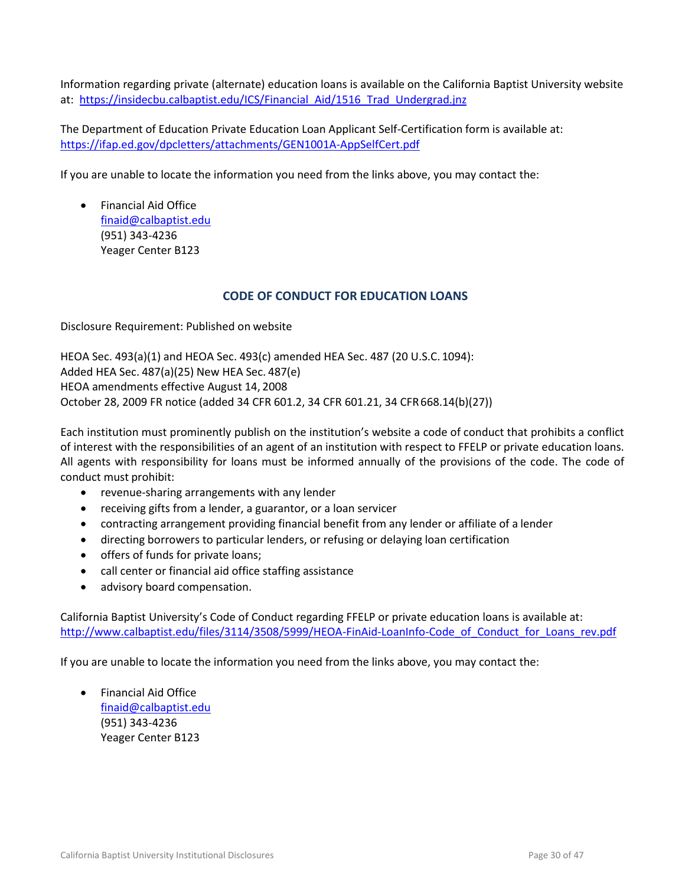Information regarding private (alternate) education loans is available on the California Baptist University website at: https://insidecbu.calbaptist.edu/ICS/Financial_Aid/1516_Trad_Undergrad.jnz

The Department of Education Private Education Loan Applicant Self-Certification form is available at: https://ifap.ed.gov/dpcletters/attachments/GEN1001A-AppSelfCert.pdf

If you are unable to locate the information you need from the links above, you may contact the:

- Financial Aid Office
  finaid@calbaptist.edu
  (951) 343-4236
  Yeager Center B123

## CODE OF CONDUCT FOR EDUCATION LOANS

Disclosure Requirement: Published on website

HEOA Sec. 493(a)(1) and HEOA Sec. 493(c) amended HEA Sec. 487 (20 U.S.C. 1094):
Added HEA Sec. 487(a)(25) New HEA Sec. 487(e)
HEOA amendments effective August 14, 2008
October 28, 2009 FR notice (added 34 CFR 601.2, 34 CFR 601.21, 34 CFR 668.14(b)(27))

Each institution must prominently publish on the institution's website a code of conduct that prohibits a conflict of interest with the responsibilities of an agent of an institution with respect to FFELP or private education loans. All agents with responsibility for loans must be informed annually of the provisions of the code. The code of conduct must prohibit:

- revenue-sharing arrangements with any lender
- receiving gifts from a lender, a guarantor, or a loan servicer
- contracting arrangement providing financial benefit from any lender or affiliate of a lender
- directing borrowers to particular lenders, or refusing or delaying loan certification
- offers of funds for private loans;
- call center or financial aid office staffing assistance
- advisory board compensation.

California Baptist University's Code of Conduct regarding FFELP or private education loans is available at: http://www.calbaptist.edu/files/3114/3508/5999/HEOA-FinAid-LoanInfo-Code_of_Conduct_for_Loans_rev.pdf

If you are unable to locate the information you need from the links above, you may contact the:

- Financial Aid Office
  finaid@calbaptist.edu
  (951) 343-4236
  Yeager Center B123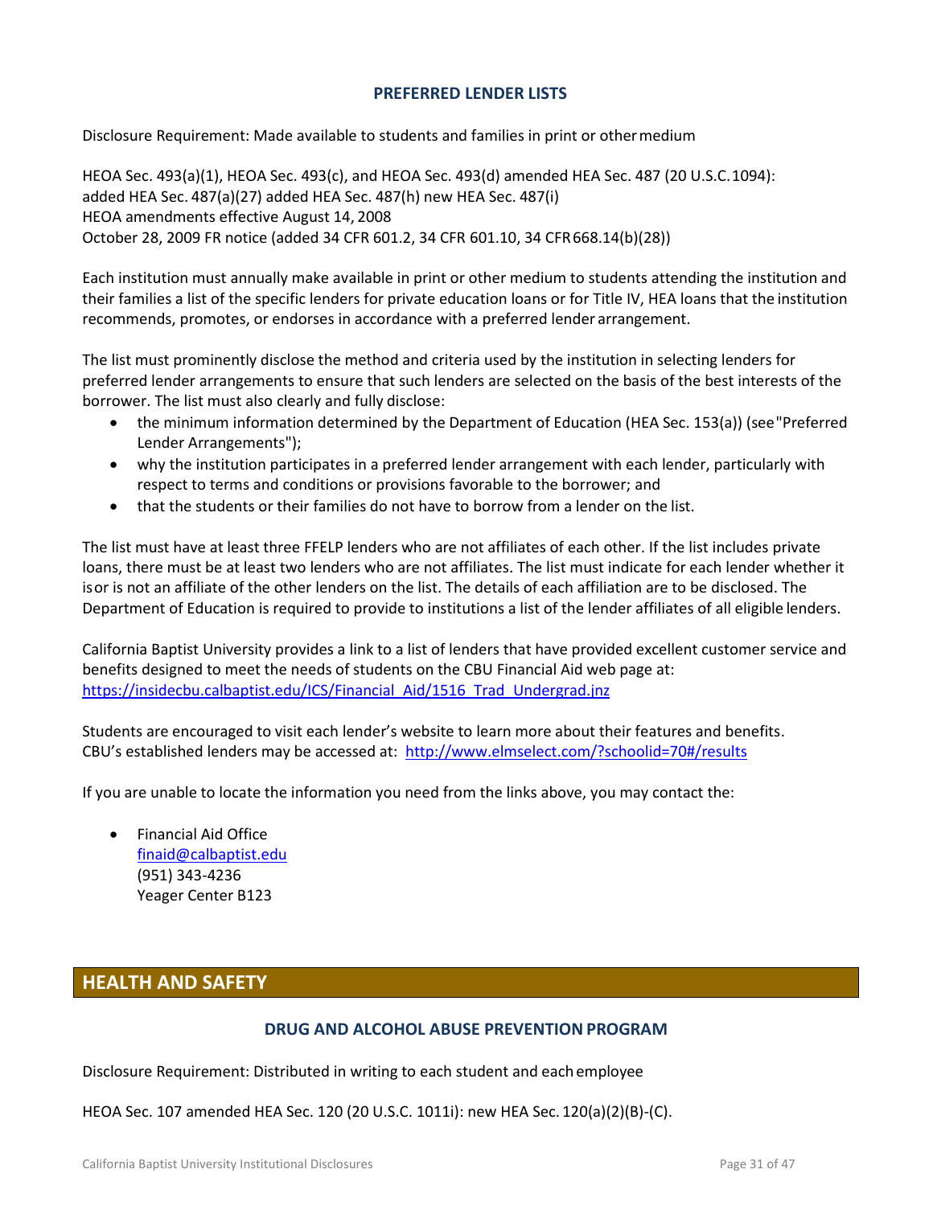### PREFERRED LENDER LISTS

Disclosure Requirement: Made available to students and families in print or other medium

HEOA Sec. 493(a)(1), HEOA Sec. 493(c), and HEOA Sec. 493(d) amended HEA Sec. 487 (20 U.S.C. 1094): added HEA Sec. 487(a)(27) added HEA Sec. 487(h) new HEA Sec. 487(i)
HEOA amendments effective August 14, 2008
October 28, 2009 FR notice (added 34 CFR 601.2, 34 CFR 601.10, 34 CFR 668.14(b)(28))

Each institution must annually make available in print or other medium to students attending the institution and their families a list of the specific lenders for private education loans or for Title IV, HEA loans that the institution recommends, promotes, or endorses in accordance with a preferred lender arrangement.

The list must prominently disclose the method and criteria used by the institution in selecting lenders for preferred lender arrangements to ensure that such lenders are selected on the basis of the best interests of the borrower. The list must also clearly and fully disclose:

- the minimum information determined by the Department of Education (HEA Sec. 153(a)) (see "Preferred Lender Arrangements");
- why the institution participates in a preferred lender arrangement with each lender, particularly with respect to terms and conditions or provisions favorable to the borrower; and
- that the students or their families do not have to borrow from a lender on the list.

The list must have at least three FFELP lenders who are not affiliates of each other. If the list includes private loans, there must be at least two lenders who are not affiliates. The list must indicate for each lender whether it is or is not an affiliate of the other lenders on the list. The details of each affiliation are to be disclosed. The Department of Education is required to provide to institutions a list of the lender affiliates of all eligible lenders.

California Baptist University provides a link to a list of lenders that have provided excellent customer service and benefits designed to meet the needs of students on the CBU Financial Aid web page at: https://insidecbu.calbaptist.edu/ICS/Financial_Aid/1516_Trad_Undergrad.jnz

Students are encouraged to visit each lender's website to learn more about their features and benefits. CBU's established lenders may be accessed at: http://www.elmselect.com/?schoolid=70#/results

If you are unable to locate the information you need from the links above, you may contact the:

- Financial Aid Office
  finaid@calbaptist.edu
  (951) 343-4236
  Yeager Center B123

## HEALTH AND SAFETY

### DRUG AND ALCOHOL ABUSE PREVENTION PROGRAM

Disclosure Requirement: Distributed in writing to each student and each employee

HEOA Sec. 107 amended HEA Sec. 120 (20 U.S.C. 1011i): new HEA Sec. 120(a)(2)(B)-(C).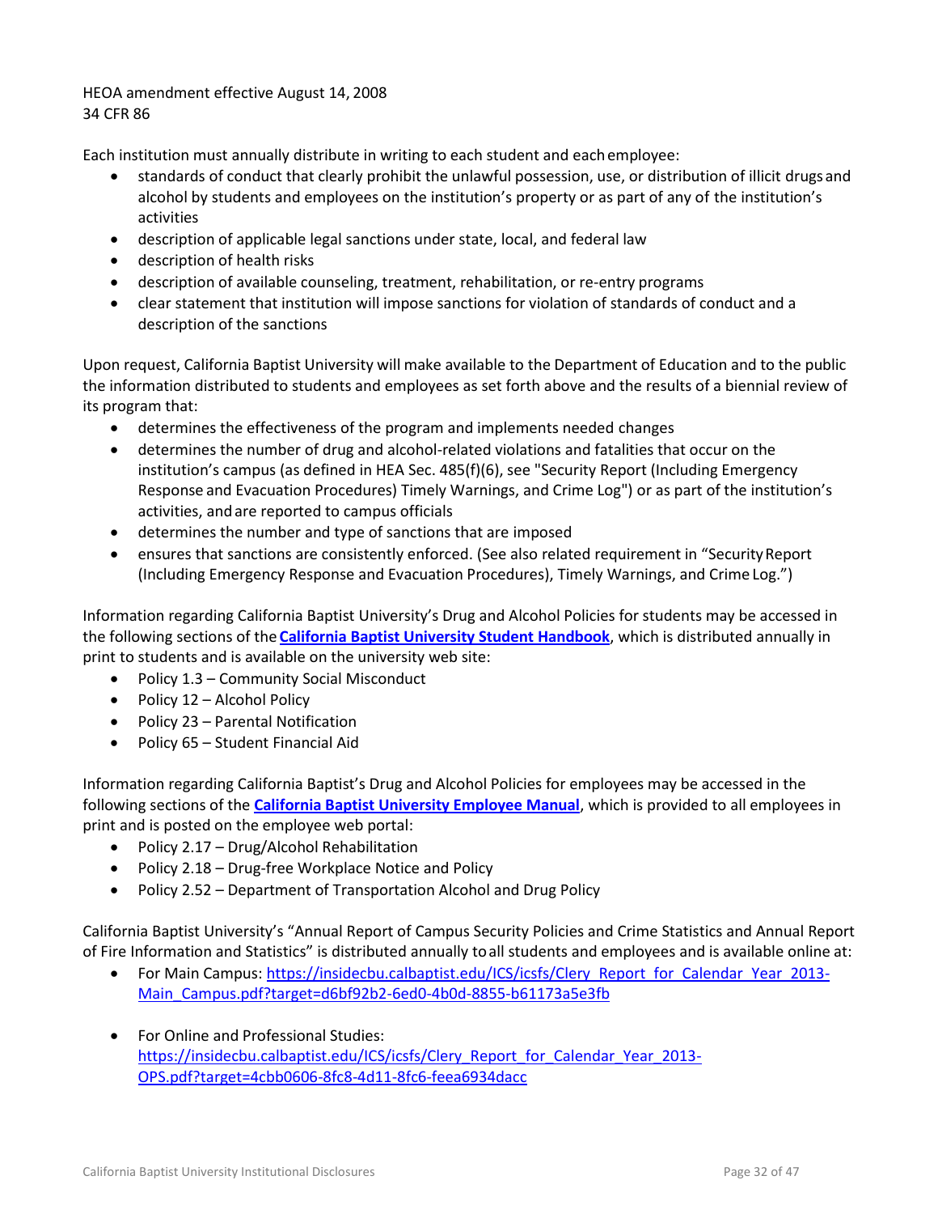HEOA amendment effective August 14, 2008
34 CFR 86

Each institution must annually distribute in writing to each student and each employee:

- standards of conduct that clearly prohibit the unlawful possession, use, or distribution of illicit drugs and alcohol by students and employees on the institution's property or as part of any of the institution's activities
- description of applicable legal sanctions under state, local, and federal law
- description of health risks
- description of available counseling, treatment, rehabilitation, or re-entry programs
- clear statement that institution will impose sanctions for violation of standards of conduct and a description of the sanctions

Upon request, California Baptist University will make available to the Department of Education and to the public the information distributed to students and employees as set forth above and the results of a biennial review of its program that:

- determines the effectiveness of the program and implements needed changes
- determines the number of drug and alcohol-related violations and fatalities that occur on the institution's campus (as defined in HEA Sec. 485(f)(6), see "Security Report (Including Emergency Response and Evacuation Procedures) Timely Warnings, and Crime Log") or as part of the institution's activities, and are reported to campus officials
- determines the number and type of sanctions that are imposed
- ensures that sanctions are consistently enforced. (See also related requirement in "Security Report (Including Emergency Response and Evacuation Procedures), Timely Warnings, and Crime Log.")

Information regarding California Baptist University's Drug and Alcohol Policies for students may be accessed in the following sections of the **California Baptist University Student Handbook**, which is distributed annually in print to students and is available on the university web site:

- Policy 1.3 – Community Social Misconduct
- Policy 12 – Alcohol Policy
- Policy 23 – Parental Notification
- Policy 65 – Student Financial Aid

Information regarding California Baptist's Drug and Alcohol Policies for employees may be accessed in the following sections of the **California Baptist University Employee Manual**, which is provided to all employees in print and is posted on the employee web portal:

- Policy 2.17 – Drug/Alcohol Rehabilitation
- Policy 2.18 – Drug-free Workplace Notice and Policy
- Policy 2.52 – Department of Transportation Alcohol and Drug Policy

California Baptist University's "Annual Report of Campus Security Policies and Crime Statistics and Annual Report of Fire Information and Statistics" is distributed annually to all students and employees and is available online at:

- For Main Campus: https://insidecbu.calbaptist.edu/ICS/icsfs/Clery_Report_for_Calendar_Year_2013-Main_Campus.pdf?target=d6bf92b2-6ed0-4b0d-8855-b61173a5e3fb
- For Online and Professional Studies: https://insidecbu.calbaptist.edu/ICS/icsfs/Clery_Report_for_Calendar_Year_2013-OPS.pdf?target=4cbb0606-8fc8-4d11-8fc6-feea6934dacc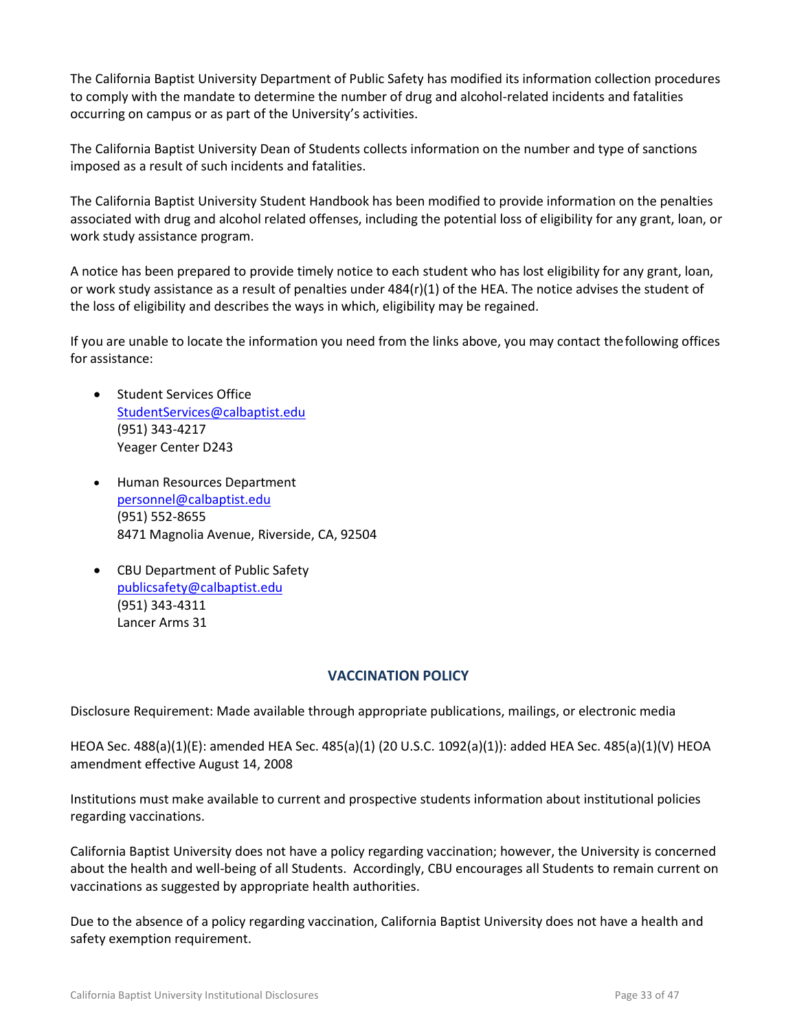The California Baptist University Department of Public Safety has modified its information collection procedures to comply with the mandate to determine the number of drug and alcohol-related incidents and fatalities occurring on campus or as part of the University's activities.

The California Baptist University Dean of Students collects information on the number and type of sanctions imposed as a result of such incidents and fatalities.

The California Baptist University Student Handbook has been modified to provide information on the penalties associated with drug and alcohol related offenses, including the potential loss of eligibility for any grant, loan, or work study assistance program.

A notice has been prepared to provide timely notice to each student who has lost eligibility for any grant, loan, or work study assistance as a result of penalties under 484(r)(1) of the HEA. The notice advises the student of the loss of eligibility and describes the ways in which, eligibility may be regained.

If you are unable to locate the information you need from the links above, you may contact the following offices for assistance:

- Student Services Office  
  StudentServices@calbaptist.edu  
  (951) 343-4217  
  Yeager Center D243

- Human Resources Department  
  personnel@calbaptist.edu  
  (951) 552-8655  
  8471 Magnolia Avenue, Riverside, CA, 92504

- CBU Department of Public Safety  
  publicsafety@calbaptist.edu  
  (951) 343-4311  
  Lancer Arms 31

## VACCINATION POLICY

Disclosure Requirement: Made available through appropriate publications, mailings, or electronic media

HEOA Sec. 488(a)(1)(E): amended HEA Sec. 485(a)(1) (20 U.S.C. 1092(a)(1)): added HEA Sec. 485(a)(1)(V) HEOA amendment effective August 14, 2008

Institutions must make available to current and prospective students information about institutional policies regarding vaccinations.

California Baptist University does not have a policy regarding vaccination; however, the University is concerned about the health and well-being of all Students. Accordingly, CBU encourages all Students to remain current on vaccinations as suggested by appropriate health authorities.

Due to the absence of a policy regarding vaccination, California Baptist University does not have a health and safety exemption requirement.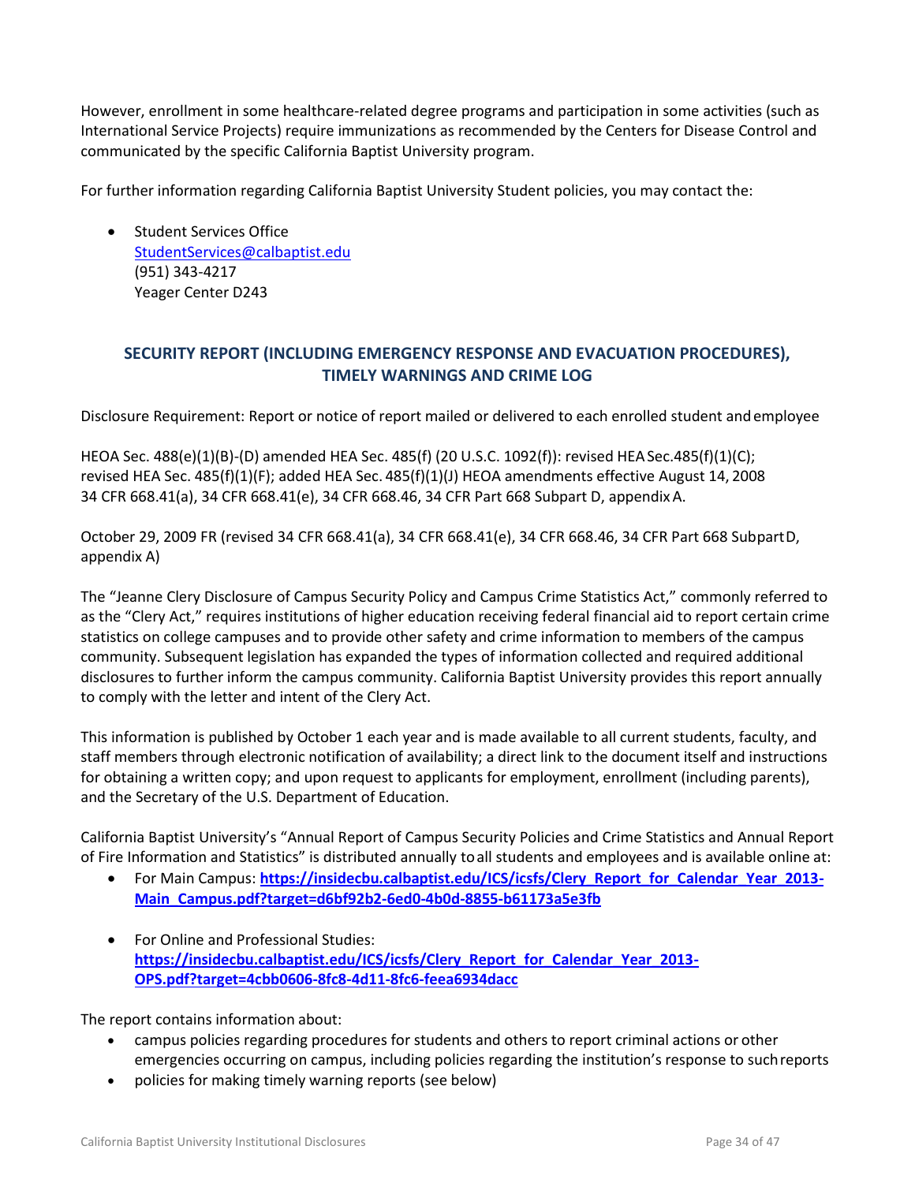However, enrollment in some healthcare-related degree programs and participation in some activities (such as International Service Projects) require immunizations as recommended by the Centers for Disease Control and communicated by the specific California Baptist University program.

For further information regarding California Baptist University Student policies, you may contact the:

- Student Services Office
  StudentServices@calbaptist.edu
  (951) 343-4217
  Yeager Center D243

## SECURITY REPORT (INCLUDING EMERGENCY RESPONSE AND EVACUATION PROCEDURES), TIMELY WARNINGS AND CRIME LOG

Disclosure Requirement: Report or notice of report mailed or delivered to each enrolled student and employee

HEOA Sec. 488(e)(1)(B)-(D) amended HEA Sec. 485(f) (20 U.S.C. 1092(f)): revised HEA Sec.485(f)(1)(C); revised HEA Sec. 485(f)(1)(F); added HEA Sec. 485(f)(1)(J) HEOA amendments effective August 14, 2008 34 CFR 668.41(a), 34 CFR 668.41(e), 34 CFR 668.46, 34 CFR Part 668 Subpart D, appendix A.

October 29, 2009 FR (revised 34 CFR 668.41(a), 34 CFR 668.41(e), 34 CFR 668.46, 34 CFR Part 668 Subpart D, appendix A)

The "Jeanne Clery Disclosure of Campus Security Policy and Campus Crime Statistics Act," commonly referred to as the "Clery Act," requires institutions of higher education receiving federal financial aid to report certain crime statistics on college campuses and to provide other safety and crime information to members of the campus community. Subsequent legislation has expanded the types of information collected and required additional disclosures to further inform the campus community. California Baptist University provides this report annually to comply with the letter and intent of the Clery Act.

This information is published by October 1 each year and is made available to all current students, faculty, and staff members through electronic notification of availability; a direct link to the document itself and instructions for obtaining a written copy; and upon request to applicants for employment, enrollment (including parents), and the Secretary of the U.S. Department of Education.

California Baptist University's "Annual Report of Campus Security Policies and Crime Statistics and Annual Report of Fire Information and Statistics" is distributed annually to all students and employees and is available online at:

- For Main Campus: **https://insidecbu.calbaptist.edu/ICS/icsfs/Clery_Report_for_Calendar_Year_2013-Main_Campus.pdf?target=d6bf92b2-6ed0-4b0d-8855-b61173a5e3fb**

- For Online and Professional Studies: **https://insidecbu.calbaptist.edu/ICS/icsfs/Clery_Report_for_Calendar_Year_2013-OPS.pdf?target=4cbb0606-8fc8-4d11-8fc6-feea6934dacc**

The report contains information about:

- campus policies regarding procedures for students and others to report criminal actions or other emergencies occurring on campus, including policies regarding the institution's response to such reports
- policies for making timely warning reports (see below)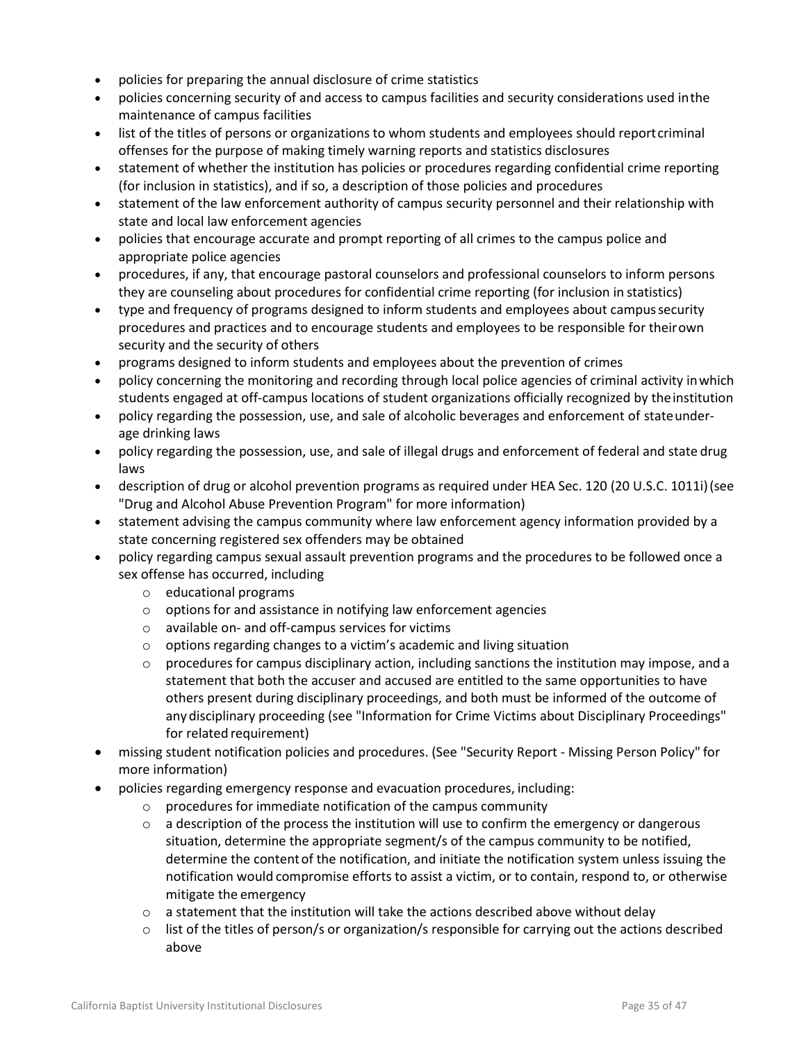- policies for preparing the annual disclosure of crime statistics
- policies concerning security of and access to campus facilities and security considerations used in the maintenance of campus facilities
- list of the titles of persons or organizations to whom students and employees should report criminal offenses for the purpose of making timely warning reports and statistics disclosures
- statement of whether the institution has policies or procedures regarding confidential crime reporting (for inclusion in statistics), and if so, a description of those policies and procedures
- statement of the law enforcement authority of campus security personnel and their relationship with state and local law enforcement agencies
- policies that encourage accurate and prompt reporting of all crimes to the campus police and appropriate police agencies
- procedures, if any, that encourage pastoral counselors and professional counselors to inform persons they are counseling about procedures for confidential crime reporting (for inclusion in statistics)
- type and frequency of programs designed to inform students and employees about campus security procedures and practices and to encourage students and employees to be responsible for their own security and the security of others
- programs designed to inform students and employees about the prevention of crimes
- policy concerning the monitoring and recording through local police agencies of criminal activity in which students engaged at off-campus locations of student organizations officially recognized by the institution
- policy regarding the possession, use, and sale of alcoholic beverages and enforcement of state under-age drinking laws
- policy regarding the possession, use, and sale of illegal drugs and enforcement of federal and state drug laws
- description of drug or alcohol prevention programs as required under HEA Sec. 120 (20 U.S.C. 1011i) (see "Drug and Alcohol Abuse Prevention Program" for more information)
- statement advising the campus community where law enforcement agency information provided by a state concerning registered sex offenders may be obtained
- policy regarding campus sexual assault prevention programs and the procedures to be followed once a sex offense has occurred, including
  - educational programs
  - options for and assistance in notifying law enforcement agencies
  - available on- and off-campus services for victims
  - options regarding changes to a victim's academic and living situation
  - procedures for campus disciplinary action, including sanctions the institution may impose, and a statement that both the accuser and accused are entitled to the same opportunities to have others present during disciplinary proceedings, and both must be informed of the outcome of any disciplinary proceeding (see "Information for Crime Victims about Disciplinary Proceedings" for related requirement)
- missing student notification policies and procedures. (See "Security Report - Missing Person Policy" for more information)
- policies regarding emergency response and evacuation procedures, including:
  - procedures for immediate notification of the campus community
  - a description of the process the institution will use to confirm the emergency or dangerous situation, determine the appropriate segment/s of the campus community to be notified, determine the content of the notification, and initiate the notification system unless issuing the notification would compromise efforts to assist a victim, or to contain, respond to, or otherwise mitigate the emergency
  - a statement that the institution will take the actions described above without delay
  - list of the titles of person/s or organization/s responsible for carrying out the actions described above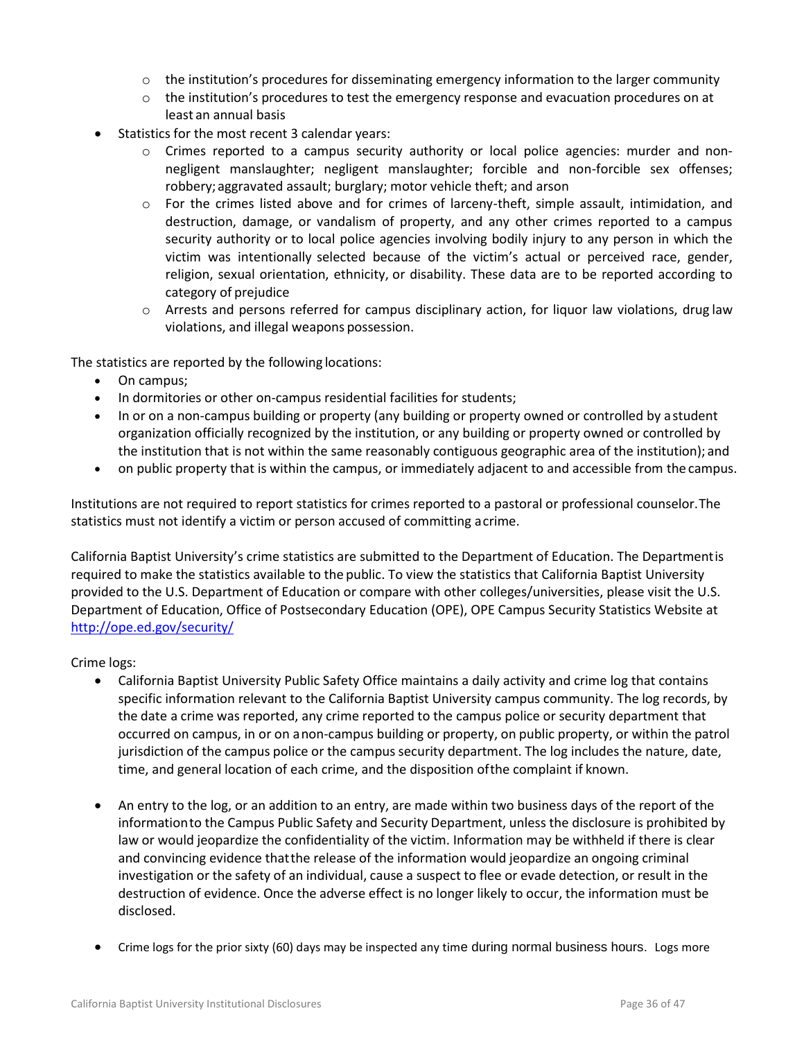- the institution's procedures for disseminating emergency information to the larger community
  - the institution's procedures to test the emergency response and evacuation procedures on at least an annual basis
- Statistics for the most recent 3 calendar years:
  - Crimes reported to a campus security authority or local police agencies: murder and non-negligent manslaughter; negligent manslaughter; forcible and non-forcible sex offenses; robbery; aggravated assault; burglary; motor vehicle theft; and arson
  - For the crimes listed above and for crimes of larceny-theft, simple assault, intimidation, and destruction, damage, or vandalism of property, and any other crimes reported to a campus security authority or to local police agencies involving bodily injury to any person in which the victim was intentionally selected because of the victim's actual or perceived race, gender, religion, sexual orientation, ethnicity, or disability. These data are to be reported according to category of prejudice
  - Arrests and persons referred for campus disciplinary action, for liquor law violations, drug law violations, and illegal weapons possession.

The statistics are reported by the following locations:

- On campus;
- In dormitories or other on-campus residential facilities for students;
- In or on a non-campus building or property (any building or property owned or controlled by a student organization officially recognized by the institution, or any building or property owned or controlled by the institution that is not within the same reasonably contiguous geographic area of the institution); and
- on public property that is within the campus, or immediately adjacent to and accessible from the campus.

Institutions are not required to report statistics for crimes reported to a pastoral or professional counselor. The statistics must not identify a victim or person accused of committing a crime.

California Baptist University's crime statistics are submitted to the Department of Education. The Department is required to make the statistics available to the public. To view the statistics that California Baptist University provided to the U.S. Department of Education or compare with other colleges/universities, please visit the U.S. Department of Education, Office of Postsecondary Education (OPE), OPE Campus Security Statistics Website at http://ope.ed.gov/security/

Crime logs:

- California Baptist University Public Safety Office maintains a daily activity and crime log that contains specific information relevant to the California Baptist University campus community. The log records, by the date a crime was reported, any crime reported to the campus police or security department that occurred on campus, in or on a non-campus building or property, on public property, or within the patrol jurisdiction of the campus police or the campus security department. The log includes the nature, date, time, and general location of each crime, and the disposition of the complaint if known.

- An entry to the log, or an addition to an entry, are made within two business days of the report of the information to the Campus Public Safety and Security Department, unless the disclosure is prohibited by law or would jeopardize the confidentiality of the victim. Information may be withheld if there is clear and convincing evidence that the release of the information would jeopardize an ongoing criminal investigation or the safety of an individual, cause a suspect to flee or evade detection, or result in the destruction of evidence. Once the adverse effect is no longer likely to occur, the information must be disclosed.

- Crime logs for the prior sixty (60) days may be inspected any time during normal business hours. Logs more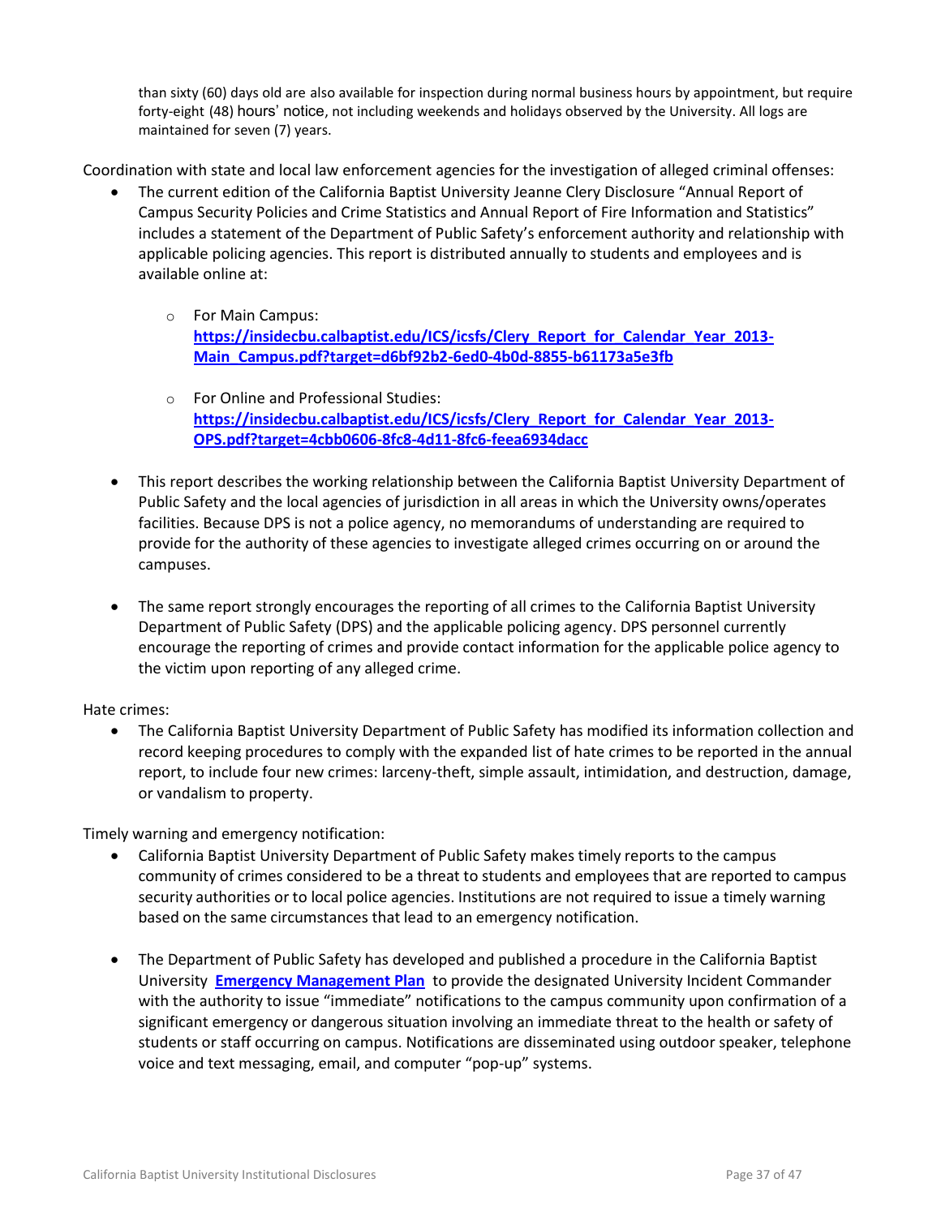than sixty (60) days old are also available for inspection during normal business hours by appointment, but require forty-eight (48) hours' notice, not including weekends and holidays observed by the University. All logs are maintained for seven (7) years.

Coordination with state and local law enforcement agencies for the investigation of alleged criminal offenses:

- The current edition of the California Baptist University Jeanne Clery Disclosure "Annual Report of Campus Security Policies and Crime Statistics and Annual Report of Fire Information and Statistics" includes a statement of the Department of Public Safety's enforcement authority and relationship with applicable policing agencies. This report is distributed annually to students and employees and is available online at:
    - For Main Campus: **https://insidecbu.calbaptist.edu/ICS/icsfs/Clery_Report_for_Calendar_Year_2013-Main_Campus.pdf?target=d6bf92b2-6ed0-4b0d-8855-b61173a5e3fb**
    - For Online and Professional Studies: **https://insidecbu.calbaptist.edu/ICS/icsfs/Clery_Report_for_Calendar_Year_2013-OPS.pdf?target=4cbb0606-8fc8-4d11-8fc6-feea6934dacc**
- This report describes the working relationship between the California Baptist University Department of Public Safety and the local agencies of jurisdiction in all areas in which the University owns/operates facilities. Because DPS is not a police agency, no memorandums of understanding are required to provide for the authority of these agencies to investigate alleged crimes occurring on or around the campuses.
- The same report strongly encourages the reporting of all crimes to the California Baptist University Department of Public Safety (DPS) and the applicable policing agency. DPS personnel currently encourage the reporting of crimes and provide contact information for the applicable police agency to the victim upon reporting of any alleged crime.

Hate crimes:

- The California Baptist University Department of Public Safety has modified its information collection and record keeping procedures to comply with the expanded list of hate crimes to be reported in the annual report, to include four new crimes: larceny-theft, simple assault, intimidation, and destruction, damage, or vandalism to property.

Timely warning and emergency notification:

- California Baptist University Department of Public Safety makes timely reports to the campus community of crimes considered to be a threat to students and employees that are reported to campus security authorities or to local police agencies. Institutions are not required to issue a timely warning based on the same circumstances that lead to an emergency notification.
- The Department of Public Safety has developed and published a procedure in the California Baptist University **Emergency Management Plan** to provide the designated University Incident Commander with the authority to issue "immediate" notifications to the campus community upon confirmation of a significant emergency or dangerous situation involving an immediate threat to the health or safety of students or staff occurring on campus. Notifications are disseminated using outdoor speaker, telephone voice and text messaging, email, and computer "pop-up" systems.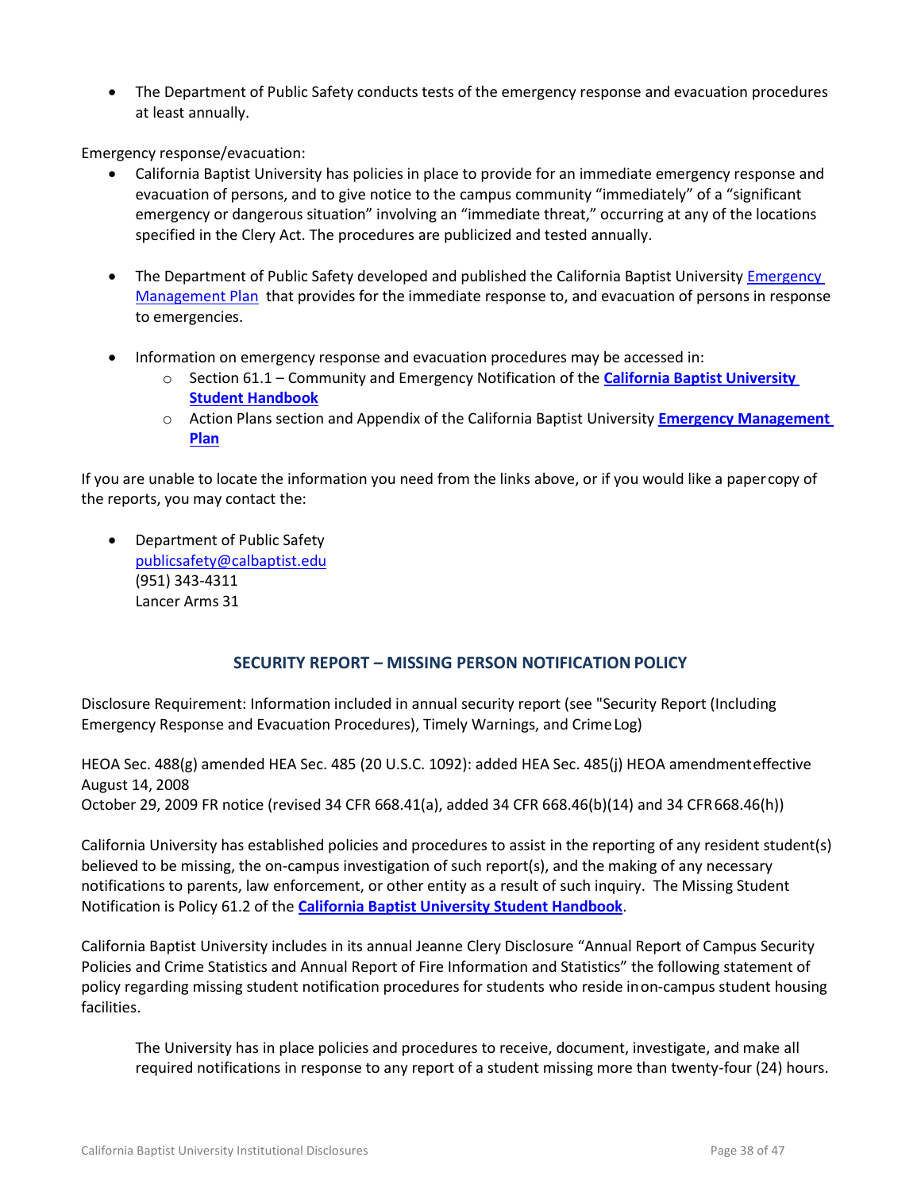- The Department of Public Safety conducts tests of the emergency response and evacuation procedures at least annually.

Emergency response/evacuation:

- California Baptist University has policies in place to provide for an immediate emergency response and evacuation of persons, and to give notice to the campus community "immediately" of a "significant emergency or dangerous situation" involving an "immediate threat," occurring at any of the locations specified in the Clery Act. The procedures are publicized and tested annually.

- The Department of Public Safety developed and published the California Baptist University Emergency Management Plan that provides for the immediate response to, and evacuation of persons in response to emergencies.

- Information on emergency response and evacuation procedures may be accessed in:
  - Section 61.1 – Community and Emergency Notification of the **California Baptist University Student Handbook**
  - Action Plans section and Appendix of the California Baptist University **Emergency Management Plan**

If you are unable to locate the information you need from the links above, or if you would like a paper copy of the reports, you may contact the:

- Department of Public Safety
  publicsafety@calbaptist.edu
  (951) 343-4311
  Lancer Arms 31

## SECURITY REPORT – MISSING PERSON NOTIFICATION POLICY

Disclosure Requirement: Information included in annual security report (see "Security Report (Including Emergency Response and Evacuation Procedures), Timely Warnings, and Crime Log)

HEOA Sec. 488(g) amended HEA Sec. 485 (20 U.S.C. 1092): added HEA Sec. 485(j) HEOA amendment effective August 14, 2008
October 29, 2009 FR notice (revised 34 CFR 668.41(a), added 34 CFR 668.46(b)(14) and 34 CFR 668.46(h))

California University has established policies and procedures to assist in the reporting of any resident student(s) believed to be missing, the on-campus investigation of such report(s), and the making of any necessary notifications to parents, law enforcement, or other entity as a result of such inquiry. The Missing Student Notification is Policy 61.2 of the **California Baptist University Student Handbook**.

California Baptist University includes in its annual Jeanne Clery Disclosure "Annual Report of Campus Security Policies and Crime Statistics and Annual Report of Fire Information and Statistics" the following statement of policy regarding missing student notification procedures for students who reside in on-campus student housing facilities.

> The University has in place policies and procedures to receive, document, investigate, and make all required notifications in response to any report of a student missing more than twenty-four (24) hours.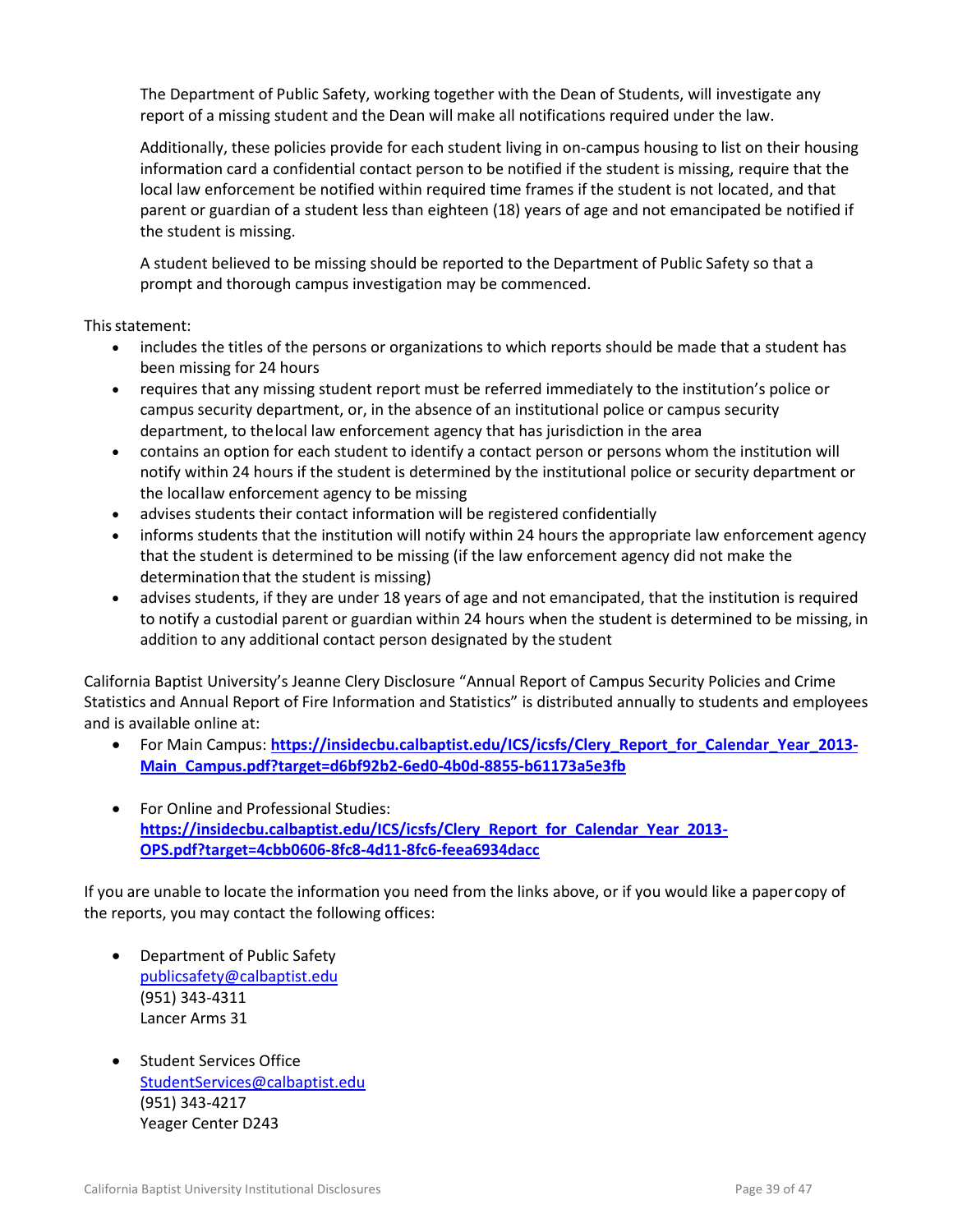The Department of Public Safety, working together with the Dean of Students, will investigate any report of a missing student and the Dean will make all notifications required under the law.

Additionally, these policies provide for each student living in on-campus housing to list on their housing information card a confidential contact person to be notified if the student is missing, require that the local law enforcement be notified within required time frames if the student is not located, and that parent or guardian of a student less than eighteen (18) years of age and not emancipated be notified if the student is missing.

A student believed to be missing should be reported to the Department of Public Safety so that a prompt and thorough campus investigation may be commenced.

This statement:

- includes the titles of the persons or organizations to which reports should be made that a student has been missing for 24 hours
- requires that any missing student report must be referred immediately to the institution's police or campus security department, or, in the absence of an institutional police or campus security department, to the local law enforcement agency that has jurisdiction in the area
- contains an option for each student to identify a contact person or persons whom the institution will notify within 24 hours if the student is determined by the institutional police or security department or the local law enforcement agency to be missing
- advises students their contact information will be registered confidentially
- informs students that the institution will notify within 24 hours the appropriate law enforcement agency that the student is determined to be missing (if the law enforcement agency did not make the determination that the student is missing)
- advises students, if they are under 18 years of age and not emancipated, that the institution is required to notify a custodial parent or guardian within 24 hours when the student is determined to be missing, in addition to any additional contact person designated by the student

California Baptist University's Jeanne Clery Disclosure "Annual Report of Campus Security Policies and Crime Statistics and Annual Report of Fire Information and Statistics" is distributed annually to students and employees and is available online at:

- For Main Campus: **https://insidecbu.calbaptist.edu/ICS/icsfs/Clery_Report_for_Calendar_Year_2013-Main_Campus.pdf?target=d6bf92b2-6ed0-4b0d-8855-b61173a5e3fb**

- For Online and Professional Studies: **https://insidecbu.calbaptist.edu/ICS/icsfs/Clery_Report_for_Calendar_Year_2013-OPS.pdf?target=4cbb0606-8fc8-4d11-8fc6-feea6934dacc**

If you are unable to locate the information you need from the links above, or if you would like a paper copy of the reports, you may contact the following offices:

- Department of Public Safety  
  publicsafety@calbaptist.edu  
  (951) 343-4311  
  Lancer Arms 31

- Student Services Office  
  StudentServices@calbaptist.edu  
  (951) 343-4217  
  Yeager Center D243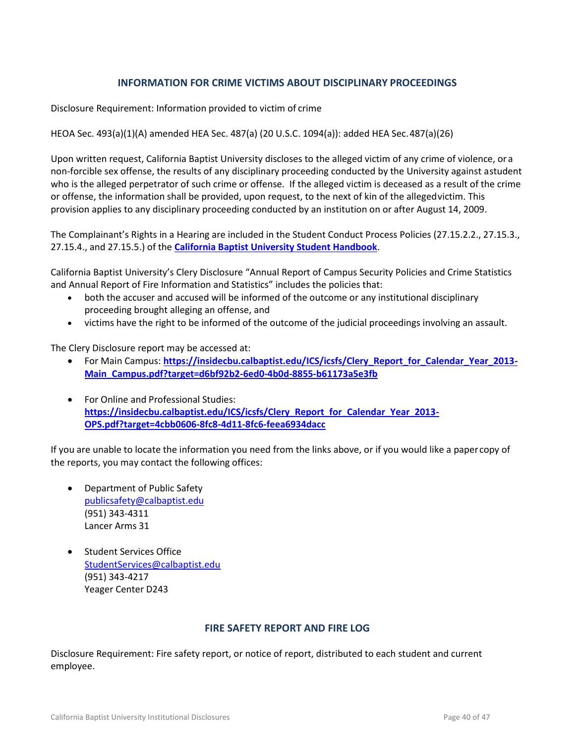## INFORMATION FOR CRIME VICTIMS ABOUT DISCIPLINARY PROCEEDINGS

Disclosure Requirement: Information provided to victim of crime

HEOA Sec. 493(a)(1)(A) amended HEA Sec. 487(a) (20 U.S.C. 1094(a)): added HEA Sec. 487(a)(26)

Upon written request, California Baptist University discloses to the alleged victim of any crime of violence, or a non-forcible sex offense, the results of any disciplinary proceeding conducted by the University against a student who is the alleged perpetrator of such crime or offense. If the alleged victim is deceased as a result of the crime or offense, the information shall be provided, upon request, to the next of kin of the alleged victim. This provision applies to any disciplinary proceeding conducted by an institution on or after August 14, 2009.

The Complainant's Rights in a Hearing are included in the Student Conduct Process Policies (27.15.2.2., 27.15.3., 27.15.4., and 27.15.5.) of the **California Baptist University Student Handbook**.

California Baptist University's Clery Disclosure "Annual Report of Campus Security Policies and Crime Statistics and Annual Report of Fire Information and Statistics" includes the policies that:

- both the accuser and accused will be informed of the outcome or any institutional disciplinary proceeding brought alleging an offense, and
- victims have the right to be informed of the outcome of the judicial proceedings involving an assault.

The Clery Disclosure report may be accessed at:

- For Main Campus: **https://insidecbu.calbaptist.edu/ICS/icsfs/Clery_Report_for_Calendar_Year_2013-Main_Campus.pdf?target=d6bf92b2-6ed0-4b0d-8855-b61173a5e3fb**
- For Online and Professional Studies: **https://insidecbu.calbaptist.edu/ICS/icsfs/Clery_Report_for_Calendar_Year_2013-OPS.pdf?target=4cbb0606-8fc8-4d11-8fc6-feea6934dacc**

If you are unable to locate the information you need from the links above, or if you would like a paper copy of the reports, you may contact the following offices:

- Department of Public Safety
  publicsafety@calbaptist.edu
  (951) 343-4311
  Lancer Arms 31

- Student Services Office
  StudentServices@calbaptist.edu
  (951) 343-4217
  Yeager Center D243

## FIRE SAFETY REPORT AND FIRE LOG

Disclosure Requirement: Fire safety report, or notice of report, distributed to each student and current employee.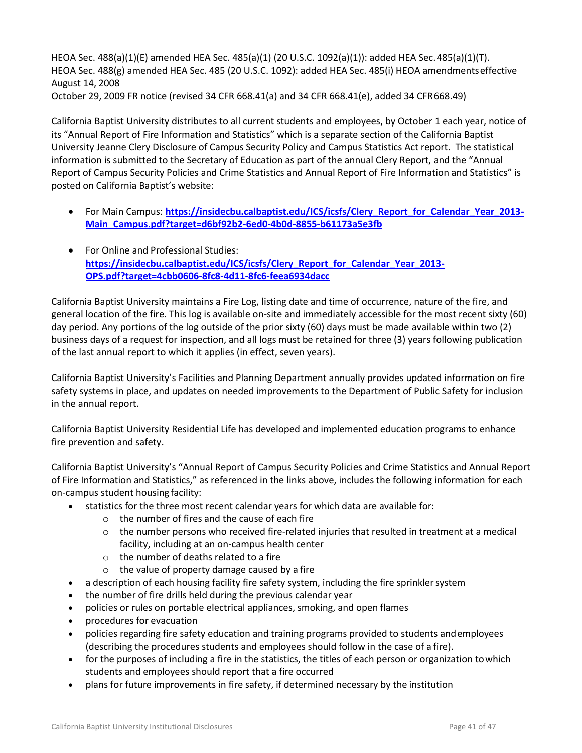HEOA Sec. 488(a)(1)(E) amended HEA Sec. 485(a)(1) (20 U.S.C. 1092(a)(1)): added HEA Sec. 485(a)(1)(T). HEOA Sec. 488(g) amended HEA Sec. 485 (20 U.S.C. 1092): added HEA Sec. 485(i) HEOA amendments effective August 14, 2008
October 29, 2009 FR notice (revised 34 CFR 668.41(a) and 34 CFR 668.41(e), added 34 CFR 668.49)

California Baptist University distributes to all current students and employees, by October 1 each year, notice of its "Annual Report of Fire Information and Statistics" which is a separate section of the California Baptist University Jeanne Clery Disclosure of Campus Security Policy and Campus Statistics Act report. The statistical information is submitted to the Secretary of Education as part of the annual Clery Report, and the "Annual Report of Campus Security Policies and Crime Statistics and Annual Report of Fire Information and Statistics" is posted on California Baptist's website:

- For Main Campus: **https://insidecbu.calbaptist.edu/ICS/icsfs/Clery_Report_for_Calendar_Year_2013-Main_Campus.pdf?target=d6bf92b2-6ed0-4b0d-8855-b61173a5e3fb**

- For Online and Professional Studies: **https://insidecbu.calbaptist.edu/ICS/icsfs/Clery_Report_for_Calendar_Year_2013-OPS.pdf?target=4cbb0606-8fc8-4d11-8fc6-feea6934dacc**

California Baptist University maintains a Fire Log, listing date and time of occurrence, nature of the fire, and general location of the fire. This log is available on-site and immediately accessible for the most recent sixty (60) day period. Any portions of the log outside of the prior sixty (60) days must be made available within two (2) business days of a request for inspection, and all logs must be retained for three (3) years following publication of the last annual report to which it applies (in effect, seven years).

California Baptist University's Facilities and Planning Department annually provides updated information on fire safety systems in place, and updates on needed improvements to the Department of Public Safety for inclusion in the annual report.

California Baptist University Residential Life has developed and implemented education programs to enhance fire prevention and safety.

California Baptist University's "Annual Report of Campus Security Policies and Crime Statistics and Annual Report of Fire Information and Statistics," as referenced in the links above, includes the following information for each on-campus student housing facility:

- statistics for the three most recent calendar years for which data are available for:
  - the number of fires and the cause of each fire
  - the number persons who received fire-related injuries that resulted in treatment at a medical facility, including at an on-campus health center
  - the number of deaths related to a fire
  - the value of property damage caused by a fire
- a description of each housing facility fire safety system, including the fire sprinkler system
- the number of fire drills held during the previous calendar year
- policies or rules on portable electrical appliances, smoking, and open flames
- procedures for evacuation
- policies regarding fire safety education and training programs provided to students and employees (describing the procedures students and employees should follow in the case of a fire).
- for the purposes of including a fire in the statistics, the titles of each person or organization to which students and employees should report that a fire occurred
- plans for future improvements in fire safety, if determined necessary by the institution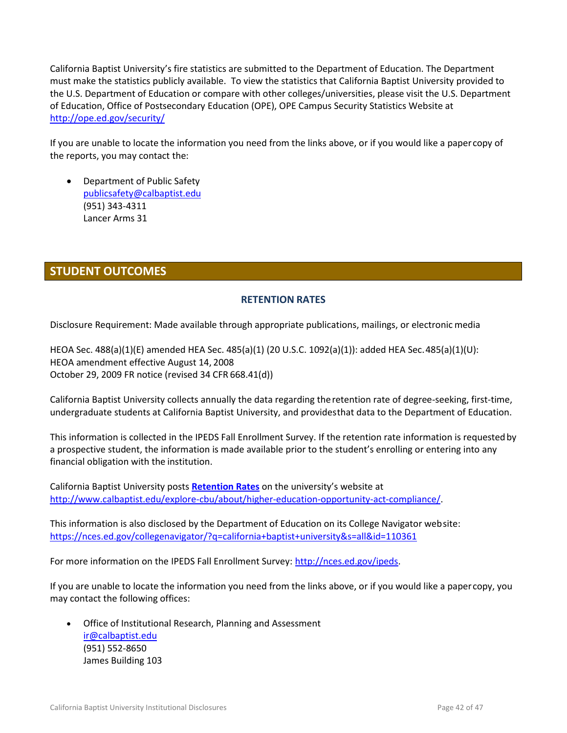California Baptist University's fire statistics are submitted to the Department of Education. The Department must make the statistics publicly available. To view the statistics that California Baptist University provided to the U.S. Department of Education or compare with other colleges/universities, please visit the U.S. Department of Education, Office of Postsecondary Education (OPE), OPE Campus Security Statistics Website at http://ope.ed.gov/security/

If you are unable to locate the information you need from the links above, or if you would like a paper copy of the reports, you may contact the:

- Department of Public Safety  
  publicsafety@calbaptist.edu  
  (951) 343-4311  
  Lancer Arms 31

## STUDENT OUTCOMES

### RETENTION RATES

Disclosure Requirement: Made available through appropriate publications, mailings, or electronic media

HEOA Sec. 488(a)(1)(E) amended HEA Sec. 485(a)(1) (20 U.S.C. 1092(a)(1)): added HEA Sec. 485(a)(1)(U):  
HEOA amendment effective August 14, 2008  
October 29, 2009 FR notice (revised 34 CFR 668.41(d))

California Baptist University collects annually the data regarding the retention rate of degree-seeking, first-time, undergraduate students at California Baptist University, and provides that data to the Department of Education.

This information is collected in the IPEDS Fall Enrollment Survey. If the retention rate information is requested by a prospective student, the information is made available prior to the student's enrolling or entering into any financial obligation with the institution.

California Baptist University posts **Retention Rates** on the university's website at http://www.calbaptist.edu/explore-cbu/about/higher-education-opportunity-act-compliance/.

This information is also disclosed by the Department of Education on its College Navigator website: https://nces.ed.gov/collegenavigator/?q=california+baptist+university&s=all&id=110361

For more information on the IPEDS Fall Enrollment Survey: http://nces.ed.gov/ipeds.

If you are unable to locate the information you need from the links above, or if you would like a paper copy, you may contact the following offices:

- Office of Institutional Research, Planning and Assessment  
  ir@calbaptist.edu  
  (951) 552-8650  
  James Building 103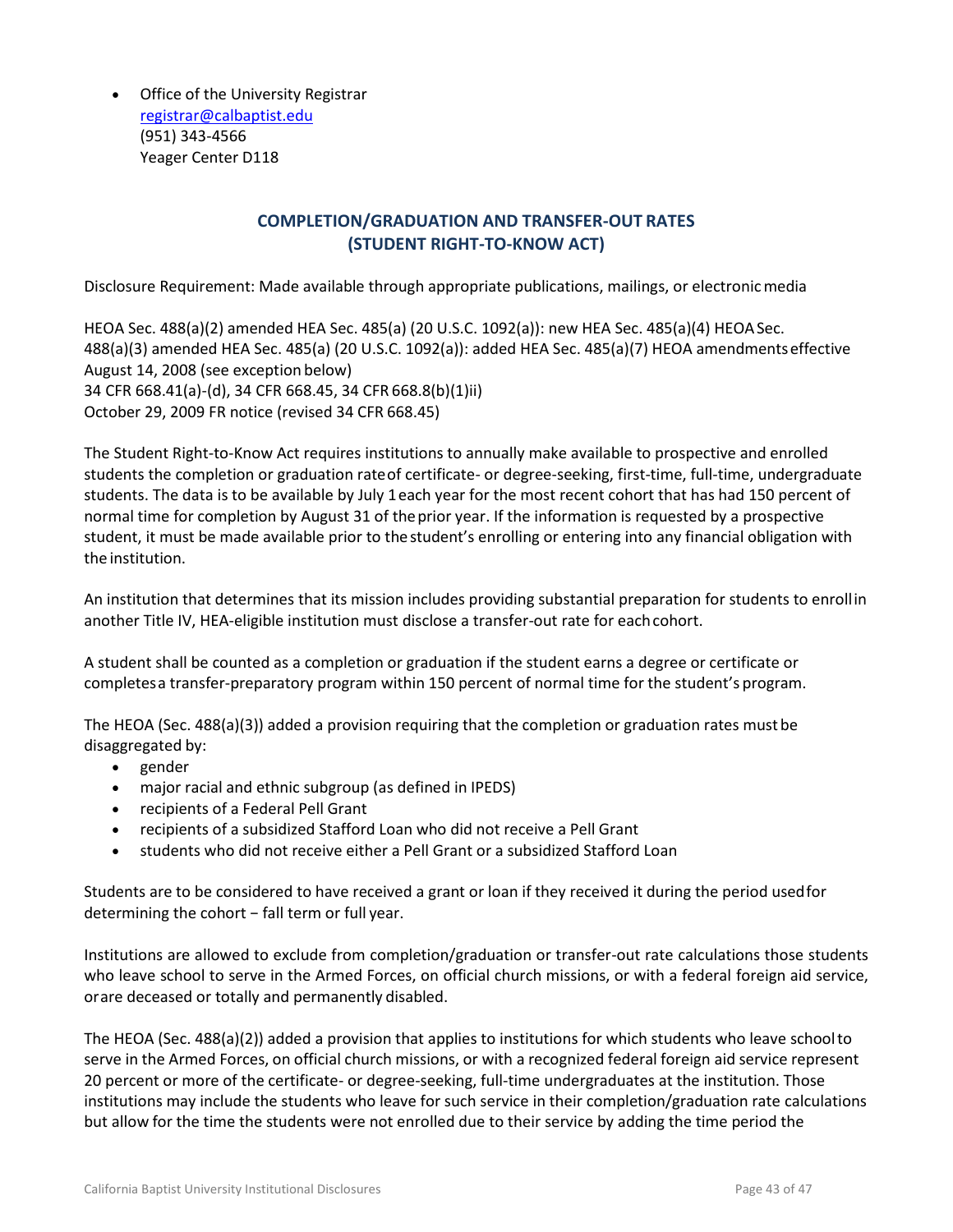- Office of the University Registrar
  registrar@calbaptist.edu
  (951) 343-4566
  Yeager Center D118

## COMPLETION/GRADUATION AND TRANSFER-OUT RATES (STUDENT RIGHT-TO-KNOW ACT)

Disclosure Requirement: Made available through appropriate publications, mailings, or electronic media

HEOA Sec. 488(a)(2) amended HEA Sec. 485(a) (20 U.S.C. 1092(a)): new HEA Sec. 485(a)(4) HEOA Sec. 488(a)(3) amended HEA Sec. 485(a) (20 U.S.C. 1092(a)): added HEA Sec. 485(a)(7) HEOA amendments effective August 14, 2008 (see exception below)
34 CFR 668.41(a)-(d), 34 CFR 668.45, 34 CFR 668.8(b)(1)ii)
October 29, 2009 FR notice (revised 34 CFR 668.45)

The Student Right-to-Know Act requires institutions to annually make available to prospective and enrolled students the completion or graduation rate of certificate- or degree-seeking, first-time, full-time, undergraduate students. The data is to be available by July 1 each year for the most recent cohort that has had 150 percent of normal time for completion by August 31 of the prior year. If the information is requested by a prospective student, it must be made available prior to the student's enrolling or entering into any financial obligation with the institution.

An institution that determines that its mission includes providing substantial preparation for students to enroll in another Title IV, HEA-eligible institution must disclose a transfer-out rate for each cohort.

A student shall be counted as a completion or graduation if the student earns a degree or certificate or completes a transfer-preparatory program within 150 percent of normal time for the student's program.

The HEOA (Sec. 488(a)(3)) added a provision requiring that the completion or graduation rates must be disaggregated by:

- gender
- major racial and ethnic subgroup (as defined in IPEDS)
- recipients of a Federal Pell Grant
- recipients of a subsidized Stafford Loan who did not receive a Pell Grant
- students who did not receive either a Pell Grant or a subsidized Stafford Loan

Students are to be considered to have received a grant or loan if they received it during the period used for determining the cohort − fall term or full year.

Institutions are allowed to exclude from completion/graduation or transfer-out rate calculations those students who leave school to serve in the Armed Forces, on official church missions, or with a federal foreign aid service, or are deceased or totally and permanently disabled.

The HEOA (Sec. 488(a)(2)) added a provision that applies to institutions for which students who leave school to serve in the Armed Forces, on official church missions, or with a recognized federal foreign aid service represent 20 percent or more of the certificate- or degree-seeking, full-time undergraduates at the institution. Those institutions may include the students who leave for such service in their completion/graduation rate calculations but allow for the time the students were not enrolled due to their service by adding the time period the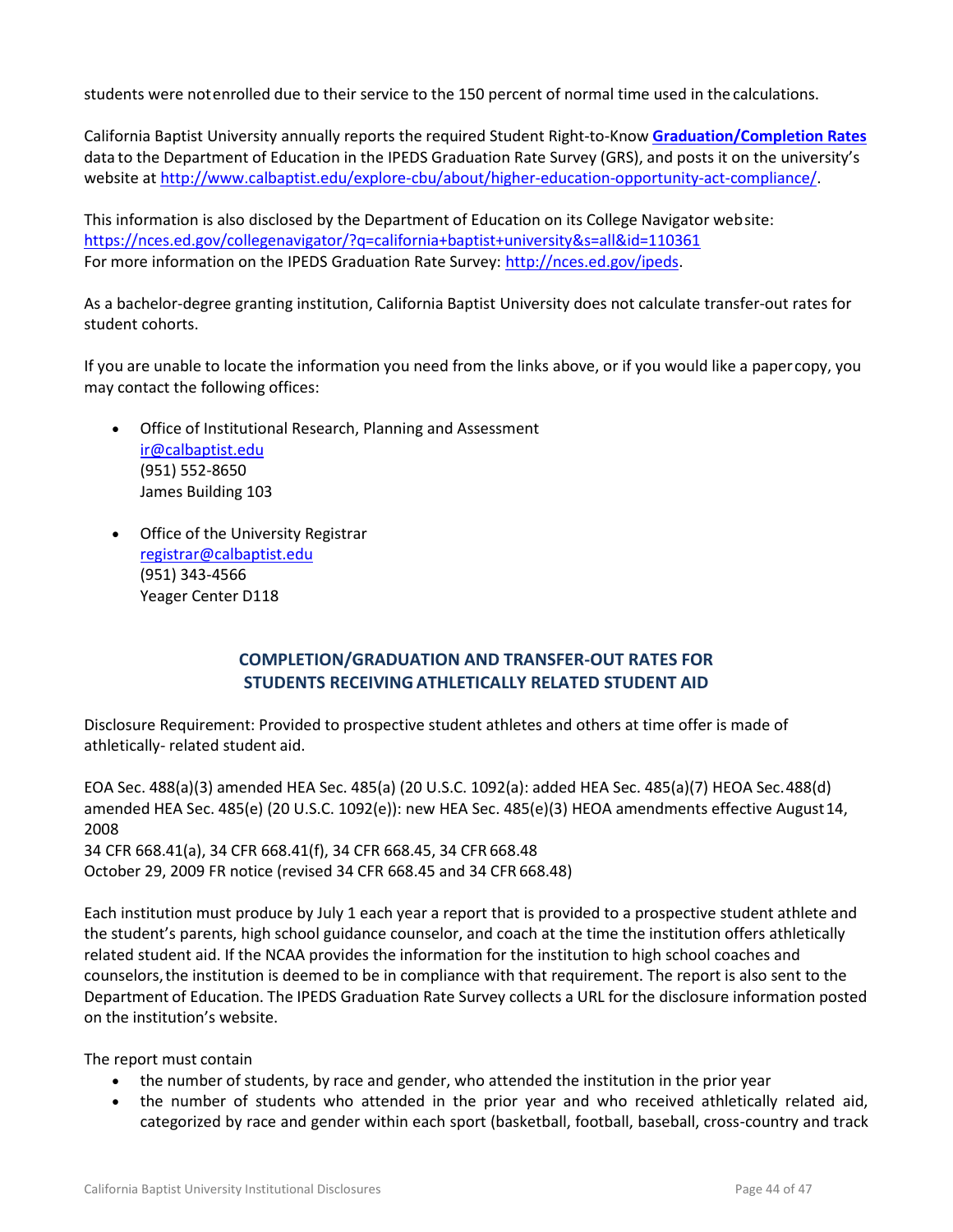students were not enrolled due to their service to the 150 percent of normal time used in the calculations.

California Baptist University annually reports the required Student Right-to-Know **[Graduation/Completion Rates]()** data to the Department of Education in the IPEDS Graduation Rate Survey (GRS), and posts it on the university's website at [http://www.calbaptist.edu/explore-cbu/about/higher-education-opportunity-act-compliance/](http://www.calbaptist.edu/explore-cbu/about/higher-education-opportunity-act-compliance/).

This information is also disclosed by the Department of Education on its College Navigator website:
[https://nces.ed.gov/collegenavigator/?q=california+baptist+university&s=all&id=110361](https://nces.ed.gov/collegenavigator/?q=california+baptist+university&s=all&id=110361)
For more information on the IPEDS Graduation Rate Survey: [http://nces.ed.gov/ipeds](http://nces.ed.gov/ipeds).

As a bachelor-degree granting institution, California Baptist University does not calculate transfer-out rates for student cohorts.

If you are unable to locate the information you need from the links above, or if you would like a paper copy, you may contact the following offices:

- Office of Institutional Research, Planning and Assessment
  [ir@calbaptist.edu](mailto:ir@calbaptist.edu)
  (951) 552-8650
  James Building 103

- Office of the University Registrar
  [registrar@calbaptist.edu](mailto:registrar@calbaptist.edu)
  (951) 343-4566
  Yeager Center D118

## COMPLETION/GRADUATION AND TRANSFER-OUT RATES FOR STUDENTS RECEIVING ATHLETICALLY RELATED STUDENT AID

Disclosure Requirement: Provided to prospective student athletes and others at time offer is made of athletically- related student aid.

EOA Sec. 488(a)(3) amended HEA Sec. 485(a) (20 U.S.C. 1092(a): added HEA Sec. 485(a)(7) HEOA Sec. 488(d) amended HEA Sec. 485(e) (20 U.S.C. 1092(e)): new HEA Sec. 485(e)(3) HEOA amendments effective August 14, 2008
34 CFR 668.41(a), 34 CFR 668.41(f), 34 CFR 668.45, 34 CFR 668.48
October 29, 2009 FR notice (revised 34 CFR 668.45 and 34 CFR 668.48)

Each institution must produce by July 1 each year a report that is provided to a prospective student athlete and the student's parents, high school guidance counselor, and coach at the time the institution offers athletically related student aid. If the NCAA provides the information for the institution to high school coaches and counselors, the institution is deemed to be in compliance with that requirement. The report is also sent to the Department of Education. The IPEDS Graduation Rate Survey collects a URL for the disclosure information posted on the institution's website.

The report must contain

- the number of students, by race and gender, who attended the institution in the prior year
- the number of students who attended in the prior year and who received athletically related aid, categorized by race and gender within each sport (basketball, football, baseball, cross-country and track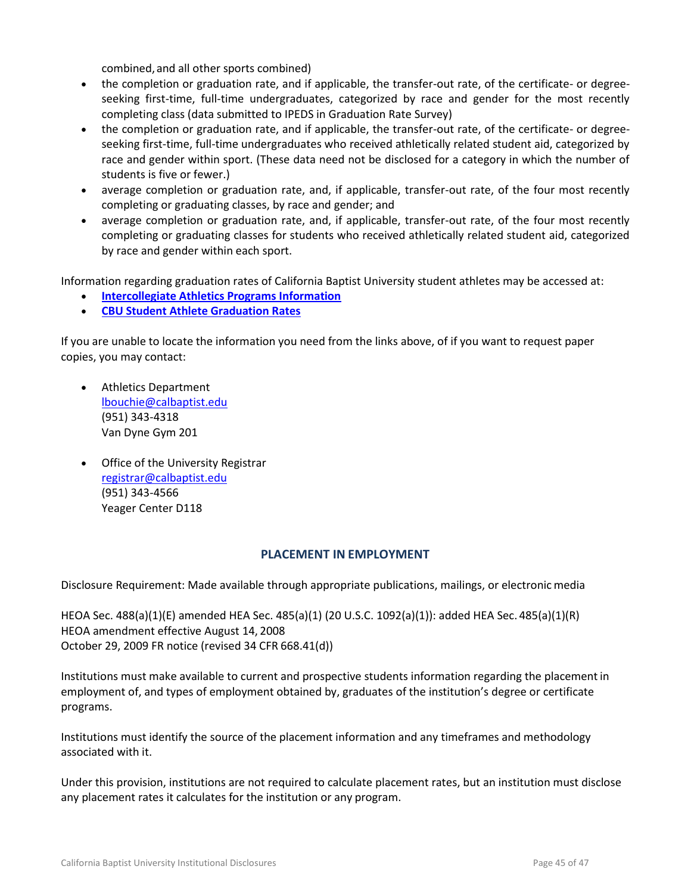combined, and all other sports combined)

- the completion or graduation rate, and if applicable, the transfer-out rate, of the certificate- or degree-seeking first-time, full-time undergraduates, categorized by race and gender for the most recently completing class (data submitted to IPEDS in Graduation Rate Survey)
- the completion or graduation rate, and if applicable, the transfer-out rate, of the certificate- or degree-seeking first-time, full-time undergraduates who received athletically related student aid, categorized by race and gender within sport. (These data need not be disclosed for a category in which the number of students is five or fewer.)
- average completion or graduation rate, and, if applicable, transfer-out rate, of the four most recently completing or graduating classes, by race and gender; and
- average completion or graduation rate, and, if applicable, transfer-out rate, of the four most recently completing or graduating classes for students who received athletically related student aid, categorized by race and gender within each sport.

Information regarding graduation rates of California Baptist University student athletes may be accessed at:

- **Intercollegiate Athletics Programs Information**
- **CBU Student Athlete Graduation Rates**

If you are unable to locate the information you need from the links above, of if you want to request paper copies, you may contact:

- Athletics Department
  lbouchie@calbaptist.edu
  (951) 343-4318
  Van Dyne Gym 201

- Office of the University Registrar
  registrar@calbaptist.edu
  (951) 343-4566
  Yeager Center D118

## PLACEMENT IN EMPLOYMENT

Disclosure Requirement: Made available through appropriate publications, mailings, or electronic media

HEOA Sec. 488(a)(1)(E) amended HEA Sec. 485(a)(1) (20 U.S.C. 1092(a)(1)): added HEA Sec. 485(a)(1)(R)
HEOA amendment effective August 14, 2008
October 29, 2009 FR notice (revised 34 CFR 668.41(d))

Institutions must make available to current and prospective students information regarding the placement in employment of, and types of employment obtained by, graduates of the institution's degree or certificate programs.

Institutions must identify the source of the placement information and any timeframes and methodology associated with it.

Under this provision, institutions are not required to calculate placement rates, but an institution must disclose any placement rates it calculates for the institution or any program.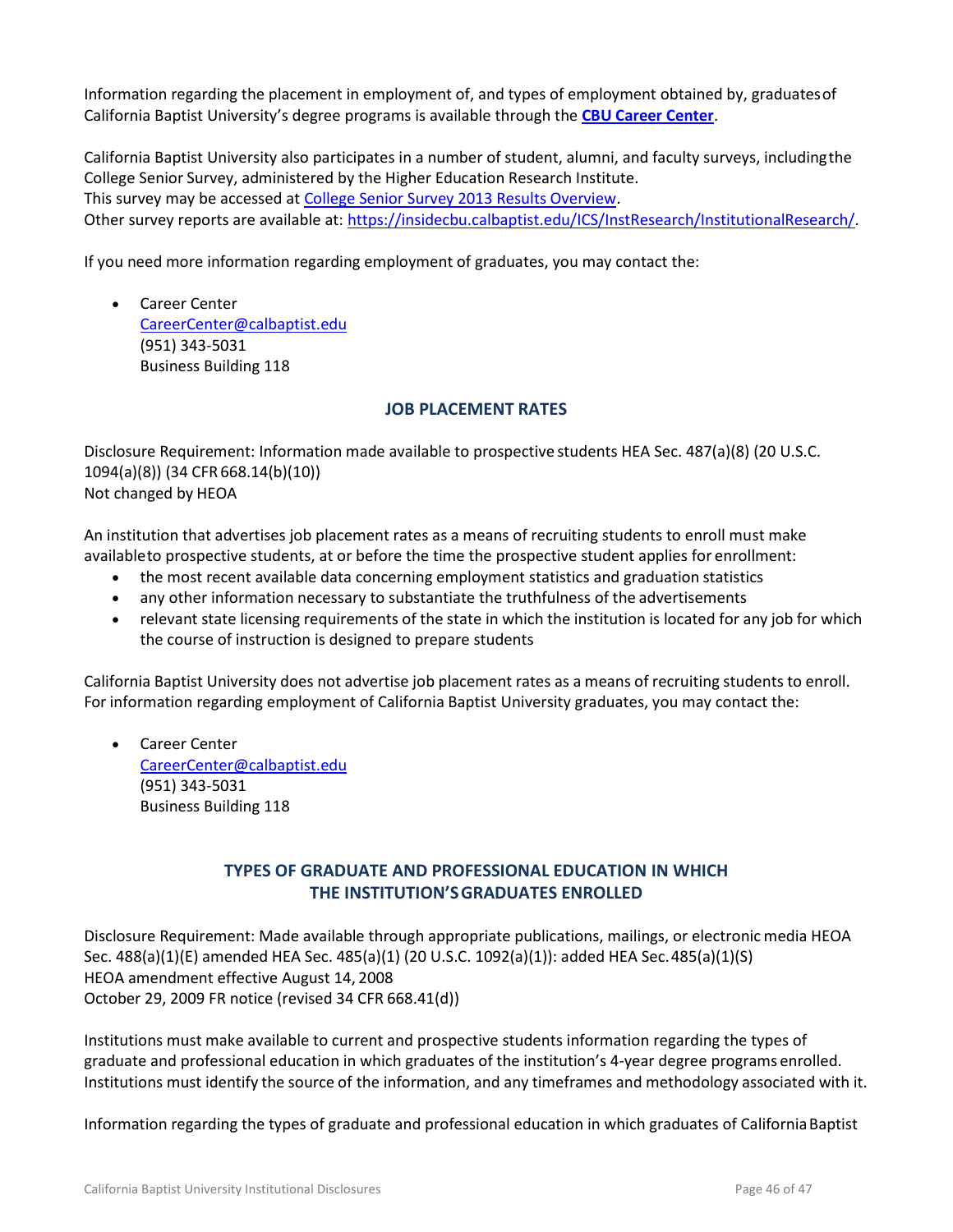Information regarding the placement in employment of, and types of employment obtained by, graduates of California Baptist University's degree programs is available through the **CBU Career Center**.

California Baptist University also participates in a number of student, alumni, and faculty surveys, including the College Senior Survey, administered by the Higher Education Research Institute.
This survey may be accessed at College Senior Survey 2013 Results Overview.
Other survey reports are available at: https://insidecbu.calbaptist.edu/ICS/InstResearch/InstitutionalResearch/.

If you need more information regarding employment of graduates, you may contact the:

- Career Center
  CareerCenter@calbaptist.edu
  (951) 343-5031
  Business Building 118

## JOB PLACEMENT RATES

Disclosure Requirement: Information made available to prospective students HEA Sec. 487(a)(8) (20 U.S.C. 1094(a)(8)) (34 CFR 668.14(b)(10))
Not changed by HEOA

An institution that advertises job placement rates as a means of recruiting students to enroll must make available to prospective students, at or before the time the prospective student applies for enrollment:

- the most recent available data concerning employment statistics and graduation statistics
- any other information necessary to substantiate the truthfulness of the advertisements
- relevant state licensing requirements of the state in which the institution is located for any job for which the course of instruction is designed to prepare students

California Baptist University does not advertise job placement rates as a means of recruiting students to enroll. For information regarding employment of California Baptist University graduates, you may contact the:

- Career Center
  CareerCenter@calbaptist.edu
  (951) 343-5031
  Business Building 118

## TYPES OF GRADUATE AND PROFESSIONAL EDUCATION IN WHICH THE INSTITUTION'S GRADUATES ENROLLED

Disclosure Requirement: Made available through appropriate publications, mailings, or electronic media HEOA Sec. 488(a)(1)(E) amended HEA Sec. 485(a)(1) (20 U.S.C. 1092(a)(1)): added HEA Sec. 485(a)(1)(S)
HEOA amendment effective August 14, 2008
October 29, 2009 FR notice (revised 34 CFR 668.41(d))

Institutions must make available to current and prospective students information regarding the types of graduate and professional education in which graduates of the institution's 4-year degree programs enrolled. Institutions must identify the source of the information, and any timeframes and methodology associated with it.

Information regarding the types of graduate and professional education in which graduates of California Baptist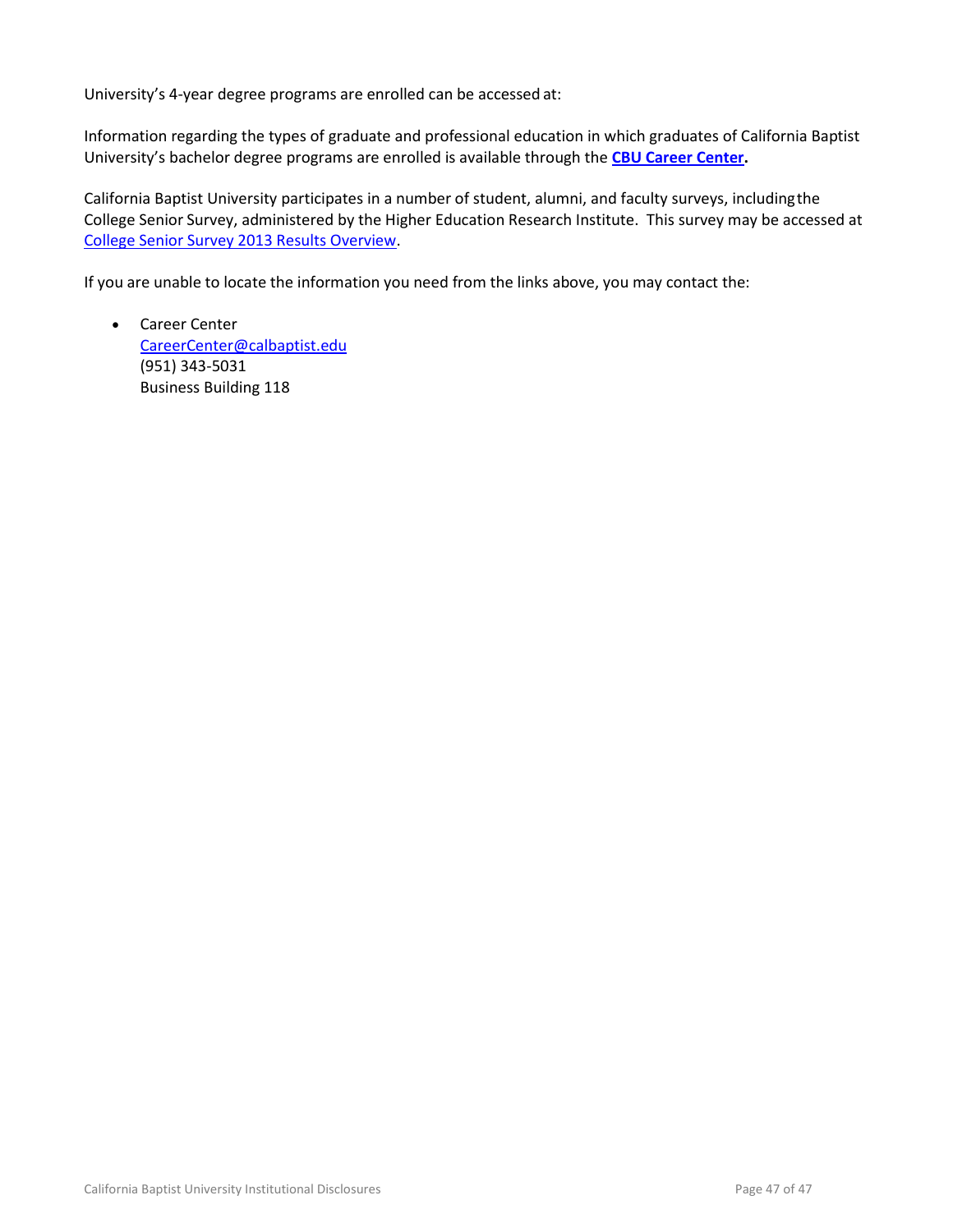University's 4-year degree programs are enrolled can be accessed at:

Information regarding the types of graduate and professional education in which graduates of California Baptist University's bachelor degree programs are enrolled is available through the **CBU Career Center.**

California Baptist University participates in a number of student, alumni, and faculty surveys, including the College Senior Survey, administered by the Higher Education Research Institute. This survey may be accessed at College Senior Survey 2013 Results Overview.

If you are unable to locate the information you need from the links above, you may contact the:

- Career Center
  CareerCenter@calbaptist.edu
  (951) 343-5031
  Business Building 118